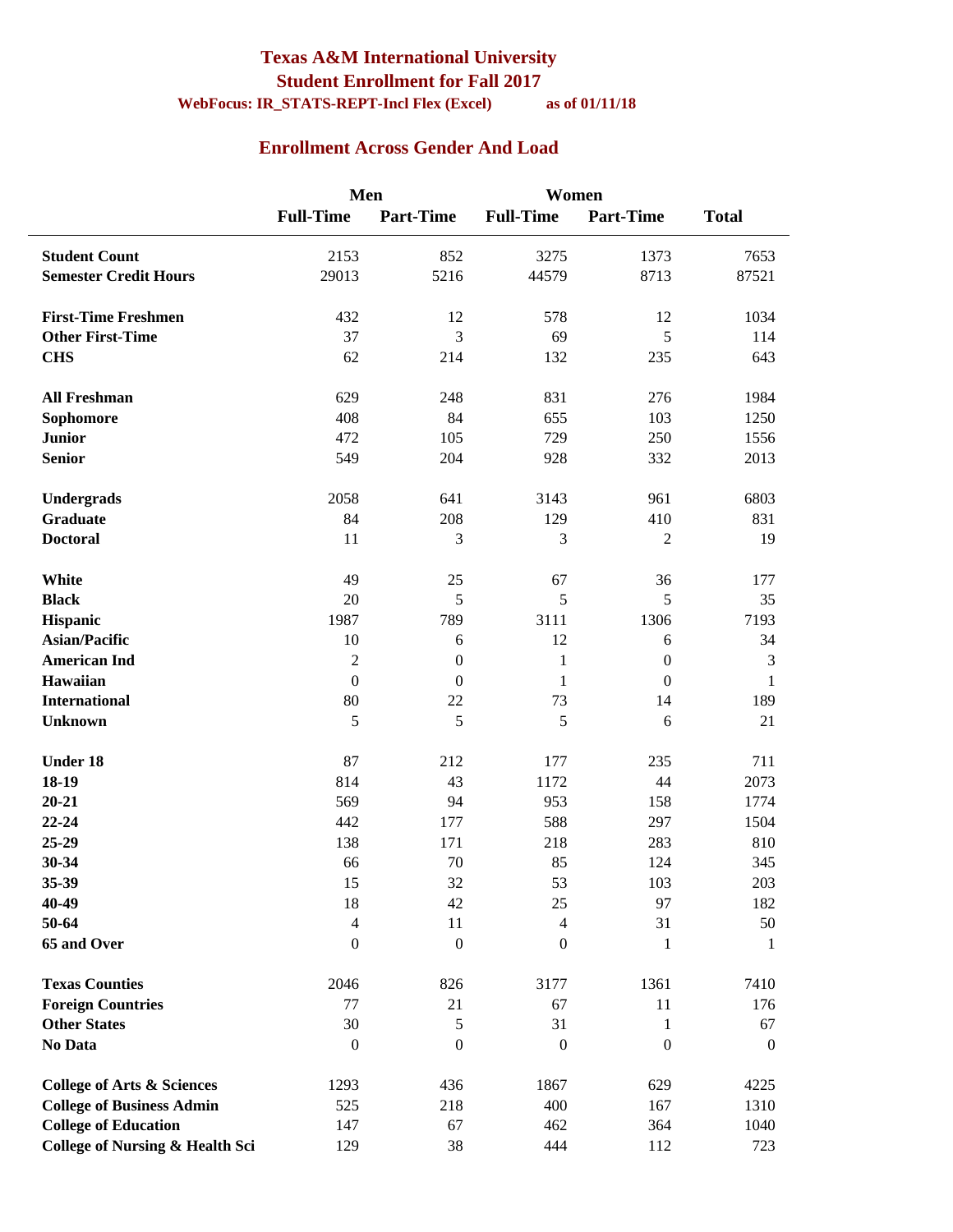# Texas A&M International University

## Student Enrollment for Fall 2017

**WebFocus: IR_STATS-REPT-Incl Flex (Excel)** **as of 01/11/18**

## Enrollment Across Gender And Load

| | Men | | Women | | |
|---|---|---|---|---|---|
| | **Full-Time** | **Part-Time** | **Full-Time** | **Part-Time** | **Total** |
| **Student Count** | 2153 | 852 | 3275 | 1373 | 7653 |
| **Semester Credit Hours** | 29013 | 5216 | 44579 | 8713 | 87521 |
| | | | | | |
| **First-Time Freshmen** | 432 | 12 | 578 | 12 | 1034 |
| **Other First-Time** | 37 | 3 | 69 | 5 | 114 |
| **CHS** | 62 | 214 | 132 | 235 | 643 |
| | | | | | |
| **All Freshman** | 629 | 248 | 831 | 276 | 1984 |
| **Sophomore** | 408 | 84 | 655 | 103 | 1250 |
| **Junior** | 472 | 105 | 729 | 250 | 1556 |
| **Senior** | 549 | 204 | 928 | 332 | 2013 |
| | | | | | |
| **Undergrads** | 2058 | 641 | 3143 | 961 | 6803 |
| **Graduate** | 84 | 208 | 129 | 410 | 831 |
| **Doctoral** | 11 | 3 | 3 | 2 | 19 |
| | | | | | |
| **White** | 49 | 25 | 67 | 36 | 177 |
| **Black** | 20 | 5 | 5 | 5 | 35 |
| **Hispanic** | 1987 | 789 | 3111 | 1306 | 7193 |
| **Asian/Pacific** | 10 | 6 | 12 | 6 | 34 |
| **American Ind** | 2 | 0 | 1 | 0 | 3 |
| **Hawaiian** | 0 | 0 | 1 | 0 | 1 |
| **International** | 80 | 22 | 73 | 14 | 189 |
| **Unknown** | 5 | 5 | 5 | 6 | 21 |
| | | | | | |
| **Under 18** | 87 | 212 | 177 | 235 | 711 |
| **18-19** | 814 | 43 | 1172 | 44 | 2073 |
| **20-21** | 569 | 94 | 953 | 158 | 1774 |
| **22-24** | 442 | 177 | 588 | 297 | 1504 |
| **25-29** | 138 | 171 | 218 | 283 | 810 |
| **30-34** | 66 | 70 | 85 | 124 | 345 |
| **35-39** | 15 | 32 | 53 | 103 | 203 |
| **40-49** | 18 | 42 | 25 | 97 | 182 |
| **50-64** | 4 | 11 | 4 | 31 | 50 |
| **65 and Over** | 0 | 0 | 0 | 1 | 1 |
| | | | | | |
| **Texas Counties** | 2046 | 826 | 3177 | 1361 | 7410 |
| **Foreign Countries** | 77 | 21 | 67 | 11 | 176 |
| **Other States** | 30 | 5 | 31 | 1 | 67 |
| **No Data** | 0 | 0 | 0 | 0 | 0 |
| | | | | | |
| **College of Arts & Sciences** | 1293 | 436 | 1867 | 629 | 4225 |
| **College of Business Admin** | 525 | 218 | 400 | 167 | 1310 |
| **College of Education** | 147 | 67 | 462 | 364 | 1040 |
| **College of Nursing & Health Sci** | 129 | 38 | 444 | 112 | 723 |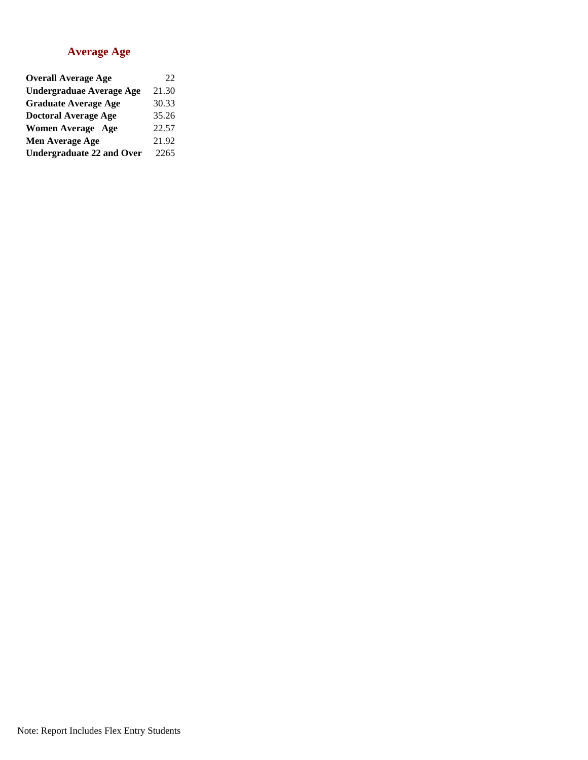## Average Age

| | |
|---|---|
| **Overall Average Age** | 22 |
| **Undergraduae Average Age** | 21.30 |
| **Graduate Average Age** | 30.33 |
| **Doctoral Average Age** | 35.26 |
| **Women Average Age** | 22.57 |
| **Men Average Age** | 21.92 |
| **Undergraduate 22 and Over** | 2265 |

Note: Report Includes Flex Entry Students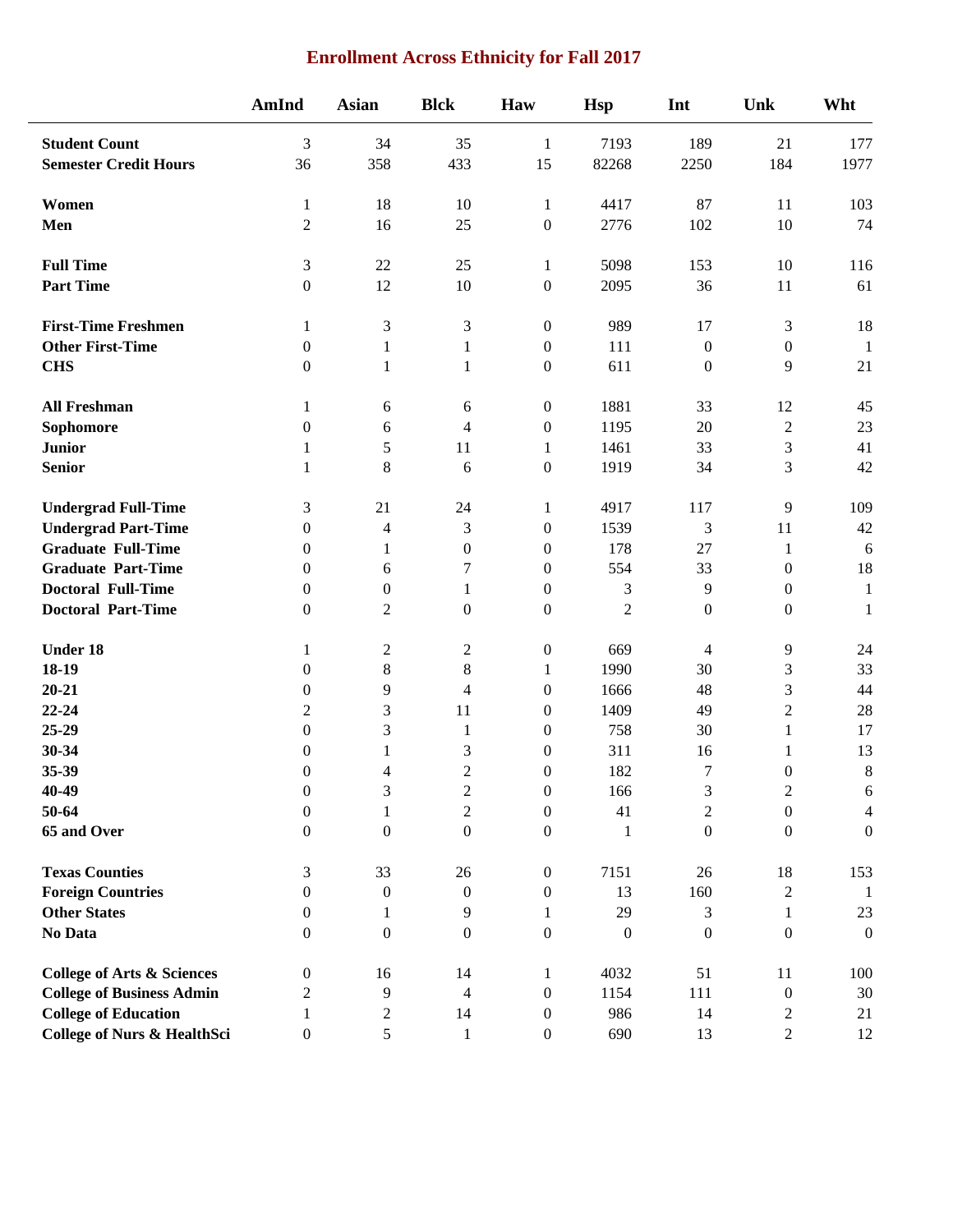# Enrollment Across Ethnicity for Fall 2017

| | AmInd | Asian | Blck | Haw | Hsp | Int | Unk | Wht |
|---|---|---|---|---|---|---|---|---|
| **Student Count** | 3 | 34 | 35 | 1 | 7193 | 189 | 21 | 177 |
| **Semester Credit Hours** | 36 | 358 | 433 | 15 | 82268 | 2250 | 184 | 1977 |
| | | | | | | | | |
| **Women** | 1 | 18 | 10 | 1 | 4417 | 87 | 11 | 103 |
| **Men** | 2 | 16 | 25 | 0 | 2776 | 102 | 10 | 74 |
| | | | | | | | | |
| **Full Time** | 3 | 22 | 25 | 1 | 5098 | 153 | 10 | 116 |
| **Part Time** | 0 | 12 | 10 | 0 | 2095 | 36 | 11 | 61 |
| | | | | | | | | |
| **First-Time Freshmen** | 1 | 3 | 3 | 0 | 989 | 17 | 3 | 18 |
| **Other First-Time** | 0 | 1 | 1 | 0 | 111 | 0 | 0 | 1 |
| **CHS** | 0 | 1 | 1 | 0 | 611 | 0 | 9 | 21 |
| | | | | | | | | |
| **All Freshman** | 1 | 6 | 6 | 0 | 1881 | 33 | 12 | 45 |
| **Sophomore** | 0 | 6 | 4 | 0 | 1195 | 20 | 2 | 23 |
| **Junior** | 1 | 5 | 11 | 1 | 1461 | 33 | 3 | 41 |
| **Senior** | 1 | 8 | 6 | 0 | 1919 | 34 | 3 | 42 |
| | | | | | | | | |
| **Undergrad Full-Time** | 3 | 21 | 24 | 1 | 4917 | 117 | 9 | 109 |
| **Undergrad Part-Time** | 0 | 4 | 3 | 0 | 1539 | 3 | 11 | 42 |
| **Graduate Full-Time** | 0 | 1 | 0 | 0 | 178 | 27 | 1 | 6 |
| **Graduate Part-Time** | 0 | 6 | 7 | 0 | 554 | 33 | 0 | 18 |
| **Doctoral Full-Time** | 0 | 0 | 1 | 0 | 3 | 9 | 0 | 1 |
| **Doctoral Part-Time** | 0 | 2 | 0 | 0 | 2 | 0 | 0 | 1 |
| | | | | | | | | |
| **Under 18** | 1 | 2 | 2 | 0 | 669 | 4 | 9 | 24 |
| **18-19** | 0 | 8 | 8 | 1 | 1990 | 30 | 3 | 33 |
| **20-21** | 0 | 9 | 4 | 0 | 1666 | 48 | 3 | 44 |
| **22-24** | 2 | 3 | 11 | 0 | 1409 | 49 | 2 | 28 |
| **25-29** | 0 | 3 | 1 | 0 | 758 | 30 | 1 | 17 |
| **30-34** | 0 | 1 | 3 | 0 | 311 | 16 | 1 | 13 |
| **35-39** | 0 | 4 | 2 | 0 | 182 | 7 | 0 | 8 |
| **40-49** | 0 | 3 | 2 | 0 | 166 | 3 | 2 | 6 |
| **50-64** | 0 | 1 | 2 | 0 | 41 | 2 | 0 | 4 |
| **65 and Over** | 0 | 0 | 0 | 0 | 1 | 0 | 0 | 0 |
| | | | | | | | | |
| **Texas Counties** | 3 | 33 | 26 | 0 | 7151 | 26 | 18 | 153 |
| **Foreign Countries** | 0 | 0 | 0 | 0 | 13 | 160 | 2 | 1 |
| **Other States** | 0 | 1 | 9 | 1 | 29 | 3 | 1 | 23 |
| **No Data** | 0 | 0 | 0 | 0 | 0 | 0 | 0 | 0 |
| | | | | | | | | |
| **College of Arts & Sciences** | 0 | 16 | 14 | 1 | 4032 | 51 | 11 | 100 |
| **College of Business Admin** | 2 | 9 | 4 | 0 | 1154 | 111 | 0 | 30 |
| **College of Education** | 1 | 2 | 14 | 0 | 986 | 14 | 2 | 21 |
| **College of Nurs & HealthSci** | 0 | 5 | 1 | 0 | 690 | 13 | 2 | 12 |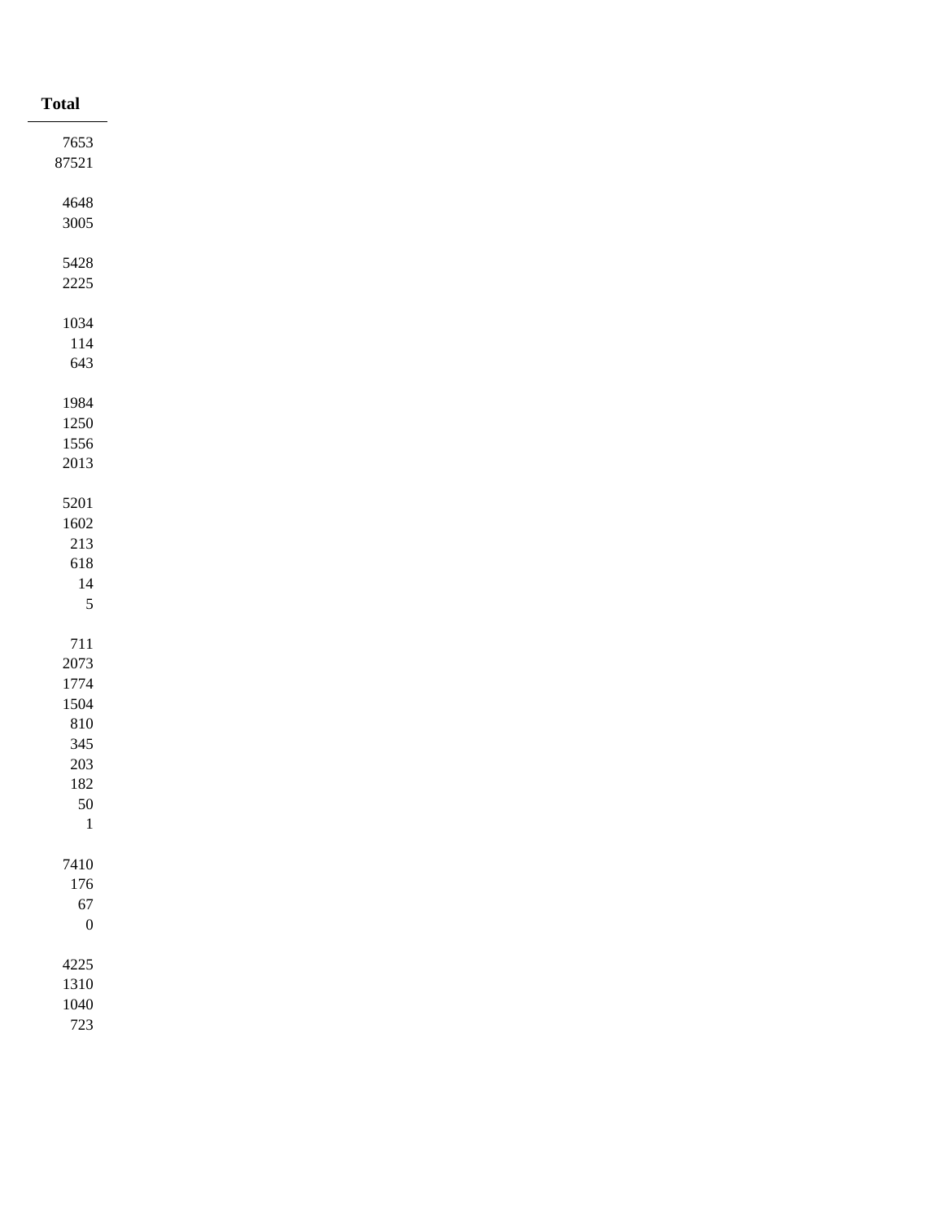| Total |
|---|
| 7653 |
| 87521 |
| |
| 4648 |
| 3005 |
| |
| 5428 |
| 2225 |
| |
| 1034 |
| 114 |
| 643 |
| |
| 1984 |
| 1250 |
| 1556 |
| 2013 |
| |
| 5201 |
| 1602 |
| 213 |
| 618 |
| 14 |
| 5 |
| |
| 711 |
| 2073 |
| 1774 |
| 1504 |
| 810 |
| 345 |
| 203 |
| 182 |
| 50 |
| 1 |
| |
| 7410 |
| 176 |
| 67 |
| 0 |
| |
| 4225 |
| 1310 |
| 1040 |
| 723 |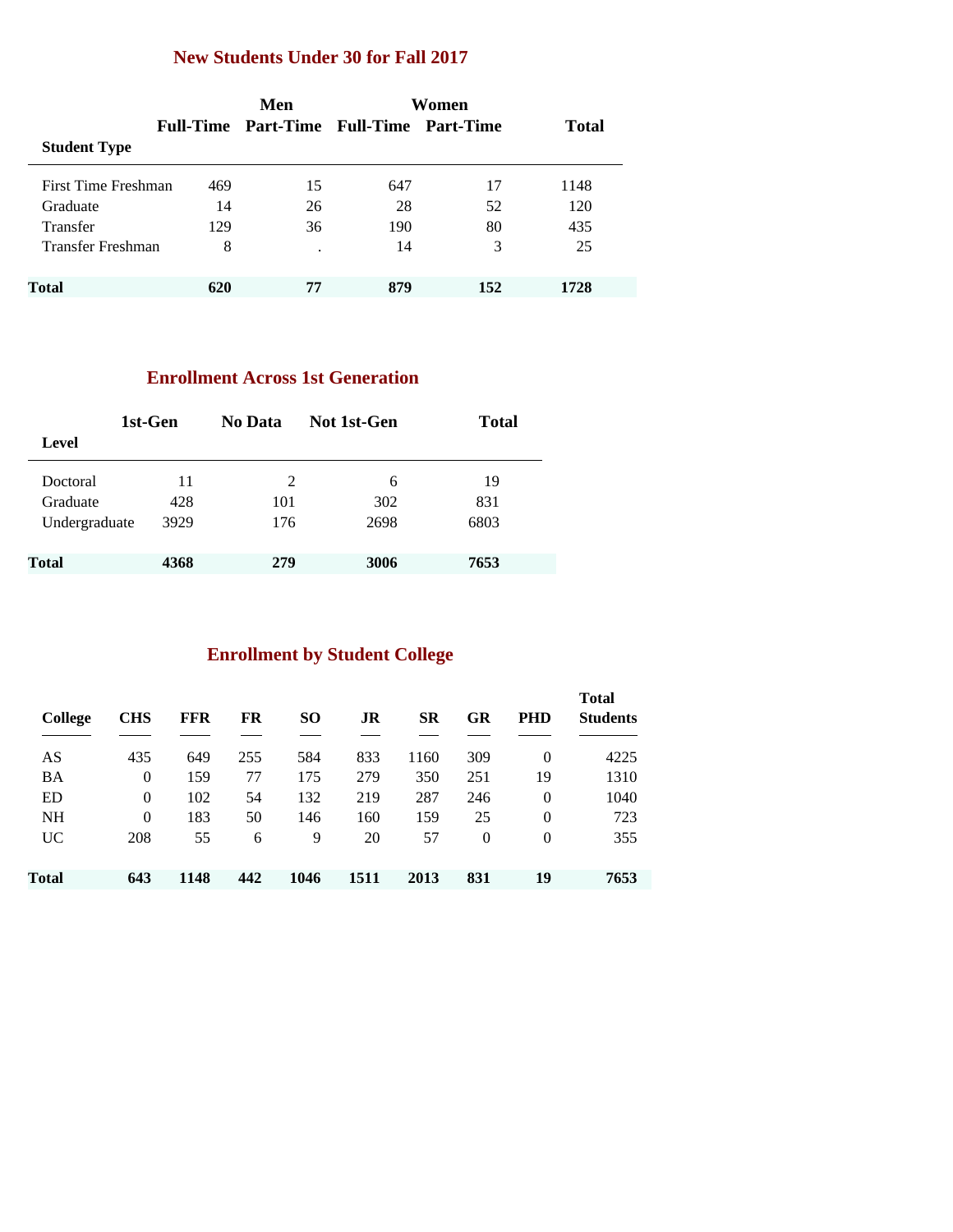## New Students Under 30 for Fall 2017

| Student Type | Men | | Women | | Total |
|---|---|---|---|---|---|
| | Full-Time | Part-Time | Full-Time | Part-Time | |
| First Time Freshman | 469 | 15 | 647 | 17 | 1148 |
| Graduate | 14 | 26 | 28 | 52 | 120 |
| Transfer | 129 | 36 | 190 | 80 | 435 |
| Transfer Freshman | 8 | . | 14 | 3 | 25 |
| **Total** | **620** | **77** | **879** | **152** | **1728** |

## Enrollment Across 1st Generation

| Level | 1st-Gen | No Data | Not 1st-Gen | Total |
|---|---|---|---|---|
| Doctoral | 11 | 2 | 6 | 19 |
| Graduate | 428 | 101 | 302 | 831 |
| Undergraduate | 3929 | 176 | 2698 | 6803 |
| **Total** | **4368** | **279** | **3006** | **7653** |

## Enrollment by Student College

| College | CHS | FFR | FR | SO | JR | SR | GR | PHD | Total Students |
|---|---|---|---|---|---|---|---|---|---|
| AS | 435 | 649 | 255 | 584 | 833 | 1160 | 309 | 0 | 4225 |
| BA | 0 | 159 | 77 | 175 | 279 | 350 | 251 | 19 | 1310 |
| ED | 0 | 102 | 54 | 132 | 219 | 287 | 246 | 0 | 1040 |
| NH | 0 | 183 | 50 | 146 | 160 | 159 | 25 | 0 | 723 |
| UC | 208 | 55 | 6 | 9 | 20 | 57 | 0 | 0 | 355 |
| **Total** | **643** | **1148** | **442** | **1046** | **1511** | **2013** | **831** | **19** | **7653** |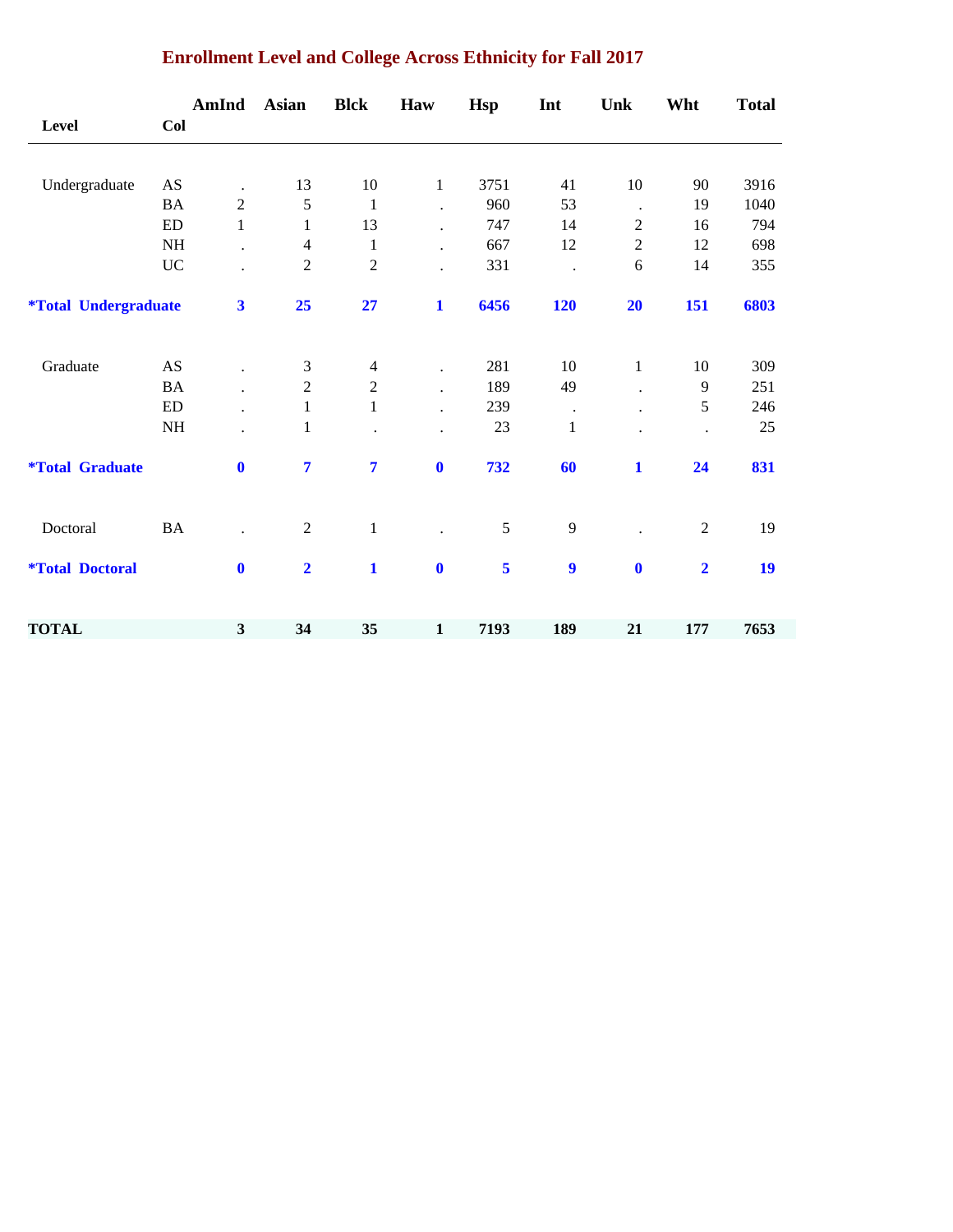## Enrollment Level and College Across Ethnicity for Fall 2017

| Level | Col | AmInd | Asian | Blck | Haw | Hsp | Int | Unk | Wht | Total |
|---|---|---|---|---|---|---|---|---|---|---|
| Undergraduate | AS | . | 13 | 10 | 1 | 3751 | 41 | 10 | 90 | 3916 |
| | BA | 2 | 5 | 1 | . | 960 | 53 | . | 19 | 1040 |
| | ED | 1 | 1 | 13 | . | 747 | 14 | 2 | 16 | 794 |
| | NH | . | 4 | 1 | . | 667 | 12 | 2 | 12 | 698 |
| | UC | . | 2 | 2 | . | 331 | . | 6 | 14 | 355 |
| **\*Total Undergraduate** | | **3** | **25** | **27** | **1** | **6456** | **120** | **20** | **151** | **6803** |
| Graduate | AS | . | 3 | 4 | . | 281 | 10 | 1 | 10 | 309 |
| | BA | . | 2 | 2 | . | 189 | 49 | . | 9 | 251 |
| | ED | . | 1 | 1 | . | 239 | . | . | 5 | 246 |
| | NH | . | 1 | . | . | 23 | 1 | . | . | 25 |
| **\*Total Graduate** | | **0** | **7** | **7** | **0** | **732** | **60** | **1** | **24** | **831** |
| Doctoral | BA | . | 2 | 1 | . | 5 | 9 | . | 2 | 19 |
| **\*Total Doctoral** | | **0** | **2** | **1** | **0** | **5** | **9** | **0** | **2** | **19** |
| **TOTAL** | | **3** | **34** | **35** | **1** | **7193** | **189** | **21** | **177** | **7653** |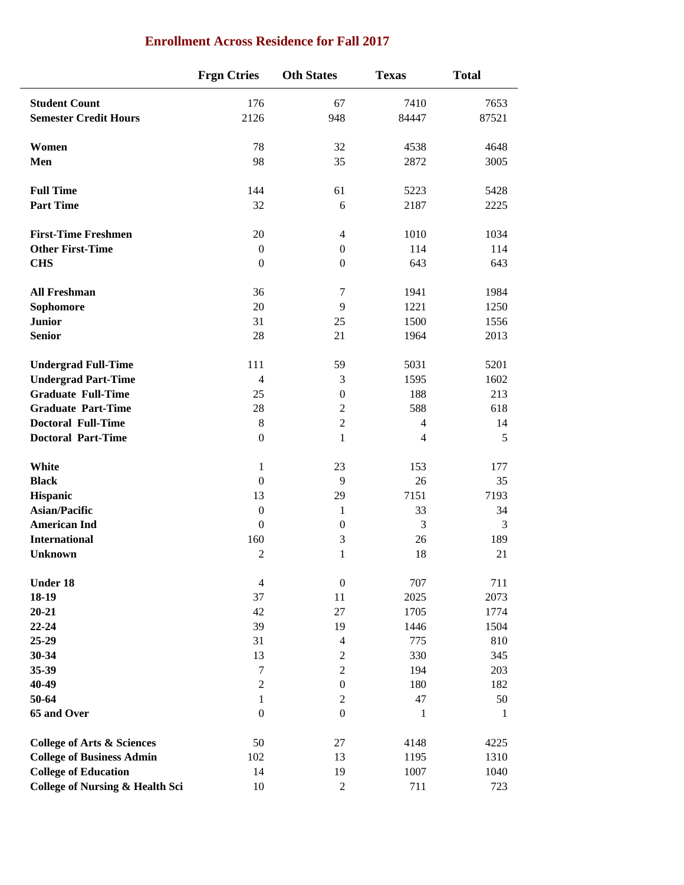## Enrollment Across Residence for Fall 2017

| | Frgn Ctries | Oth States | Texas | Total |
|---|---|---|---|---|
| **Student Count** | 176 | 67 | 7410 | 7653 |
| **Semester Credit Hours** | 2126 | 948 | 84447 | 87521 |
| | | | | |
| **Women** | 78 | 32 | 4538 | 4648 |
| **Men** | 98 | 35 | 2872 | 3005 |
| | | | | |
| **Full Time** | 144 | 61 | 5223 | 5428 |
| **Part Time** | 32 | 6 | 2187 | 2225 |
| | | | | |
| **First-Time Freshmen** | 20 | 4 | 1010 | 1034 |
| **Other First-Time** | 0 | 0 | 114 | 114 |
| **CHS** | 0 | 0 | 643 | 643 |
| | | | | |
| **All Freshman** | 36 | 7 | 1941 | 1984 |
| **Sophomore** | 20 | 9 | 1221 | 1250 |
| **Junior** | 31 | 25 | 1500 | 1556 |
| **Senior** | 28 | 21 | 1964 | 2013 |
| | | | | |
| **Undergrad Full-Time** | 111 | 59 | 5031 | 5201 |
| **Undergrad Part-Time** | 4 | 3 | 1595 | 1602 |
| **Graduate Full-Time** | 25 | 0 | 188 | 213 |
| **Graduate Part-Time** | 28 | 2 | 588 | 618 |
| **Doctoral Full-Time** | 8 | 2 | 4 | 14 |
| **Doctoral Part-Time** | 0 | 1 | 4 | 5 |
| | | | | |
| **White** | 1 | 23 | 153 | 177 |
| **Black** | 0 | 9 | 26 | 35 |
| **Hispanic** | 13 | 29 | 7151 | 7193 |
| **Asian/Pacific** | 0 | 1 | 33 | 34 |
| **American Ind** | 0 | 0 | 3 | 3 |
| **International** | 160 | 3 | 26 | 189 |
| **Unknown** | 2 | 1 | 18 | 21 |
| | | | | |
| **Under 18** | 4 | 0 | 707 | 711 |
| **18-19** | 37 | 11 | 2025 | 2073 |
| **20-21** | 42 | 27 | 1705 | 1774 |
| **22-24** | 39 | 19 | 1446 | 1504 |
| **25-29** | 31 | 4 | 775 | 810 |
| **30-34** | 13 | 2 | 330 | 345 |
| **35-39** | 7 | 2 | 194 | 203 |
| **40-49** | 2 | 0 | 180 | 182 |
| **50-64** | 1 | 2 | 47 | 50 |
| **65 and Over** | 0 | 0 | 1 | 1 |
| | | | | |
| **College of Arts & Sciences** | 50 | 27 | 4148 | 4225 |
| **College of Business Admin** | 102 | 13 | 1195 | 1310 |
| **College of Education** | 14 | 19 | 1007 | 1040 |
| **College of Nursing & Health Sci** | 10 | 2 | 711 | 723 |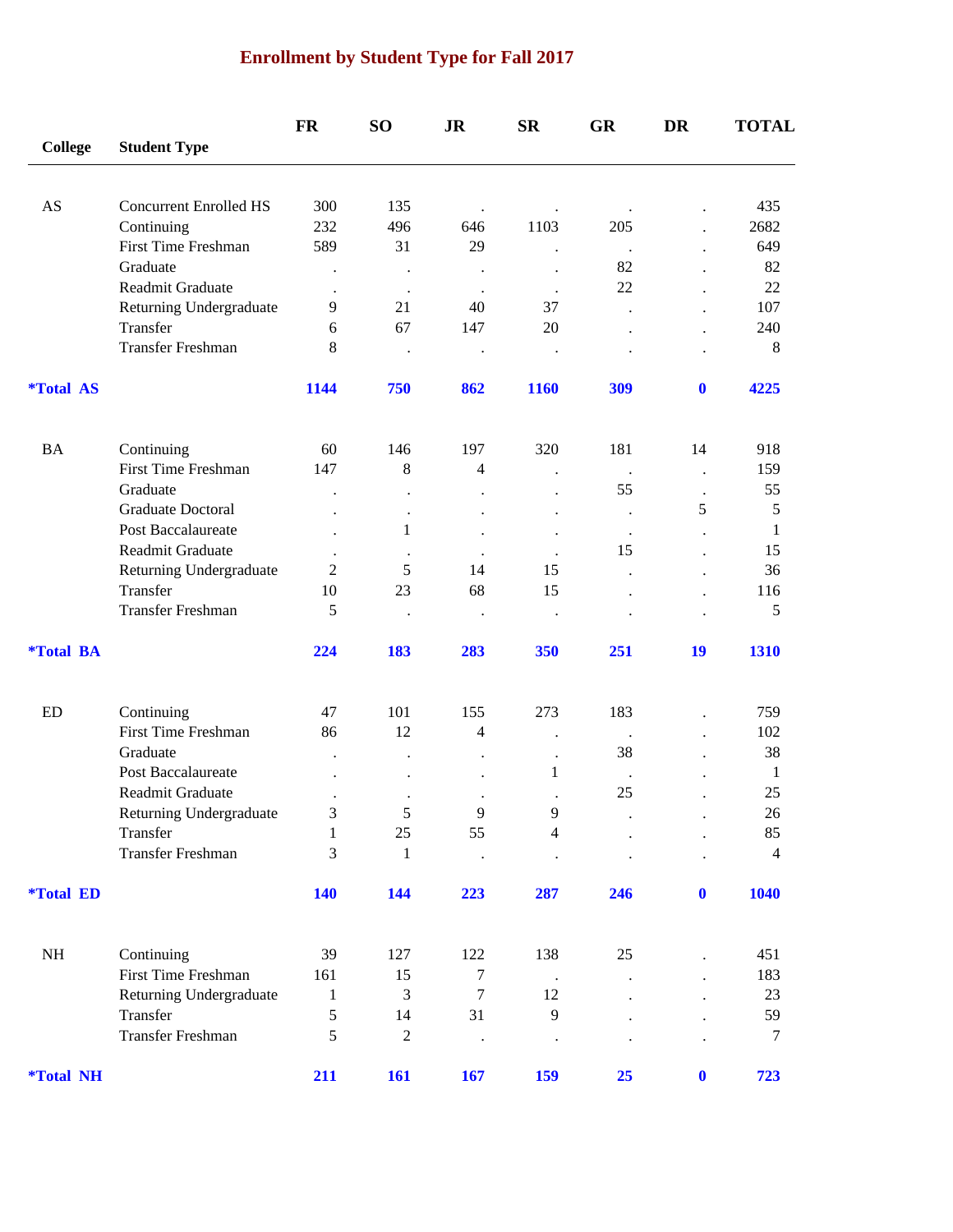# Enrollment by Student Type for Fall 2017

| College | Student Type | FR | SO | JR | SR | GR | DR | TOTAL |
|---|---|---|---|---|---|---|---|---|
| AS | Concurrent Enrolled HS | 300 | 135 | . | . | . | . | 435 |
| | Continuing | 232 | 496 | 646 | 1103 | 205 | . | 2682 |
| | First Time Freshman | 589 | 31 | 29 | . | . | . | 649 |
| | Graduate | . | . | . | . | 82 | . | 82 |
| | Readmit Graduate | . | . | . | . | 22 | . | 22 |
| | Returning Undergraduate | 9 | 21 | 40 | 37 | . | . | 107 |
| | Transfer | 6 | 67 | 147 | 20 | . | . | 240 |
| | Transfer Freshman | 8 | . | . | . | . | . | 8 |
| **\*Total AS** | | **1144** | **750** | **862** | **1160** | **309** | **0** | **4225** |
| BA | Continuing | 60 | 146 | 197 | 320 | 181 | 14 | 918 |
| | First Time Freshman | 147 | 8 | 4 | . | . | . | 159 |
| | Graduate | . | . | . | . | 55 | . | 55 |
| | Graduate Doctoral | . | . | . | . | . | 5 | 5 |
| | Post Baccalaureate | . | 1 | . | . | . | . | 1 |
| | Readmit Graduate | . | . | . | . | 15 | . | 15 |
| | Returning Undergraduate | 2 | 5 | 14 | 15 | . | . | 36 |
| | Transfer | 10 | 23 | 68 | 15 | . | . | 116 |
| | Transfer Freshman | 5 | . | . | . | . | . | 5 |
| **\*Total BA** | | **224** | **183** | **283** | **350** | **251** | **19** | **1310** |
| ED | Continuing | 47 | 101 | 155 | 273 | 183 | . | 759 |
| | First Time Freshman | 86 | 12 | 4 | . | . | . | 102 |
| | Graduate | . | . | . | . | 38 | . | 38 |
| | Post Baccalaureate | . | . | . | 1 | . | . | 1 |
| | Readmit Graduate | . | . | . | . | 25 | . | 25 |
| | Returning Undergraduate | 3 | 5 | 9 | 9 | . | . | 26 |
| | Transfer | 1 | 25 | 55 | 4 | . | . | 85 |
| | Transfer Freshman | 3 | 1 | . | . | . | . | 4 |
| **\*Total ED** | | **140** | **144** | **223** | **287** | **246** | **0** | **1040** |
| NH | Continuing | 39 | 127 | 122 | 138 | 25 | . | 451 |
| | First Time Freshman | 161 | 15 | 7 | . | . | . | 183 |
| | Returning Undergraduate | 1 | 3 | 7 | 12 | . | . | 23 |
| | Transfer | 5 | 14 | 31 | 9 | . | . | 59 |
| | Transfer Freshman | 5 | 2 | . | . | . | . | 7 |
| **\*Total NH** | | **211** | **161** | **167** | **159** | **25** | **0** | **723** |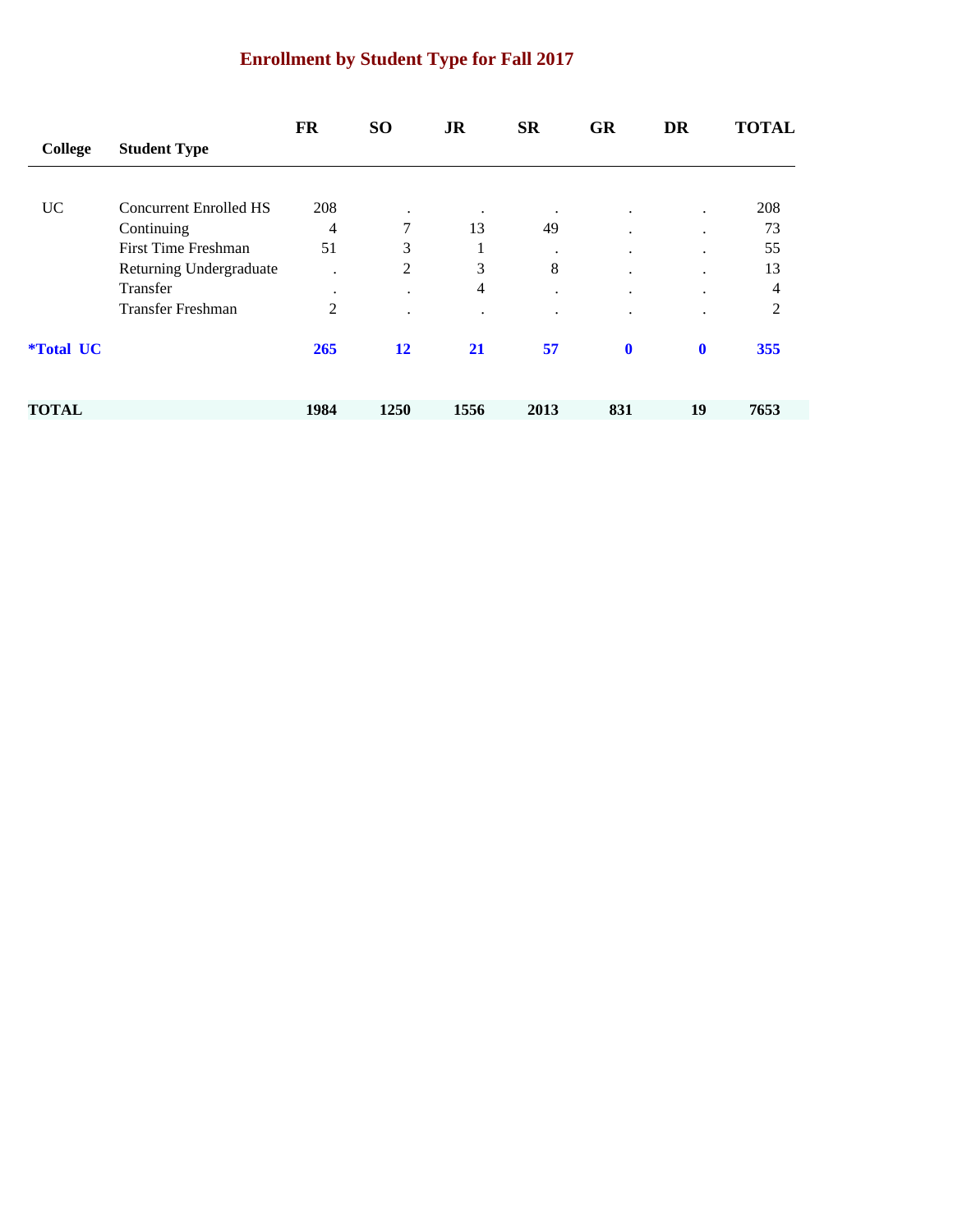# Enrollment by Student Type for Fall 2017

| College | Student Type | FR | SO | JR | SR | GR | DR | TOTAL |
|---|---|---|---|---|---|---|---|---|
| UC | Concurrent Enrolled HS | 208 | . | . | . | . | . | 208 |
| | Continuing | 4 | 7 | 13 | 49 | . | . | 73 |
| | First Time Freshman | 51 | 3 | 1 | . | . | . | 55 |
| | Returning Undergraduate | . | 2 | 3 | 8 | . | . | 13 |
| | Transfer | . | . | 4 | . | . | . | 4 |
| | Transfer Freshman | 2 | . | . | . | . | . | 2 |
| **\*Total UC** | | **265** | **12** | **21** | **57** | **0** | **0** | **355** |
| **TOTAL** | | **1984** | **1250** | **1556** | **2013** | **831** | **19** | **7653** |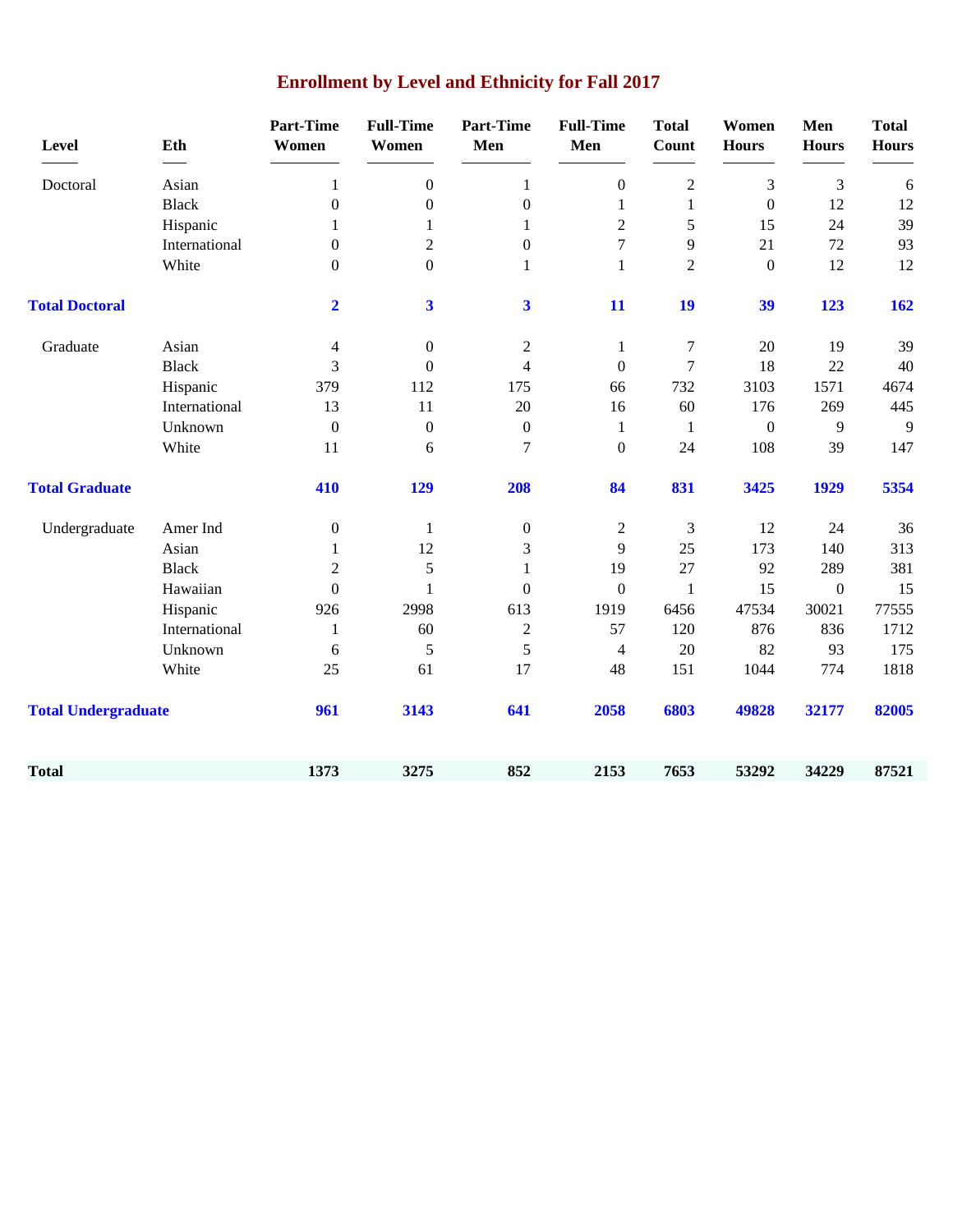# Enrollment by Level and Ethnicity for Fall 2017

| Level | Eth | Part-Time Women | Full-Time Women | Part-Time Men | Full-Time Men | Total Count | Women Hours | Men Hours | Total Hours |
|---|---|---|---|---|---|---|---|---|---|
| Doctoral | Asian | 1 | 0 | 1 | 0 | 2 | 3 | 3 | 6 |
| | Black | 0 | 0 | 0 | 1 | 1 | 0 | 12 | 12 |
| | Hispanic | 1 | 1 | 1 | 2 | 5 | 15 | 24 | 39 |
| | International | 0 | 2 | 0 | 7 | 9 | 21 | 72 | 93 |
| | White | 0 | 0 | 1 | 1 | 2 | 0 | 12 | 12 |
| **Total Doctoral** | | **2** | **3** | **3** | **11** | **19** | **39** | **123** | **162** |
| Graduate | Asian | 4 | 0 | 2 | 1 | 7 | 20 | 19 | 39 |
| | Black | 3 | 0 | 4 | 0 | 7 | 18 | 22 | 40 |
| | Hispanic | 379 | 112 | 175 | 66 | 732 | 3103 | 1571 | 4674 |
| | International | 13 | 11 | 20 | 16 | 60 | 176 | 269 | 445 |
| | Unknown | 0 | 0 | 0 | 1 | 1 | 0 | 9 | 9 |
| | White | 11 | 6 | 7 | 0 | 24 | 108 | 39 | 147 |
| **Total Graduate** | | **410** | **129** | **208** | **84** | **831** | **3425** | **1929** | **5354** |
| Undergraduate | Amer Ind | 0 | 1 | 0 | 2 | 3 | 12 | 24 | 36 |
| | Asian | 1 | 12 | 3 | 9 | 25 | 173 | 140 | 313 |
| | Black | 2 | 5 | 1 | 19 | 27 | 92 | 289 | 381 |
| | Hawaiian | 0 | 1 | 0 | 0 | 1 | 15 | 0 | 15 |
| | Hispanic | 926 | 2998 | 613 | 1919 | 6456 | 47534 | 30021 | 77555 |
| | International | 1 | 60 | 2 | 57 | 120 | 876 | 836 | 1712 |
| | Unknown | 6 | 5 | 5 | 4 | 20 | 82 | 93 | 175 |
| | White | 25 | 61 | 17 | 48 | 151 | 1044 | 774 | 1818 |
| **Total Undergraduate** | | **961** | **3143** | **641** | **2058** | **6803** | **49828** | **32177** | **82005** |
| **Total** | | **1373** | **3275** | **852** | **2153** | **7653** | **53292** | **34229** | **87521** |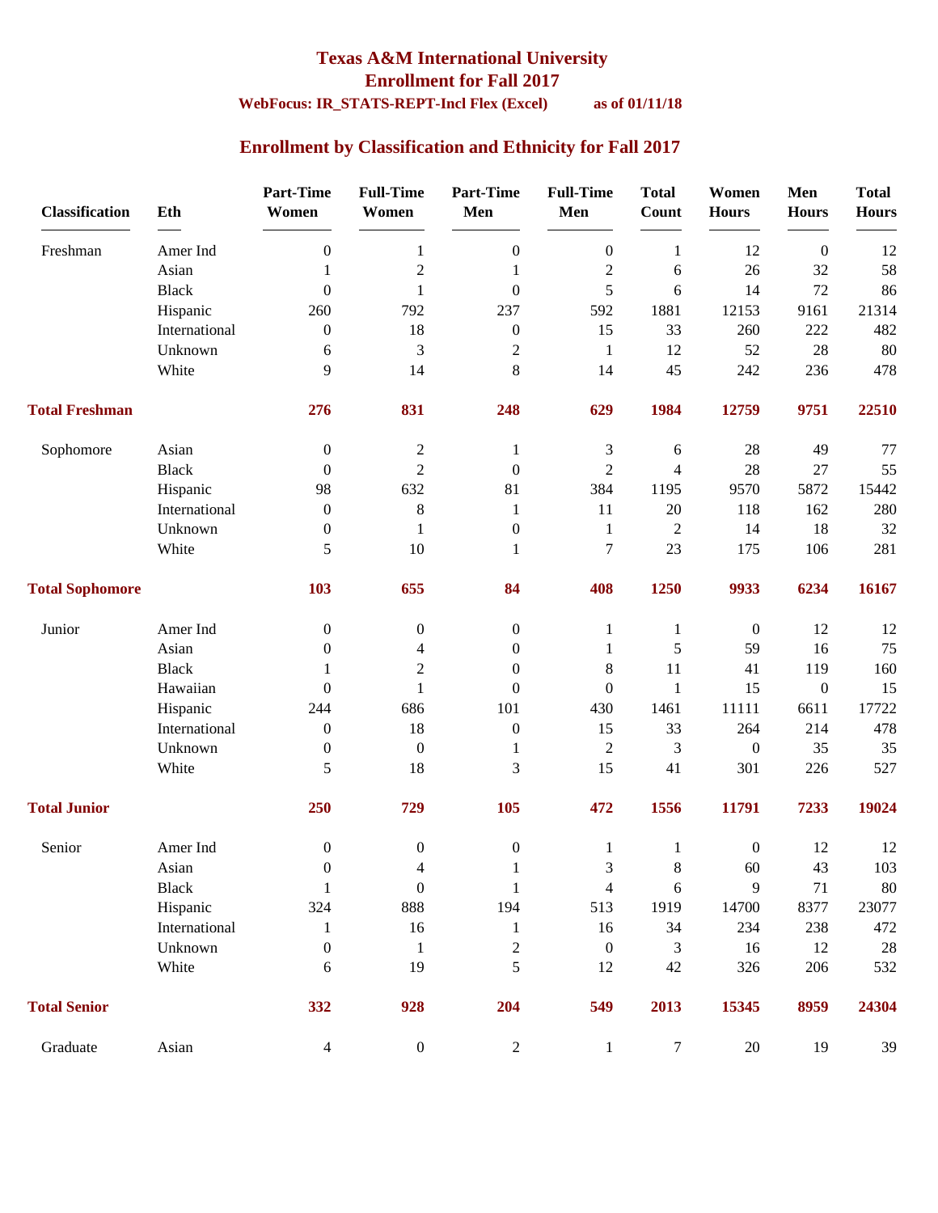# Texas A&M International University

## Enrollment for Fall 2017

**WebFocus: IR_STATS-REPT-Incl Flex (Excel)** **as of 01/11/18**

## Enrollment by Classification and Ethnicity for Fall 2017

| Classification | Eth | Part-Time Women | Full-Time Women | Part-Time Men | Full-Time Men | Total Count | Women Hours | Men Hours | Total Hours |
|---|---|---|---|---|---|---|---|---|---|
| Freshman | Amer Ind | 0 | 1 | 0 | 0 | 1 | 12 | 0 | 12 |
| | Asian | 1 | 2 | 1 | 2 | 6 | 26 | 32 | 58 |
| | Black | 0 | 1 | 0 | 5 | 6 | 14 | 72 | 86 |
| | Hispanic | 260 | 792 | 237 | 592 | 1881 | 12153 | 9161 | 21314 |
| | International | 0 | 18 | 0 | 15 | 33 | 260 | 222 | 482 |
| | Unknown | 6 | 3 | 2 | 1 | 12 | 52 | 28 | 80 |
| | White | 9 | 14 | 8 | 14 | 45 | 242 | 236 | 478 |
| **Total Freshman** | | **276** | **831** | **248** | **629** | **1984** | **12759** | **9751** | **22510** |
| Sophomore | Asian | 0 | 2 | 1 | 3 | 6 | 28 | 49 | 77 |
| | Black | 0 | 2 | 0 | 2 | 4 | 28 | 27 | 55 |
| | Hispanic | 98 | 632 | 81 | 384 | 1195 | 9570 | 5872 | 15442 |
| | International | 0 | 8 | 1 | 11 | 20 | 118 | 162 | 280 |
| | Unknown | 0 | 1 | 0 | 1 | 2 | 14 | 18 | 32 |
| | White | 5 | 10 | 1 | 7 | 23 | 175 | 106 | 281 |
| **Total Sophomore** | | **103** | **655** | **84** | **408** | **1250** | **9933** | **6234** | **16167** |
| Junior | Amer Ind | 0 | 0 | 0 | 1 | 1 | 0 | 12 | 12 |
| | Asian | 0 | 4 | 0 | 1 | 5 | 59 | 16 | 75 |
| | Black | 1 | 2 | 0 | 8 | 11 | 41 | 119 | 160 |
| | Hawaiian | 0 | 1 | 0 | 0 | 1 | 15 | 0 | 15 |
| | Hispanic | 244 | 686 | 101 | 430 | 1461 | 11111 | 6611 | 17722 |
| | International | 0 | 18 | 0 | 15 | 33 | 264 | 214 | 478 |
| | Unknown | 0 | 0 | 1 | 2 | 3 | 0 | 35 | 35 |
| | White | 5 | 18 | 3 | 15 | 41 | 301 | 226 | 527 |
| **Total Junior** | | **250** | **729** | **105** | **472** | **1556** | **11791** | **7233** | **19024** |
| Senior | Amer Ind | 0 | 0 | 0 | 1 | 1 | 0 | 12 | 12 |
| | Asian | 0 | 4 | 1 | 3 | 8 | 60 | 43 | 103 |
| | Black | 1 | 0 | 1 | 4 | 6 | 9 | 71 | 80 |
| | Hispanic | 324 | 888 | 194 | 513 | 1919 | 14700 | 8377 | 23077 |
| | International | 1 | 16 | 1 | 16 | 34 | 234 | 238 | 472 |
| | Unknown | 0 | 1 | 2 | 0 | 3 | 16 | 12 | 28 |
| | White | 6 | 19 | 5 | 12 | 42 | 326 | 206 | 532 |
| **Total Senior** | | **332** | **928** | **204** | **549** | **2013** | **15345** | **8959** | **24304** |
| Graduate | Asian | 4 | 0 | 2 | 1 | 7 | 20 | 19 | 39 |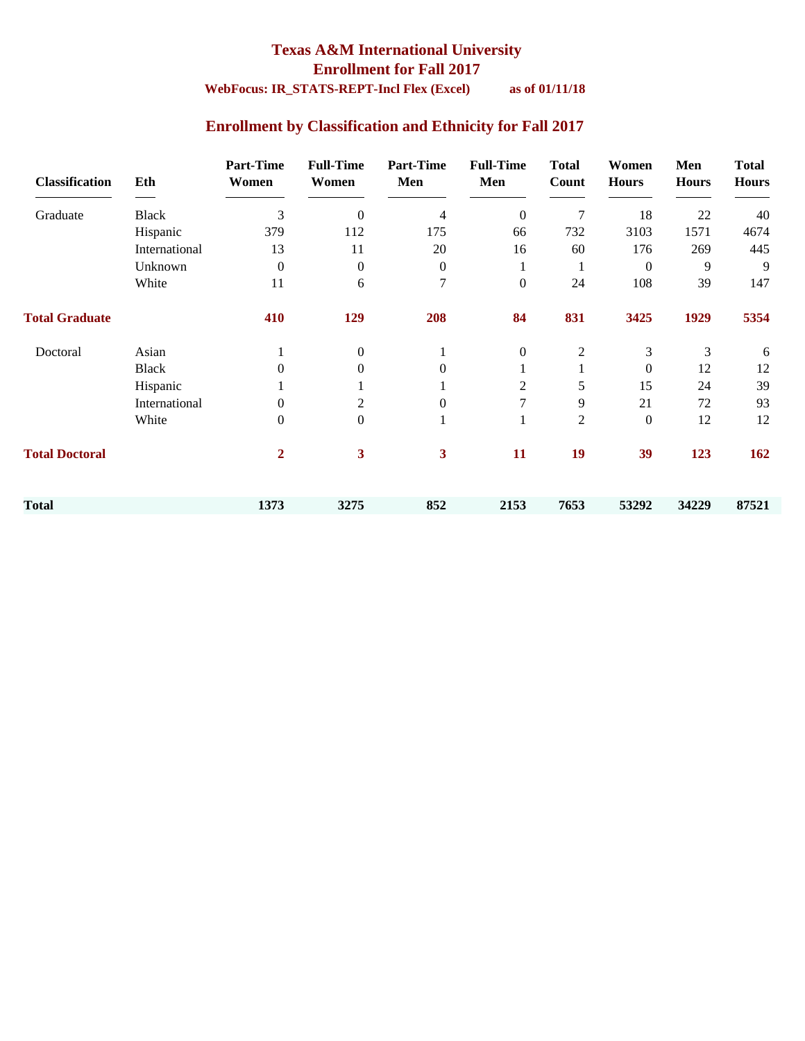# Texas A&M International University
## Enrollment for Fall 2017
**WebFocus: IR_STATS-REPT-Incl Flex (Excel)** **as of 01/11/18**

## Enrollment by Classification and Ethnicity for Fall 2017

| Classification | Eth | Part-Time Women | Full-Time Women | Part-Time Men | Full-Time Men | Total Count | Women Hours | Men Hours | Total Hours |
|---|---|---|---|---|---|---|---|---|---|
| Graduate | Black | 3 | 0 | 4 | 0 | 7 | 18 | 22 | 40 |
| | Hispanic | 379 | 112 | 175 | 66 | 732 | 3103 | 1571 | 4674 |
| | International | 13 | 11 | 20 | 16 | 60 | 176 | 269 | 445 |
| | Unknown | 0 | 0 | 0 | 1 | 1 | 0 | 9 | 9 |
| | White | 11 | 6 | 7 | 0 | 24 | 108 | 39 | 147 |
| **Total Graduate** | | **410** | **129** | **208** | **84** | **831** | **3425** | **1929** | **5354** |
| Doctoral | Asian | 1 | 0 | 1 | 0 | 2 | 3 | 3 | 6 |
| | Black | 0 | 0 | 0 | 1 | 1 | 0 | 12 | 12 |
| | Hispanic | 1 | 1 | 1 | 2 | 5 | 15 | 24 | 39 |
| | International | 0 | 2 | 0 | 7 | 9 | 21 | 72 | 93 |
| | White | 0 | 0 | 1 | 1 | 2 | 0 | 12 | 12 |
| **Total Doctoral** | | **2** | **3** | **3** | **11** | **19** | **39** | **123** | **162** |
| **Total** | | **1373** | **3275** | **852** | **2153** | **7653** | **53292** | **34229** | **87521** |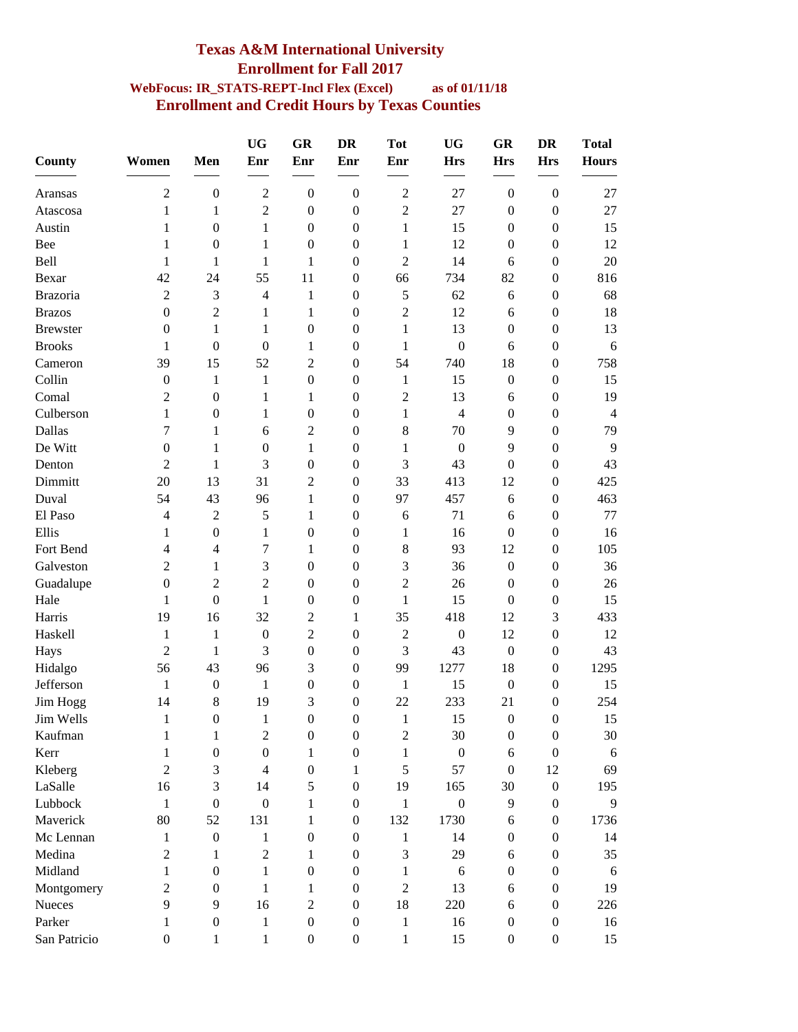# Texas A&M International University

## Enrollment for Fall 2017

**WebFocus: IR_STATS-REPT-Incl Flex (Excel)** **as of 01/11/18**

## Enrollment and Credit Hours by Texas Counties

| County | Women | Men | UG Enr | GR Enr | DR Enr | Tot Enr | UG Hrs | GR Hrs | DR Hrs | Total Hours |
|---|---|---|---|---|---|---|---|---|---|---|
| Aransas | 2 | 0 | 2 | 0 | 0 | 2 | 27 | 0 | 0 | 27 |
| Atascosa | 1 | 1 | 2 | 0 | 0 | 2 | 27 | 0 | 0 | 27 |
| Austin | 1 | 0 | 1 | 0 | 0 | 1 | 15 | 0 | 0 | 15 |
| Bee | 1 | 0 | 1 | 0 | 0 | 1 | 12 | 0 | 0 | 12 |
| Bell | 1 | 1 | 1 | 1 | 0 | 2 | 14 | 6 | 0 | 20 |
| Bexar | 42 | 24 | 55 | 11 | 0 | 66 | 734 | 82 | 0 | 816 |
| Brazoria | 2 | 3 | 4 | 1 | 0 | 5 | 62 | 6 | 0 | 68 |
| Brazos | 0 | 2 | 1 | 1 | 0 | 2 | 12 | 6 | 0 | 18 |
| Brewster | 0 | 1 | 1 | 0 | 0 | 1 | 13 | 0 | 0 | 13 |
| Brooks | 1 | 0 | 0 | 1 | 0 | 1 | 0 | 6 | 0 | 6 |
| Cameron | 39 | 15 | 52 | 2 | 0 | 54 | 740 | 18 | 0 | 758 |
| Collin | 0 | 1 | 1 | 0 | 0 | 1 | 15 | 0 | 0 | 15 |
| Comal | 2 | 0 | 1 | 1 | 0 | 2 | 13 | 6 | 0 | 19 |
| Culberson | 1 | 0 | 1 | 0 | 0 | 1 | 4 | 0 | 0 | 4 |
| Dallas | 7 | 1 | 6 | 2 | 0 | 8 | 70 | 9 | 0 | 79 |
| De Witt | 0 | 1 | 0 | 1 | 0 | 1 | 0 | 9 | 0 | 9 |
| Denton | 2 | 1 | 3 | 0 | 0 | 3 | 43 | 0 | 0 | 43 |
| Dimmitt | 20 | 13 | 31 | 2 | 0 | 33 | 413 | 12 | 0 | 425 |
| Duval | 54 | 43 | 96 | 1 | 0 | 97 | 457 | 6 | 0 | 463 |
| El Paso | 4 | 2 | 5 | 1 | 0 | 6 | 71 | 6 | 0 | 77 |
| Ellis | 1 | 0 | 1 | 0 | 0 | 1 | 16 | 0 | 0 | 16 |
| Fort Bend | 4 | 4 | 7 | 1 | 0 | 8 | 93 | 12 | 0 | 105 |
| Galveston | 2 | 1 | 3 | 0 | 0 | 3 | 36 | 0 | 0 | 36 |
| Guadalupe | 0 | 2 | 2 | 0 | 0 | 2 | 26 | 0 | 0 | 26 |
| Hale | 1 | 0 | 1 | 0 | 0 | 1 | 15 | 0 | 0 | 15 |
| Harris | 19 | 16 | 32 | 2 | 1 | 35 | 418 | 12 | 3 | 433 |
| Haskell | 1 | 1 | 0 | 2 | 0 | 2 | 0 | 12 | 0 | 12 |
| Hays | 2 | 1 | 3 | 0 | 0 | 3 | 43 | 0 | 0 | 43 |
| Hidalgo | 56 | 43 | 96 | 3 | 0 | 99 | 1277 | 18 | 0 | 1295 |
| Jefferson | 1 | 0 | 1 | 0 | 0 | 1 | 15 | 0 | 0 | 15 |
| Jim Hogg | 14 | 8 | 19 | 3 | 0 | 22 | 233 | 21 | 0 | 254 |
| Jim Wells | 1 | 0 | 1 | 0 | 0 | 1 | 15 | 0 | 0 | 15 |
| Kaufman | 1 | 1 | 2 | 0 | 0 | 2 | 30 | 0 | 0 | 30 |
| Kerr | 1 | 0 | 0 | 1 | 0 | 1 | 0 | 6 | 0 | 6 |
| Kleberg | 2 | 3 | 4 | 0 | 1 | 5 | 57 | 0 | 12 | 69 |
| LaSalle | 16 | 3 | 14 | 5 | 0 | 19 | 165 | 30 | 0 | 195 |
| Lubbock | 1 | 0 | 0 | 1 | 0 | 1 | 0 | 9 | 0 | 9 |
| Maverick | 80 | 52 | 131 | 1 | 0 | 132 | 1730 | 6 | 0 | 1736 |
| Mc Lennan | 1 | 0 | 1 | 0 | 0 | 1 | 14 | 0 | 0 | 14 |
| Medina | 2 | 1 | 2 | 1 | 0 | 3 | 29 | 6 | 0 | 35 |
| Midland | 1 | 0 | 1 | 0 | 0 | 1 | 6 | 0 | 0 | 6 |
| Montgomery | 2 | 0 | 1 | 1 | 0 | 2 | 13 | 6 | 0 | 19 |
| Nueces | 9 | 9 | 16 | 2 | 0 | 18 | 220 | 6 | 0 | 226 |
| Parker | 1 | 0 | 1 | 0 | 0 | 1 | 16 | 0 | 0 | 16 |
| San Patricio | 0 | 1 | 1 | 0 | 0 | 1 | 15 | 0 | 0 | 15 |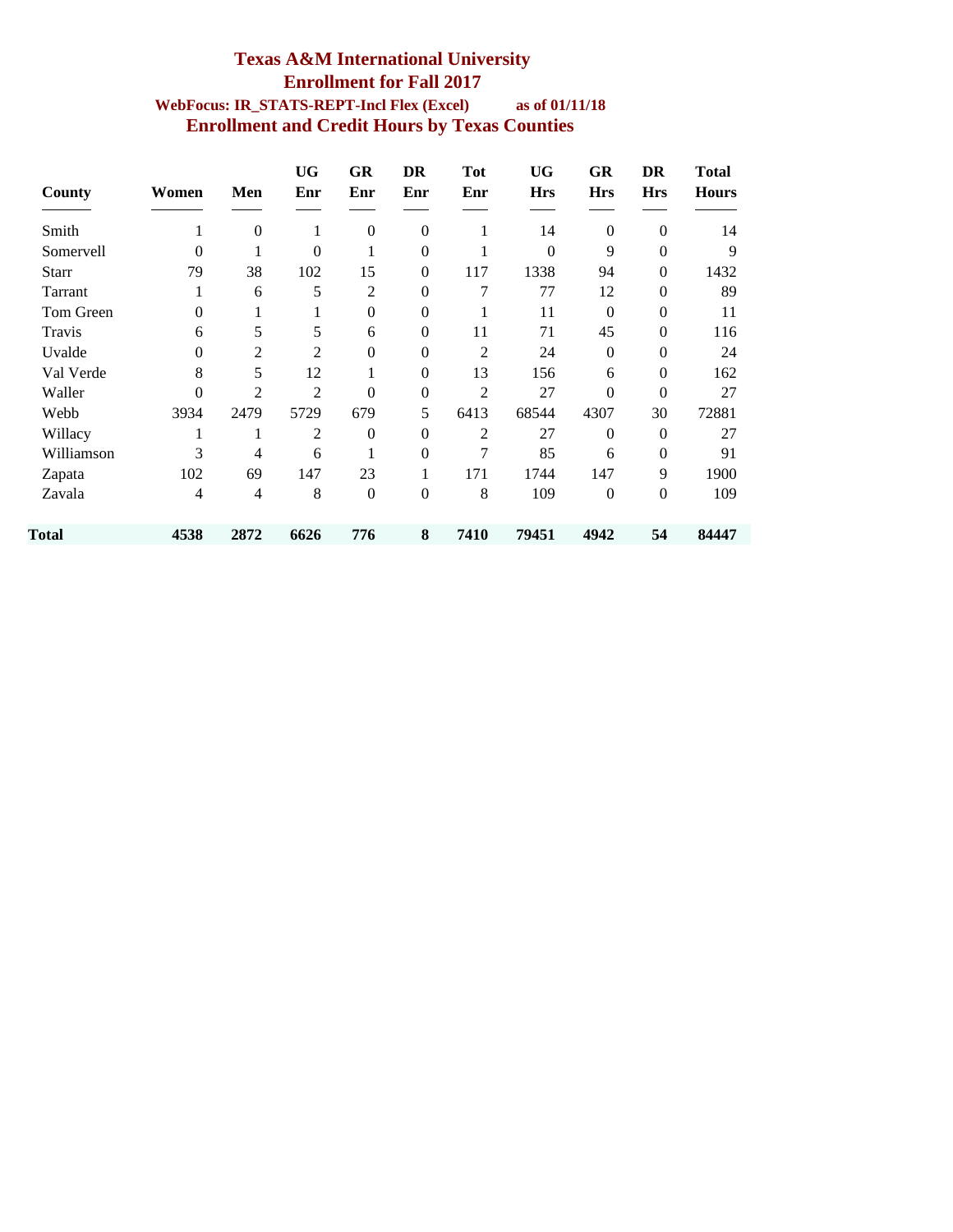# Texas A&M International University

## Enrollment for Fall 2017

**WebFocus: IR_STATS-REPT-Incl Flex (Excel)** **as of 01/11/18**

## Enrollment and Credit Hours by Texas Counties

| County | Women | Men | UG Enr | GR Enr | DR Enr | Tot Enr | UG Hrs | GR Hrs | DR Hrs | Total Hours |
|---|---|---|---|---|---|---|---|---|---|---|
| Smith | 1 | 0 | 1 | 0 | 0 | 1 | 14 | 0 | 0 | 14 |
| Somervell | 0 | 1 | 0 | 1 | 0 | 1 | 0 | 9 | 0 | 9 |
| Starr | 79 | 38 | 102 | 15 | 0 | 117 | 1338 | 94 | 0 | 1432 |
| Tarrant | 1 | 6 | 5 | 2 | 0 | 7 | 77 | 12 | 0 | 89 |
| Tom Green | 0 | 1 | 1 | 0 | 0 | 1 | 11 | 0 | 0 | 11 |
| Travis | 6 | 5 | 5 | 6 | 0 | 11 | 71 | 45 | 0 | 116 |
| Uvalde | 0 | 2 | 2 | 0 | 0 | 2 | 24 | 0 | 0 | 24 |
| Val Verde | 8 | 5 | 12 | 1 | 0 | 13 | 156 | 6 | 0 | 162 |
| Waller | 0 | 2 | 2 | 0 | 0 | 2 | 27 | 0 | 0 | 27 |
| Webb | 3934 | 2479 | 5729 | 679 | 5 | 6413 | 68544 | 4307 | 30 | 72881 |
| Willacy | 1 | 1 | 2 | 0 | 0 | 2 | 27 | 0 | 0 | 27 |
| Williamson | 3 | 4 | 6 | 1 | 0 | 7 | 85 | 6 | 0 | 91 |
| Zapata | 102 | 69 | 147 | 23 | 1 | 171 | 1744 | 147 | 9 | 1900 |
| Zavala | 4 | 4 | 8 | 0 | 0 | 8 | 109 | 0 | 0 | 109 |
| **Total** | **4538** | **2872** | **6626** | **776** | **8** | **7410** | **79451** | **4942** | **54** | **84447** |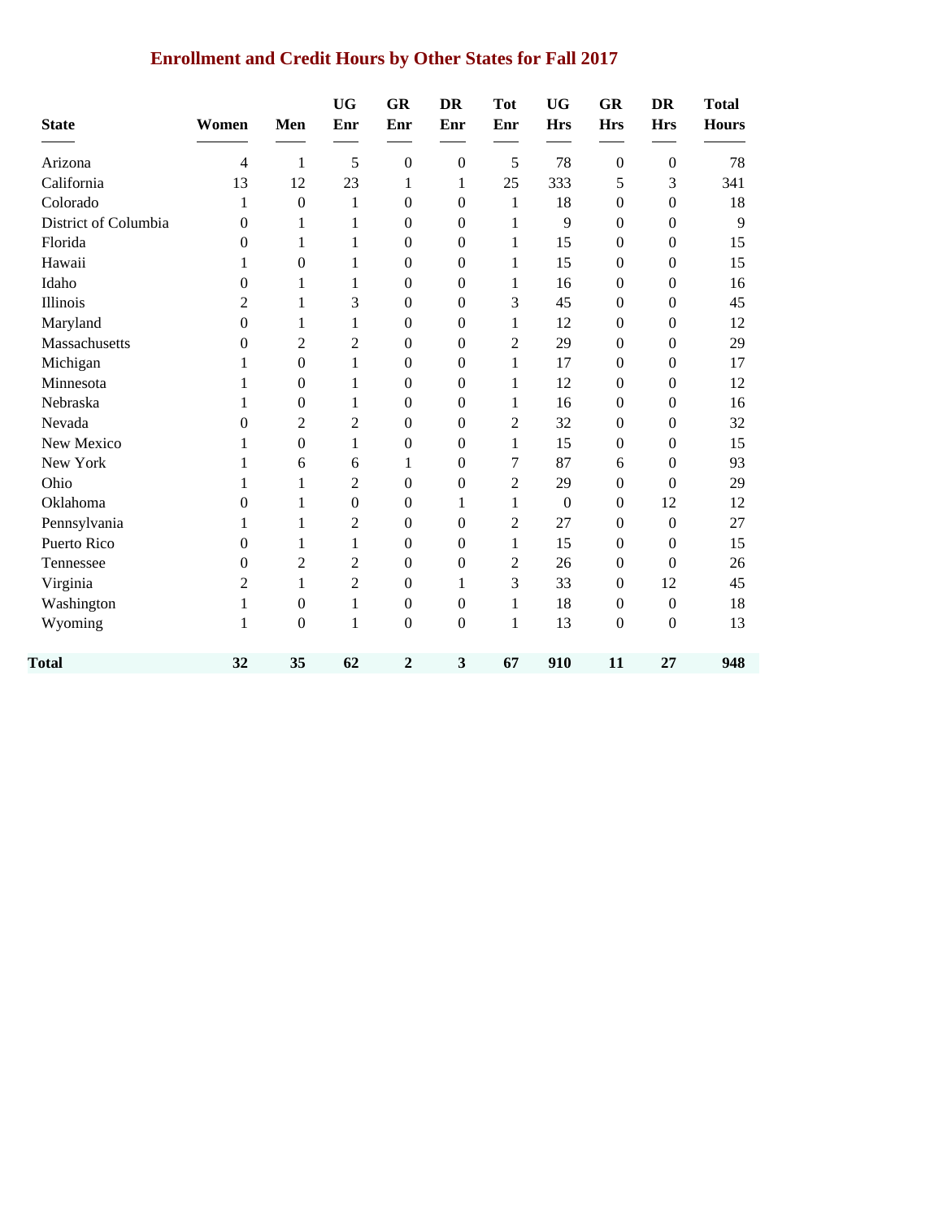## Enrollment and Credit Hours by Other States for Fall 2017

| State | Women | Men | UG Enr | GR Enr | DR Enr | Tot Enr | UG Hrs | GR Hrs | DR Hrs | Total Hours |
|---|---|---|---|---|---|---|---|---|---|---|
| Arizona | 4 | 1 | 5 | 0 | 0 | 5 | 78 | 0 | 0 | 78 |
| California | 13 | 12 | 23 | 1 | 1 | 25 | 333 | 5 | 3 | 341 |
| Colorado | 1 | 0 | 1 | 0 | 0 | 1 | 18 | 0 | 0 | 18 |
| District of Columbia | 0 | 1 | 1 | 0 | 0 | 1 | 9 | 0 | 0 | 9 |
| Florida | 0 | 1 | 1 | 0 | 0 | 1 | 15 | 0 | 0 | 15 |
| Hawaii | 1 | 0 | 1 | 0 | 0 | 1 | 15 | 0 | 0 | 15 |
| Idaho | 0 | 1 | 1 | 0 | 0 | 1 | 16 | 0 | 0 | 16 |
| Illinois | 2 | 1 | 3 | 0 | 0 | 3 | 45 | 0 | 0 | 45 |
| Maryland | 0 | 1 | 1 | 0 | 0 | 1 | 12 | 0 | 0 | 12 |
| Massachusetts | 0 | 2 | 2 | 0 | 0 | 2 | 29 | 0 | 0 | 29 |
| Michigan | 1 | 0 | 1 | 0 | 0 | 1 | 17 | 0 | 0 | 17 |
| Minnesota | 1 | 0 | 1 | 0 | 0 | 1 | 12 | 0 | 0 | 12 |
| Nebraska | 1 | 0 | 1 | 0 | 0 | 1 | 16 | 0 | 0 | 16 |
| Nevada | 0 | 2 | 2 | 0 | 0 | 2 | 32 | 0 | 0 | 32 |
| New Mexico | 1 | 0 | 1 | 0 | 0 | 1 | 15 | 0 | 0 | 15 |
| New York | 1 | 6 | 6 | 1 | 0 | 7 | 87 | 6 | 0 | 93 |
| Ohio | 1 | 1 | 2 | 0 | 0 | 2 | 29 | 0 | 0 | 29 |
| Oklahoma | 0 | 1 | 0 | 0 | 1 | 1 | 0 | 0 | 12 | 12 |
| Pennsylvania | 1 | 1 | 2 | 0 | 0 | 2 | 27 | 0 | 0 | 27 |
| Puerto Rico | 0 | 1 | 1 | 0 | 0 | 1 | 15 | 0 | 0 | 15 |
| Tennessee | 0 | 2 | 2 | 0 | 0 | 2 | 26 | 0 | 0 | 26 |
| Virginia | 2 | 1 | 2 | 0 | 1 | 3 | 33 | 0 | 12 | 45 |
| Washington | 1 | 0 | 1 | 0 | 0 | 1 | 18 | 0 | 0 | 18 |
| Wyoming | 1 | 0 | 1 | 0 | 0 | 1 | 13 | 0 | 0 | 13 |
| **Total** | **32** | **35** | **62** | **2** | **3** | **67** | **910** | **11** | **27** | **948** |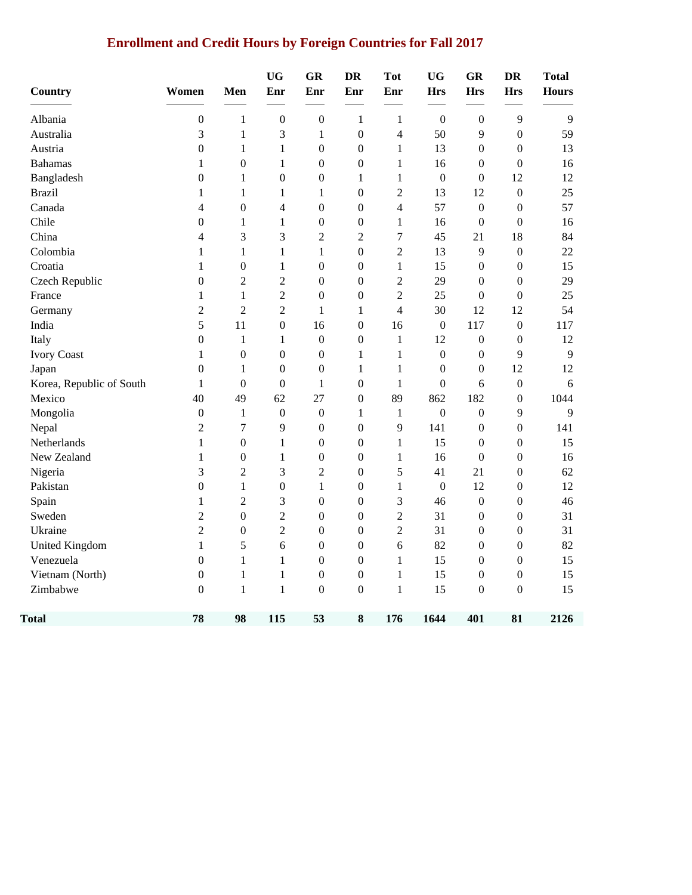## Enrollment and Credit Hours by Foreign Countries for Fall 2017

| Country | Women | Men | UG Enr | GR Enr | DR Enr | Tot Enr | UG Hrs | GR Hrs | DR Hrs | Total Hours |
|---|---|---|---|---|---|---|---|---|---|---|
| Albania | 0 | 1 | 0 | 0 | 1 | 1 | 0 | 0 | 9 | 9 |
| Australia | 3 | 1 | 3 | 1 | 0 | 4 | 50 | 9 | 0 | 59 |
| Austria | 0 | 1 | 1 | 0 | 0 | 1 | 13 | 0 | 0 | 13 |
| Bahamas | 1 | 0 | 1 | 0 | 0 | 1 | 16 | 0 | 0 | 16 |
| Bangladesh | 0 | 1 | 0 | 0 | 1 | 1 | 0 | 0 | 12 | 12 |
| Brazil | 1 | 1 | 1 | 1 | 0 | 2 | 13 | 12 | 0 | 25 |
| Canada | 4 | 0 | 4 | 0 | 0 | 4 | 57 | 0 | 0 | 57 |
| Chile | 0 | 1 | 1 | 0 | 0 | 1 | 16 | 0 | 0 | 16 |
| China | 4 | 3 | 3 | 2 | 2 | 7 | 45 | 21 | 18 | 84 |
| Colombia | 1 | 1 | 1 | 1 | 0 | 2 | 13 | 9 | 0 | 22 |
| Croatia | 1 | 0 | 1 | 0 | 0 | 1 | 15 | 0 | 0 | 15 |
| Czech Republic | 0 | 2 | 2 | 0 | 0 | 2 | 29 | 0 | 0 | 29 |
| France | 1 | 1 | 2 | 0 | 0 | 2 | 25 | 0 | 0 | 25 |
| Germany | 2 | 2 | 2 | 1 | 1 | 4 | 30 | 12 | 12 | 54 |
| India | 5 | 11 | 0 | 16 | 0 | 16 | 0 | 117 | 0 | 117 |
| Italy | 0 | 1 | 1 | 0 | 0 | 1 | 12 | 0 | 0 | 12 |
| Ivory Coast | 1 | 0 | 0 | 0 | 1 | 1 | 0 | 0 | 9 | 9 |
| Japan | 0 | 1 | 0 | 0 | 1 | 1 | 0 | 0 | 12 | 12 |
| Korea, Republic of South | 1 | 0 | 0 | 1 | 0 | 1 | 0 | 6 | 0 | 6 |
| Mexico | 40 | 49 | 62 | 27 | 0 | 89 | 862 | 182 | 0 | 1044 |
| Mongolia | 0 | 1 | 0 | 0 | 1 | 1 | 0 | 0 | 9 | 9 |
| Nepal | 2 | 7 | 9 | 0 | 0 | 9 | 141 | 0 | 0 | 141 |
| Netherlands | 1 | 0 | 1 | 0 | 0 | 1 | 15 | 0 | 0 | 15 |
| New Zealand | 1 | 0 | 1 | 0 | 0 | 1 | 16 | 0 | 0 | 16 |
| Nigeria | 3 | 2 | 3 | 2 | 0 | 5 | 41 | 21 | 0 | 62 |
| Pakistan | 0 | 1 | 0 | 1 | 0 | 1 | 0 | 12 | 0 | 12 |
| Spain | 1 | 2 | 3 | 0 | 0 | 3 | 46 | 0 | 0 | 46 |
| Sweden | 2 | 0 | 2 | 0 | 0 | 2 | 31 | 0 | 0 | 31 |
| Ukraine | 2 | 0 | 2 | 0 | 0 | 2 | 31 | 0 | 0 | 31 |
| United Kingdom | 1 | 5 | 6 | 0 | 0 | 6 | 82 | 0 | 0 | 82 |
| Venezuela | 0 | 1 | 1 | 0 | 0 | 1 | 15 | 0 | 0 | 15 |
| Vietnam (North) | 0 | 1 | 1 | 0 | 0 | 1 | 15 | 0 | 0 | 15 |
| Zimbabwe | 0 | 1 | 1 | 0 | 0 | 1 | 15 | 0 | 0 | 15 |
| **Total** | **78** | **98** | **115** | **53** | **8** | **176** | **1644** | **401** | **81** | **2126** |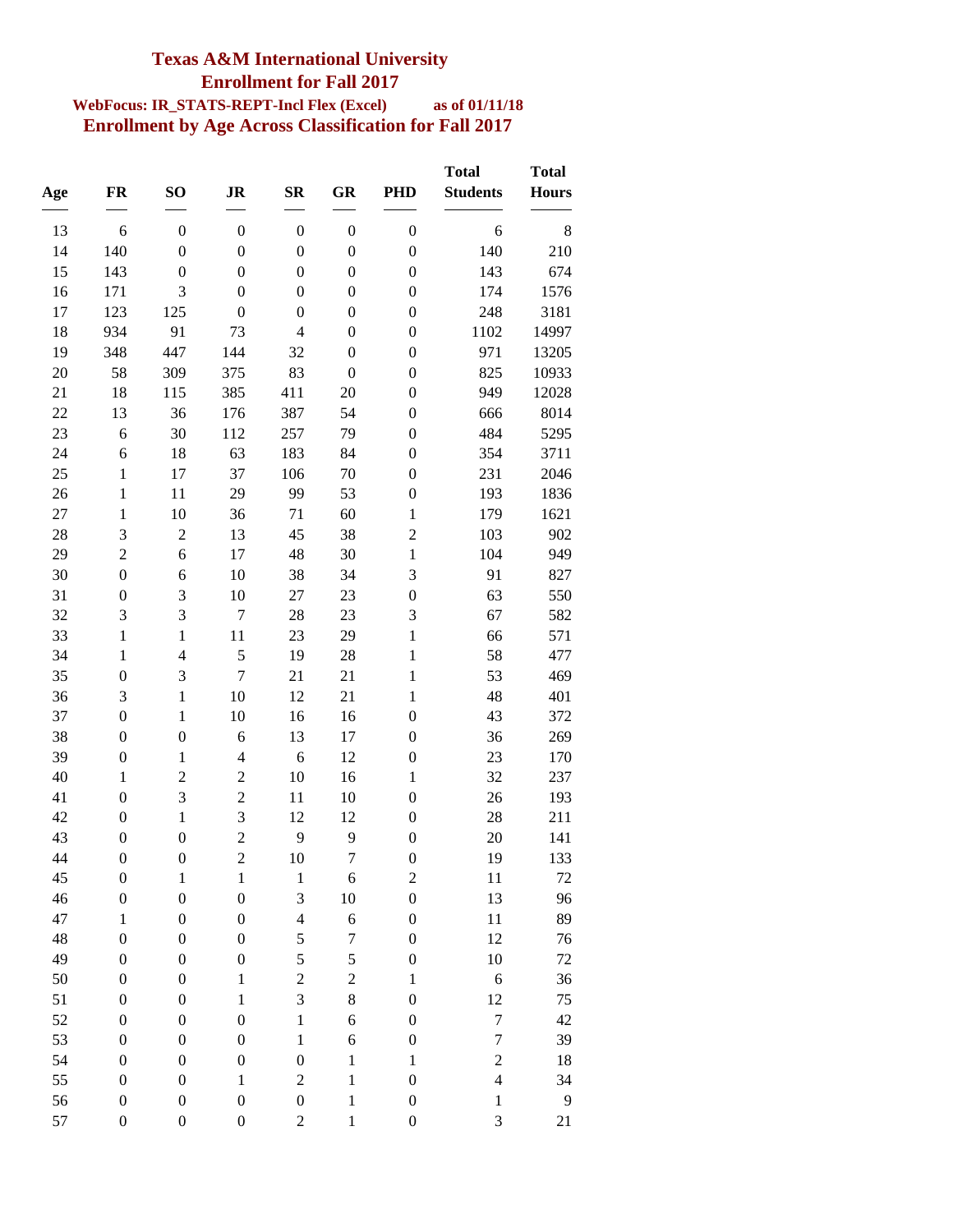# Texas A&M International University

## Enrollment for Fall 2017

**WebFocus: IR_STATS-REPT-Incl Flex (Excel)** **as of 01/11/18**

## Enrollment by Age Across Classification for Fall 2017

| Age | FR | SO | JR | SR | GR | PHD | Total Students | Total Hours |
|---|---|---|---|---|---|---|---|---|
| 13 | 6 | 0 | 0 | 0 | 0 | 0 | 6 | 8 |
| 14 | 140 | 0 | 0 | 0 | 0 | 0 | 140 | 210 |
| 15 | 143 | 0 | 0 | 0 | 0 | 0 | 143 | 674 |
| 16 | 171 | 3 | 0 | 0 | 0 | 0 | 174 | 1576 |
| 17 | 123 | 125 | 0 | 0 | 0 | 0 | 248 | 3181 |
| 18 | 934 | 91 | 73 | 4 | 0 | 0 | 1102 | 14997 |
| 19 | 348 | 447 | 144 | 32 | 0 | 0 | 971 | 13205 |
| 20 | 58 | 309 | 375 | 83 | 0 | 0 | 825 | 10933 |
| 21 | 18 | 115 | 385 | 411 | 20 | 0 | 949 | 12028 |
| 22 | 13 | 36 | 176 | 387 | 54 | 0 | 666 | 8014 |
| 23 | 6 | 30 | 112 | 257 | 79 | 0 | 484 | 5295 |
| 24 | 6 | 18 | 63 | 183 | 84 | 0 | 354 | 3711 |
| 25 | 1 | 17 | 37 | 106 | 70 | 0 | 231 | 2046 |
| 26 | 1 | 11 | 29 | 99 | 53 | 0 | 193 | 1836 |
| 27 | 1 | 10 | 36 | 71 | 60 | 1 | 179 | 1621 |
| 28 | 3 | 2 | 13 | 45 | 38 | 2 | 103 | 902 |
| 29 | 2 | 6 | 17 | 48 | 30 | 1 | 104 | 949 |
| 30 | 0 | 6 | 10 | 38 | 34 | 3 | 91 | 827 |
| 31 | 0 | 3 | 10 | 27 | 23 | 0 | 63 | 550 |
| 32 | 3 | 3 | 7 | 28 | 23 | 3 | 67 | 582 |
| 33 | 1 | 1 | 11 | 23 | 29 | 1 | 66 | 571 |
| 34 | 1 | 4 | 5 | 19 | 28 | 1 | 58 | 477 |
| 35 | 0 | 3 | 7 | 21 | 21 | 1 | 53 | 469 |
| 36 | 3 | 1 | 10 | 12 | 21 | 1 | 48 | 401 |
| 37 | 0 | 1 | 10 | 16 | 16 | 0 | 43 | 372 |
| 38 | 0 | 0 | 6 | 13 | 17 | 0 | 36 | 269 |
| 39 | 0 | 1 | 4 | 6 | 12 | 0 | 23 | 170 |
| 40 | 1 | 2 | 2 | 10 | 16 | 1 | 32 | 237 |
| 41 | 0 | 3 | 2 | 11 | 10 | 0 | 26 | 193 |
| 42 | 0 | 1 | 3 | 12 | 12 | 0 | 28 | 211 |
| 43 | 0 | 0 | 2 | 9 | 9 | 0 | 20 | 141 |
| 44 | 0 | 0 | 2 | 10 | 7 | 0 | 19 | 133 |
| 45 | 0 | 1 | 1 | 1 | 6 | 2 | 11 | 72 |
| 46 | 0 | 0 | 0 | 3 | 10 | 0 | 13 | 96 |
| 47 | 1 | 0 | 0 | 4 | 6 | 0 | 11 | 89 |
| 48 | 0 | 0 | 0 | 5 | 7 | 0 | 12 | 76 |
| 49 | 0 | 0 | 0 | 5 | 5 | 0 | 10 | 72 |
| 50 | 0 | 0 | 1 | 2 | 2 | 1 | 6 | 36 |
| 51 | 0 | 0 | 1 | 3 | 8 | 0 | 12 | 75 |
| 52 | 0 | 0 | 0 | 1 | 6 | 0 | 7 | 42 |
| 53 | 0 | 0 | 0 | 1 | 6 | 0 | 7 | 39 |
| 54 | 0 | 0 | 0 | 0 | 1 | 1 | 2 | 18 |
| 55 | 0 | 0 | 1 | 2 | 1 | 0 | 4 | 34 |
| 56 | 0 | 0 | 0 | 0 | 1 | 0 | 1 | 9 |
| 57 | 0 | 0 | 0 | 2 | 1 | 0 | 3 | 21 |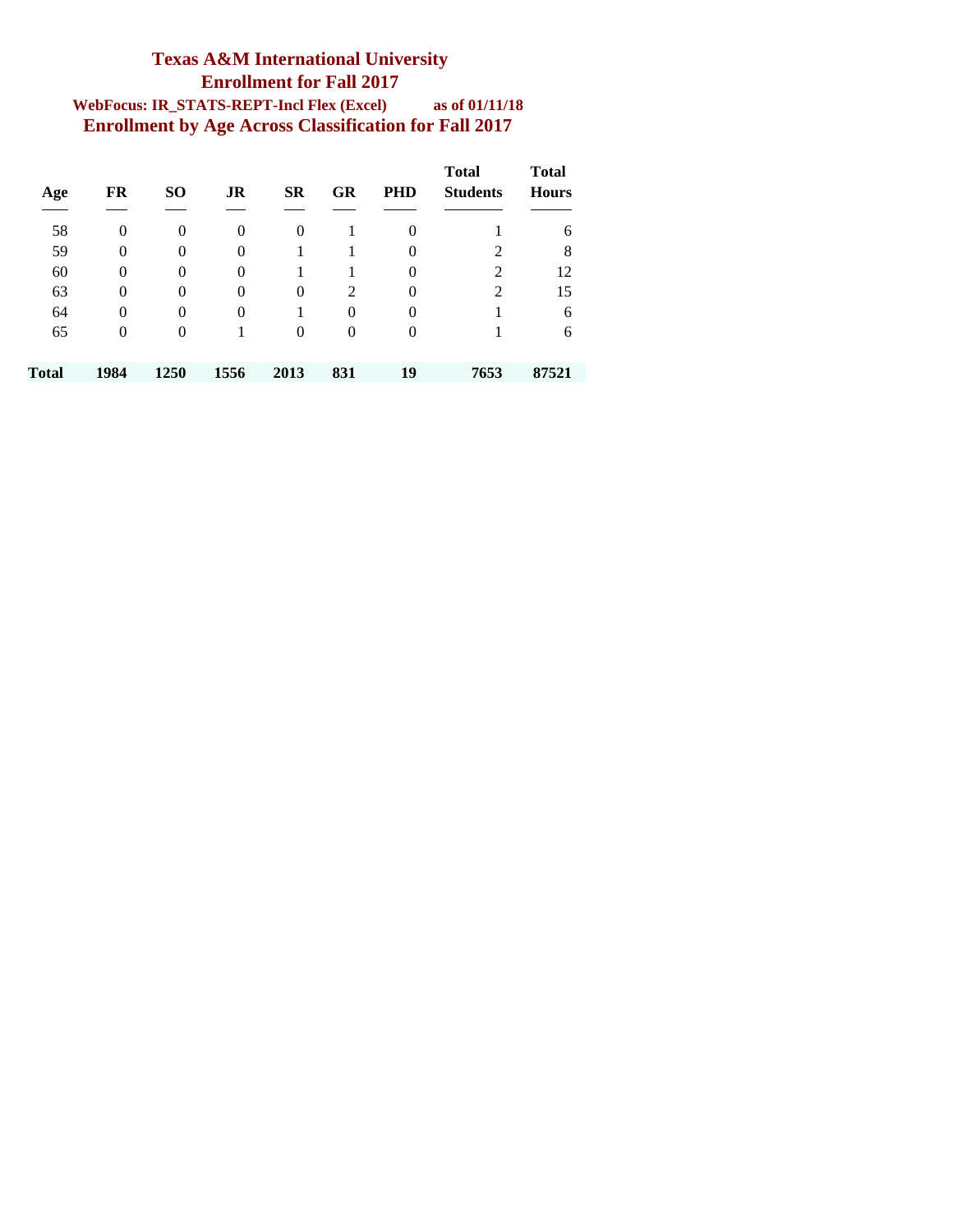# Texas A&M International University

## Enrollment for Fall 2017

**WebFocus: IR_STATS-REPT-Incl Flex (Excel)** **as of 01/11/18**

## Enrollment by Age Across Classification for Fall 2017

| Age | FR | SO | JR | SR | GR | PHD | Total Students | Total Hours |
|---|---|---|---|---|---|---|---|---|
| 58 | 0 | 0 | 0 | 0 | 1 | 0 | 1 | 6 |
| 59 | 0 | 0 | 0 | 1 | 1 | 0 | 2 | 8 |
| 60 | 0 | 0 | 0 | 1 | 1 | 0 | 2 | 12 |
| 63 | 0 | 0 | 0 | 0 | 2 | 0 | 2 | 15 |
| 64 | 0 | 0 | 0 | 1 | 0 | 0 | 1 | 6 |
| 65 | 0 | 0 | 1 | 0 | 0 | 0 | 1 | 6 |
| **Total** | **1984** | **1250** | **1556** | **2013** | **831** | **19** | **7653** | **87521** |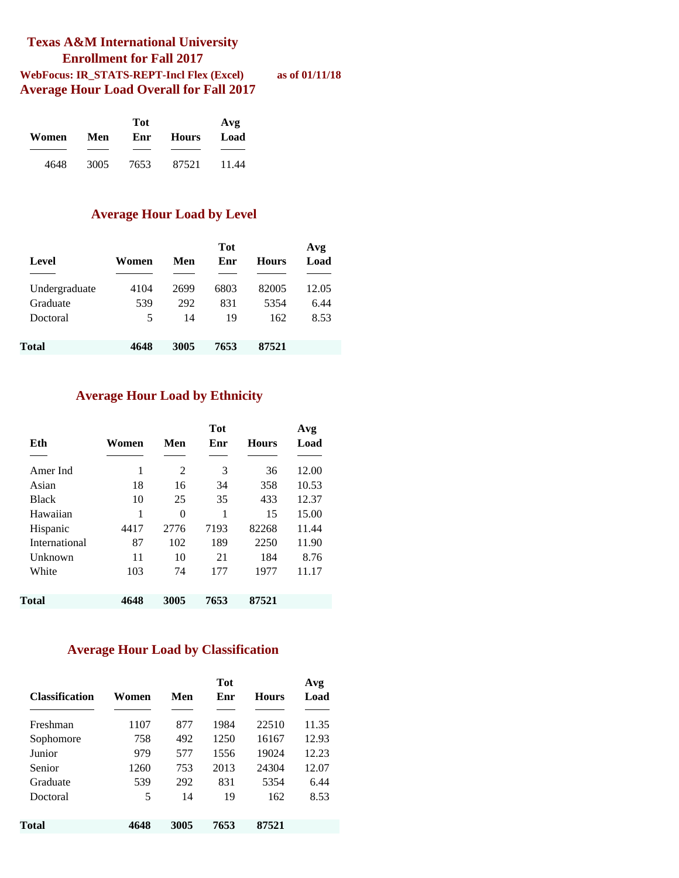# Texas A&M International University

## Enrollment for Fall 2017

**WebFocus: IR_STATS-REPT-Incl Flex (Excel)** **as of 01/11/18**

## Average Hour Load Overall for Fall 2017

| Women | Men | Tot Enr | Hours | Avg Load |
|---|---|---|---|---|
| 4648 | 3005 | 7653 | 87521 | 11.44 |

## Average Hour Load by Level

| Level | Women | Men | Tot Enr | Hours | Avg Load |
|---|---|---|---|---|---|
| Undergraduate | 4104 | 2699 | 6803 | 82005 | 12.05 |
| Graduate | 539 | 292 | 831 | 5354 | 6.44 |
| Doctoral | 5 | 14 | 19 | 162 | 8.53 |
| **Total** | **4648** | **3005** | **7653** | **87521** | |

## Average Hour Load by Ethnicity

| Eth | Women | Men | Tot Enr | Hours | Avg Load |
|---|---|---|---|---|---|
| Amer Ind | 1 | 2 | 3 | 36 | 12.00 |
| Asian | 18 | 16 | 34 | 358 | 10.53 |
| Black | 10 | 25 | 35 | 433 | 12.37 |
| Hawaiian | 1 | 0 | 1 | 15 | 15.00 |
| Hispanic | 4417 | 2776 | 7193 | 82268 | 11.44 |
| International | 87 | 102 | 189 | 2250 | 11.90 |
| Unknown | 11 | 10 | 21 | 184 | 8.76 |
| White | 103 | 74 | 177 | 1977 | 11.17 |
| **Total** | **4648** | **3005** | **7653** | **87521** | |

## Average Hour Load by Classification

| Classification | Women | Men | Tot Enr | Hours | Avg Load |
|---|---|---|---|---|---|
| Freshman | 1107 | 877 | 1984 | 22510 | 11.35 |
| Sophomore | 758 | 492 | 1250 | 16167 | 12.93 |
| Junior | 979 | 577 | 1556 | 19024 | 12.23 |
| Senior | 1260 | 753 | 2013 | 24304 | 12.07 |
| Graduate | 539 | 292 | 831 | 5354 | 6.44 |
| Doctoral | 5 | 14 | 19 | 162 | 8.53 |
| **Total** | **4648** | **3005** | **7653** | **87521** | |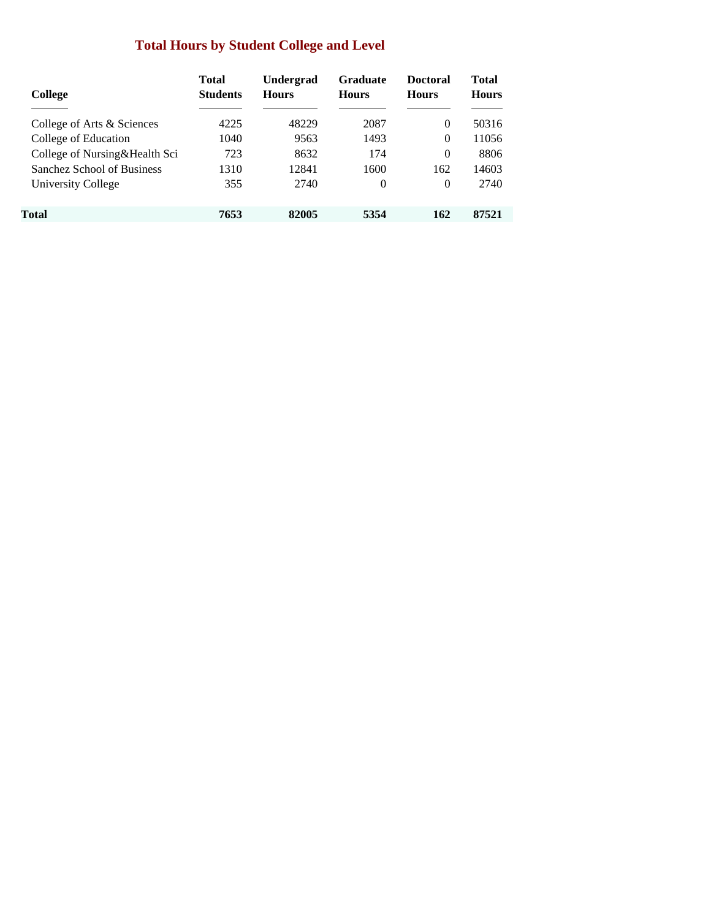## Total Hours by Student College and Level

| College | Total Students | Undergrad Hours | Graduate Hours | Doctoral Hours | Total Hours |
|---|---|---|---|---|---|
| College of Arts & Sciences | 4225 | 48229 | 2087 | 0 | 50316 |
| College of Education | 1040 | 9563 | 1493 | 0 | 11056 |
| College of Nursing&Health Sci | 723 | 8632 | 174 | 0 | 8806 |
| Sanchez School of Business | 1310 | 12841 | 1600 | 162 | 14603 |
| University College | 355 | 2740 | 0 | 0 | 2740 |
| **Total** | **7653** | **82005** | **5354** | **162** | **87521** |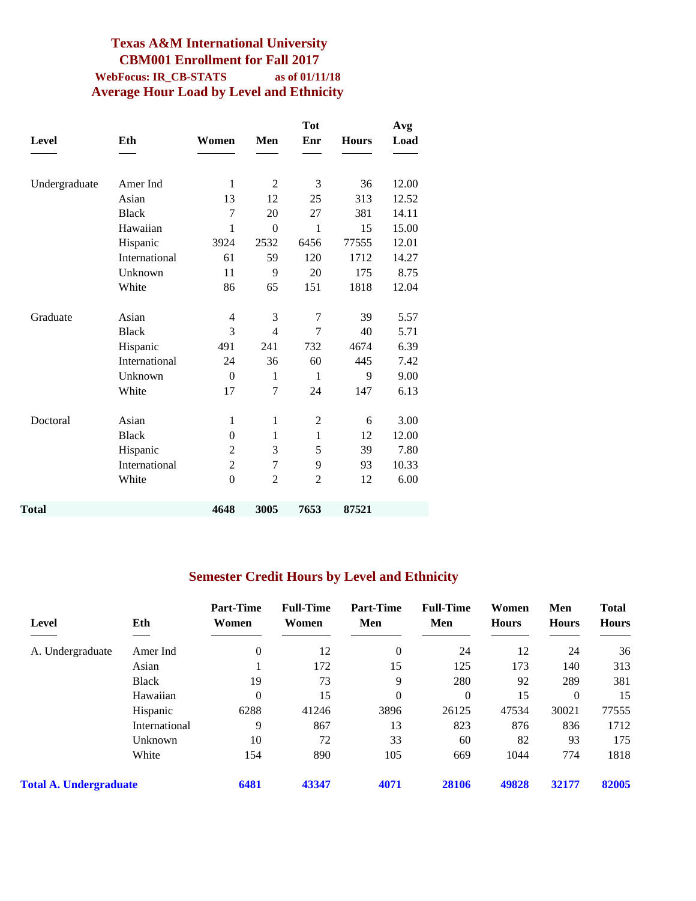# Texas A&M International University
## CBM001 Enrollment for Fall 2017
**WebFocus: IR_CB-STATS** **as of 01/11/18**
## Average Hour Load by Level and Ethnicity

| Level | Eth | Women | Men | Tot Enr | Hours | Avg Load |
|---|---|---|---|---|---|---|
| Undergraduate | Amer Ind | 1 | 2 | 3 | 36 | 12.00 |
| | Asian | 13 | 12 | 25 | 313 | 12.52 |
| | Black | 7 | 20 | 27 | 381 | 14.11 |
| | Hawaiian | 1 | 0 | 1 | 15 | 15.00 |
| | Hispanic | 3924 | 2532 | 6456 | 77555 | 12.01 |
| | International | 61 | 59 | 120 | 1712 | 14.27 |
| | Unknown | 11 | 9 | 20 | 175 | 8.75 |
| | White | 86 | 65 | 151 | 1818 | 12.04 |
| Graduate | Asian | 4 | 3 | 7 | 39 | 5.57 |
| | Black | 3 | 4 | 7 | 40 | 5.71 |
| | Hispanic | 491 | 241 | 732 | 4674 | 6.39 |
| | International | 24 | 36 | 60 | 445 | 7.42 |
| | Unknown | 0 | 1 | 1 | 9 | 9.00 |
| | White | 17 | 7 | 24 | 147 | 6.13 |
| Doctoral | Asian | 1 | 1 | 2 | 6 | 3.00 |
| | Black | 0 | 1 | 1 | 12 | 12.00 |
| | Hispanic | 2 | 3 | 5 | 39 | 7.80 |
| | International | 2 | 7 | 9 | 93 | 10.33 |
| | White | 0 | 2 | 2 | 12 | 6.00 |
| **Total** | | **4648** | **3005** | **7653** | **87521** | |

## Semester Credit Hours by Level and Ethnicity

| Level | Eth | Part-Time Women | Full-Time Women | Part-Time Men | Full-Time Men | Women Hours | Men Hours | Total Hours |
|---|---|---|---|---|---|---|---|---|
| A. Undergraduate | Amer Ind | 0 | 12 | 0 | 24 | 12 | 24 | 36 |
| | Asian | 1 | 172 | 15 | 125 | 173 | 140 | 313 |
| | Black | 19 | 73 | 9 | 280 | 92 | 289 | 381 |
| | Hawaiian | 0 | 15 | 0 | 0 | 15 | 0 | 15 |
| | Hispanic | 6288 | 41246 | 3896 | 26125 | 47534 | 30021 | 77555 |
| | International | 9 | 867 | 13 | 823 | 876 | 836 | 1712 |
| | Unknown | 10 | 72 | 33 | 60 | 82 | 93 | 175 |
| | White | 154 | 890 | 105 | 669 | 1044 | 774 | 1818 |
| **Total A. Undergraduate** | | **6481** | **43347** | **4071** | **28106** | **49828** | **32177** | **82005** |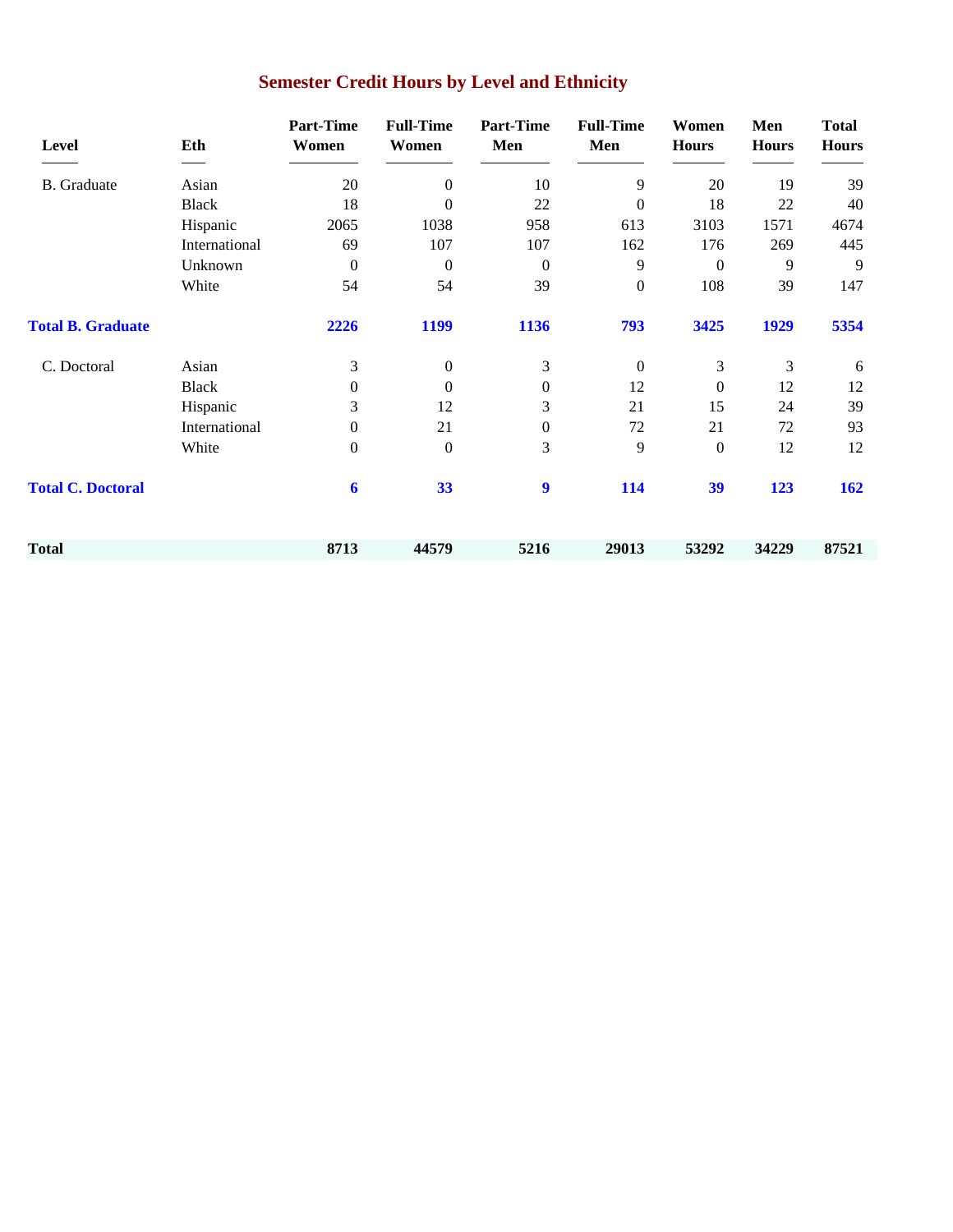## Semester Credit Hours by Level and Ethnicity

| Level | Eth | Part-Time Women | Full-Time Women | Part-Time Men | Full-Time Men | Women Hours | Men Hours | Total Hours |
|---|---|---|---|---|---|---|---|---|
| B. Graduate | Asian | 20 | 0 | 10 | 9 | 20 | 19 | 39 |
| | Black | 18 | 0 | 22 | 0 | 18 | 22 | 40 |
| | Hispanic | 2065 | 1038 | 958 | 613 | 3103 | 1571 | 4674 |
| | International | 69 | 107 | 107 | 162 | 176 | 269 | 445 |
| | Unknown | 0 | 0 | 0 | 9 | 0 | 9 | 9 |
| | White | 54 | 54 | 39 | 0 | 108 | 39 | 147 |
| **Total B. Graduate** | | **2226** | **1199** | **1136** | **793** | **3425** | **1929** | **5354** |
| C. Doctoral | Asian | 3 | 0 | 3 | 0 | 3 | 3 | 6 |
| | Black | 0 | 0 | 0 | 12 | 0 | 12 | 12 |
| | Hispanic | 3 | 12 | 3 | 21 | 15 | 24 | 39 |
| | International | 0 | 21 | 0 | 72 | 21 | 72 | 93 |
| | White | 0 | 0 | 3 | 9 | 0 | 12 | 12 |
| **Total C. Doctoral** | | **6** | **33** | **9** | **114** | **39** | **123** | **162** |
| **Total** | | **8713** | **44579** | **5216** | **29013** | **53292** | **34229** | **87521** |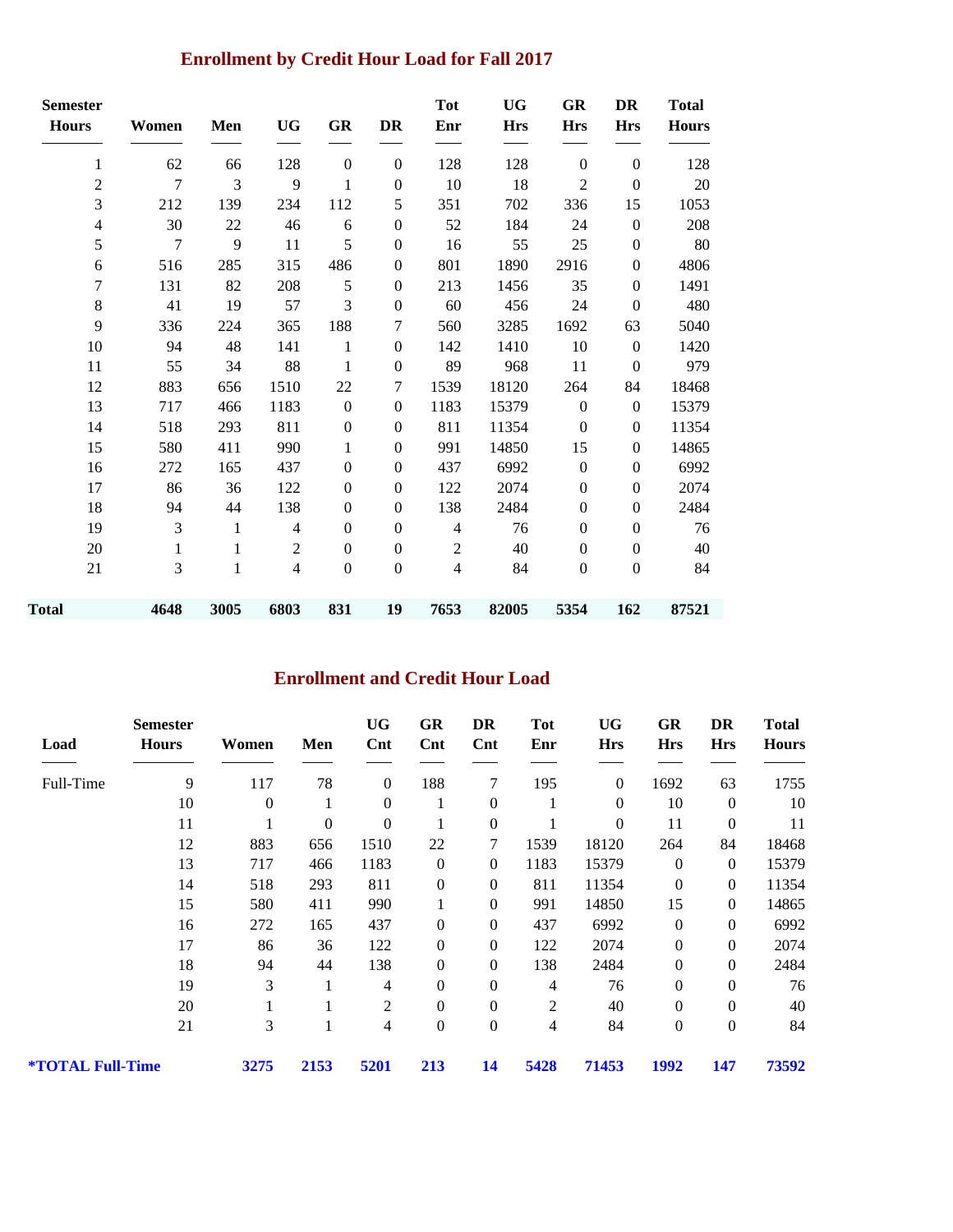## Enrollment by Credit Hour Load for Fall 2017

| Semester Hours | Women | Men | UG | GR | DR | Tot Enr | UG Hrs | GR Hrs | DR Hrs | Total Hours |
|---|---|---|---|---|---|---|---|---|---|---|
| 1 | 62 | 66 | 128 | 0 | 0 | 128 | 128 | 0 | 0 | 128 |
| 2 | 7 | 3 | 9 | 1 | 0 | 10 | 18 | 2 | 0 | 20 |
| 3 | 212 | 139 | 234 | 112 | 5 | 351 | 702 | 336 | 15 | 1053 |
| 4 | 30 | 22 | 46 | 6 | 0 | 52 | 184 | 24 | 0 | 208 |
| 5 | 7 | 9 | 11 | 5 | 0 | 16 | 55 | 25 | 0 | 80 |
| 6 | 516 | 285 | 315 | 486 | 0 | 801 | 1890 | 2916 | 0 | 4806 |
| 7 | 131 | 82 | 208 | 5 | 0 | 213 | 1456 | 35 | 0 | 1491 |
| 8 | 41 | 19 | 57 | 3 | 0 | 60 | 456 | 24 | 0 | 480 |
| 9 | 336 | 224 | 365 | 188 | 7 | 560 | 3285 | 1692 | 63 | 5040 |
| 10 | 94 | 48 | 141 | 1 | 0 | 142 | 1410 | 10 | 0 | 1420 |
| 11 | 55 | 34 | 88 | 1 | 0 | 89 | 968 | 11 | 0 | 979 |
| 12 | 883 | 656 | 1510 | 22 | 7 | 1539 | 18120 | 264 | 84 | 18468 |
| 13 | 717 | 466 | 1183 | 0 | 0 | 1183 | 15379 | 0 | 0 | 15379 |
| 14 | 518 | 293 | 811 | 0 | 0 | 811 | 11354 | 0 | 0 | 11354 |
| 15 | 580 | 411 | 990 | 1 | 0 | 991 | 14850 | 15 | 0 | 14865 |
| 16 | 272 | 165 | 437 | 0 | 0 | 437 | 6992 | 0 | 0 | 6992 |
| 17 | 86 | 36 | 122 | 0 | 0 | 122 | 2074 | 0 | 0 | 2074 |
| 18 | 94 | 44 | 138 | 0 | 0 | 138 | 2484 | 0 | 0 | 2484 |
| 19 | 3 | 1 | 4 | 0 | 0 | 4 | 76 | 0 | 0 | 76 |
| 20 | 1 | 1 | 2 | 0 | 0 | 2 | 40 | 0 | 0 | 40 |
| 21 | 3 | 1 | 4 | 0 | 0 | 4 | 84 | 0 | 0 | 84 |
| **Total** | **4648** | **3005** | **6803** | **831** | **19** | **7653** | **82005** | **5354** | **162** | **87521** |

## Enrollment and Credit Hour Load

| Load | Semester Hours | Women | Men | UG Cnt | GR Cnt | DR Cnt | Tot Enr | UG Hrs | GR Hrs | DR Hrs | Total Hours |
|---|---|---|---|---|---|---|---|---|---|---|---|
| Full-Time | 9 | 117 | 78 | 0 | 188 | 7 | 195 | 0 | 1692 | 63 | 1755 |
| | 10 | 0 | 1 | 0 | 1 | 0 | 1 | 0 | 10 | 0 | 10 |
| | 11 | 1 | 0 | 0 | 1 | 0 | 1 | 0 | 11 | 0 | 11 |
| | 12 | 883 | 656 | 1510 | 22 | 7 | 1539 | 18120 | 264 | 84 | 18468 |
| | 13 | 717 | 466 | 1183 | 0 | 0 | 1183 | 15379 | 0 | 0 | 15379 |
| | 14 | 518 | 293 | 811 | 0 | 0 | 811 | 11354 | 0 | 0 | 11354 |
| | 15 | 580 | 411 | 990 | 1 | 0 | 991 | 14850 | 15 | 0 | 14865 |
| | 16 | 272 | 165 | 437 | 0 | 0 | 437 | 6992 | 0 | 0 | 6992 |
| | 17 | 86 | 36 | 122 | 0 | 0 | 122 | 2074 | 0 | 0 | 2074 |
| | 18 | 94 | 44 | 138 | 0 | 0 | 138 | 2484 | 0 | 0 | 2484 |
| | 19 | 3 | 1 | 4 | 0 | 0 | 4 | 76 | 0 | 0 | 76 |
| | 20 | 1 | 1 | 2 | 0 | 0 | 2 | 40 | 0 | 0 | 40 |
| | 21 | 3 | 1 | 4 | 0 | 0 | 4 | 84 | 0 | 0 | 84 |
| ***TOTAL Full-Time** | | **3275** | **2153** | **5201** | **213** | **14** | **5428** | **71453** | **1992** | **147** | **73592** |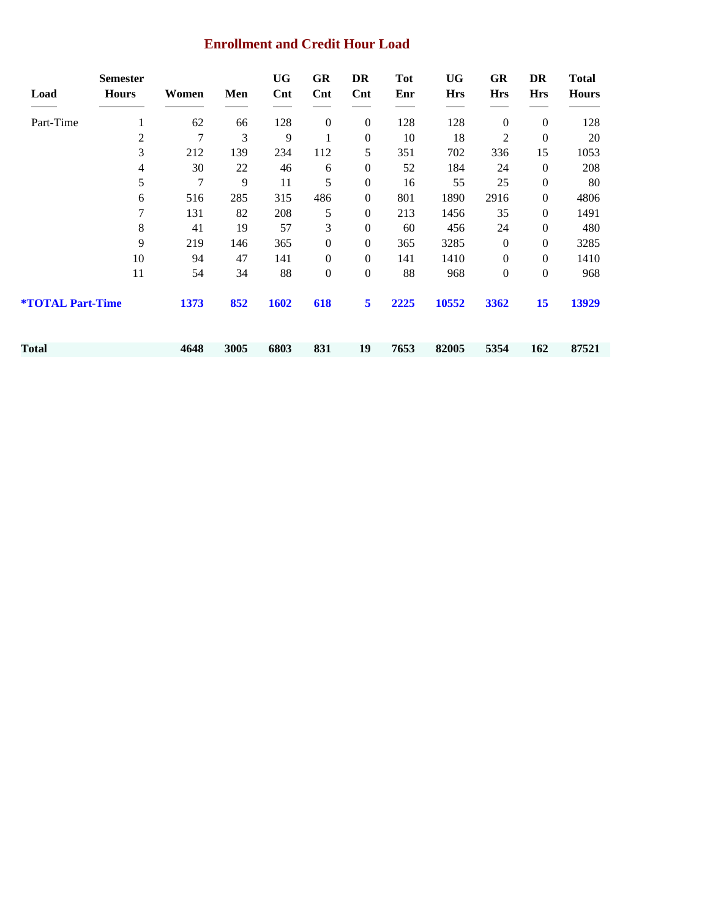## Enrollment and Credit Hour Load

| Load | Semester Hours | Women | Men | UG Cnt | GR Cnt | DR Cnt | Tot Enr | UG Hrs | GR Hrs | DR Hrs | Total Hours |
|---|---|---|---|---|---|---|---|---|---|---|---|
| Part-Time | 1 | 62 | 66 | 128 | 0 | 0 | 128 | 128 | 0 | 0 | 128 |
| | 2 | 7 | 3 | 9 | 1 | 0 | 10 | 18 | 2 | 0 | 20 |
| | 3 | 212 | 139 | 234 | 112 | 5 | 351 | 702 | 336 | 15 | 1053 |
| | 4 | 30 | 22 | 46 | 6 | 0 | 52 | 184 | 24 | 0 | 208 |
| | 5 | 7 | 9 | 11 | 5 | 0 | 16 | 55 | 25 | 0 | 80 |
| | 6 | 516 | 285 | 315 | 486 | 0 | 801 | 1890 | 2916 | 0 | 4806 |
| | 7 | 131 | 82 | 208 | 5 | 0 | 213 | 1456 | 35 | 0 | 1491 |
| | 8 | 41 | 19 | 57 | 3 | 0 | 60 | 456 | 24 | 0 | 480 |
| | 9 | 219 | 146 | 365 | 0 | 0 | 365 | 3285 | 0 | 0 | 3285 |
| | 10 | 94 | 47 | 141 | 0 | 0 | 141 | 1410 | 0 | 0 | 1410 |
| | 11 | 54 | 34 | 88 | 0 | 0 | 88 | 968 | 0 | 0 | 968 |
| **\*TOTAL Part-Time** | | **1373** | **852** | **1602** | **618** | **5** | **2225** | **10552** | **3362** | **15** | **13929** |
| **Total** | | **4648** | **3005** | **6803** | **831** | **19** | **7653** | **82005** | **5354** | **162** | **87521** |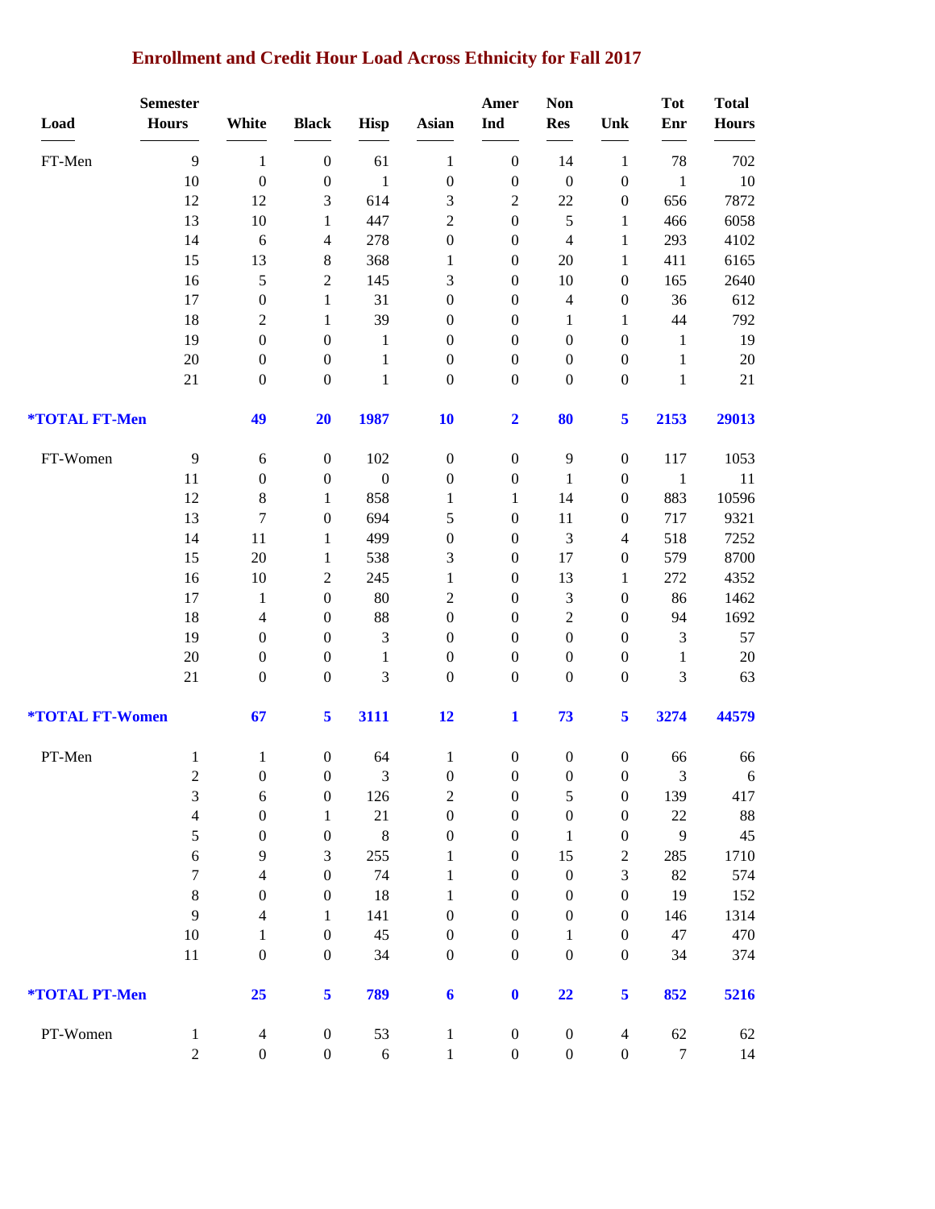## Enrollment and Credit Hour Load Across Ethnicity for Fall 2017

| Load | Semester Hours | White | Black | Hisp | Asian | Amer Ind | Non Res | Unk | Tot Enr | Total Hours |
|---|---|---|---|---|---|---|---|---|---|---|
| FT-Men | 9 | 1 | 0 | 61 | 1 | 0 | 14 | 1 | 78 | 702 |
| | 10 | 0 | 0 | 1 | 0 | 0 | 0 | 0 | 1 | 10 |
| | 12 | 12 | 3 | 614 | 3 | 2 | 22 | 0 | 656 | 7872 |
| | 13 | 10 | 1 | 447 | 2 | 0 | 5 | 1 | 466 | 6058 |
| | 14 | 6 | 4 | 278 | 0 | 0 | 4 | 1 | 293 | 4102 |
| | 15 | 13 | 8 | 368 | 1 | 0 | 20 | 1 | 411 | 6165 |
| | 16 | 5 | 2 | 145 | 3 | 0 | 10 | 0 | 165 | 2640 |
| | 17 | 0 | 1 | 31 | 0 | 0 | 4 | 0 | 36 | 612 |
| | 18 | 2 | 1 | 39 | 0 | 0 | 1 | 1 | 44 | 792 |
| | 19 | 0 | 0 | 1 | 0 | 0 | 0 | 0 | 1 | 19 |
| | 20 | 0 | 0 | 1 | 0 | 0 | 0 | 0 | 1 | 20 |
| | 21 | 0 | 0 | 1 | 0 | 0 | 0 | 0 | 1 | 21 |
| **\*TOTAL FT-Men** | | **49** | **20** | **1987** | **10** | **2** | **80** | **5** | **2153** | **29013** |
| FT-Women | 9 | 6 | 0 | 102 | 0 | 0 | 9 | 0 | 117 | 1053 |
| | 11 | 0 | 0 | 0 | 0 | 0 | 1 | 0 | 1 | 11 |
| | 12 | 8 | 1 | 858 | 1 | 1 | 14 | 0 | 883 | 10596 |
| | 13 | 7 | 0 | 694 | 5 | 0 | 11 | 0 | 717 | 9321 |
| | 14 | 11 | 1 | 499 | 0 | 0 | 3 | 4 | 518 | 7252 |
| | 15 | 20 | 1 | 538 | 3 | 0 | 17 | 0 | 579 | 8700 |
| | 16 | 10 | 2 | 245 | 1 | 0 | 13 | 1 | 272 | 4352 |
| | 17 | 1 | 0 | 80 | 2 | 0 | 3 | 0 | 86 | 1462 |
| | 18 | 4 | 0 | 88 | 0 | 0 | 2 | 0 | 94 | 1692 |
| | 19 | 0 | 0 | 3 | 0 | 0 | 0 | 0 | 3 | 57 |
| | 20 | 0 | 0 | 1 | 0 | 0 | 0 | 0 | 1 | 20 |
| | 21 | 0 | 0 | 3 | 0 | 0 | 0 | 0 | 3 | 63 |
| **\*TOTAL FT-Women** | | **67** | **5** | **3111** | **12** | **1** | **73** | **5** | **3274** | **44579** |
| PT-Men | 1 | 1 | 0 | 64 | 1 | 0 | 0 | 0 | 66 | 66 |
| | 2 | 0 | 0 | 3 | 0 | 0 | 0 | 0 | 3 | 6 |
| | 3 | 6 | 0 | 126 | 2 | 0 | 5 | 0 | 139 | 417 |
| | 4 | 0 | 1 | 21 | 0 | 0 | 0 | 0 | 22 | 88 |
| | 5 | 0 | 0 | 8 | 0 | 0 | 1 | 0 | 9 | 45 |
| | 6 | 9 | 3 | 255 | 1 | 0 | 15 | 2 | 285 | 1710 |
| | 7 | 4 | 0 | 74 | 1 | 0 | 0 | 3 | 82 | 574 |
| | 8 | 0 | 0 | 18 | 1 | 0 | 0 | 0 | 19 | 152 |
| | 9 | 4 | 1 | 141 | 0 | 0 | 0 | 0 | 146 | 1314 |
| | 10 | 1 | 0 | 45 | 0 | 0 | 1 | 0 | 47 | 470 |
| | 11 | 0 | 0 | 34 | 0 | 0 | 0 | 0 | 34 | 374 |
| **\*TOTAL PT-Men** | | **25** | **5** | **789** | **6** | **0** | **22** | **5** | **852** | **5216** |
| PT-Women | 1 | 4 | 0 | 53 | 1 | 0 | 0 | 4 | 62 | 62 |
| | 2 | 0 | 0 | 6 | 1 | 0 | 0 | 0 | 7 | 14 |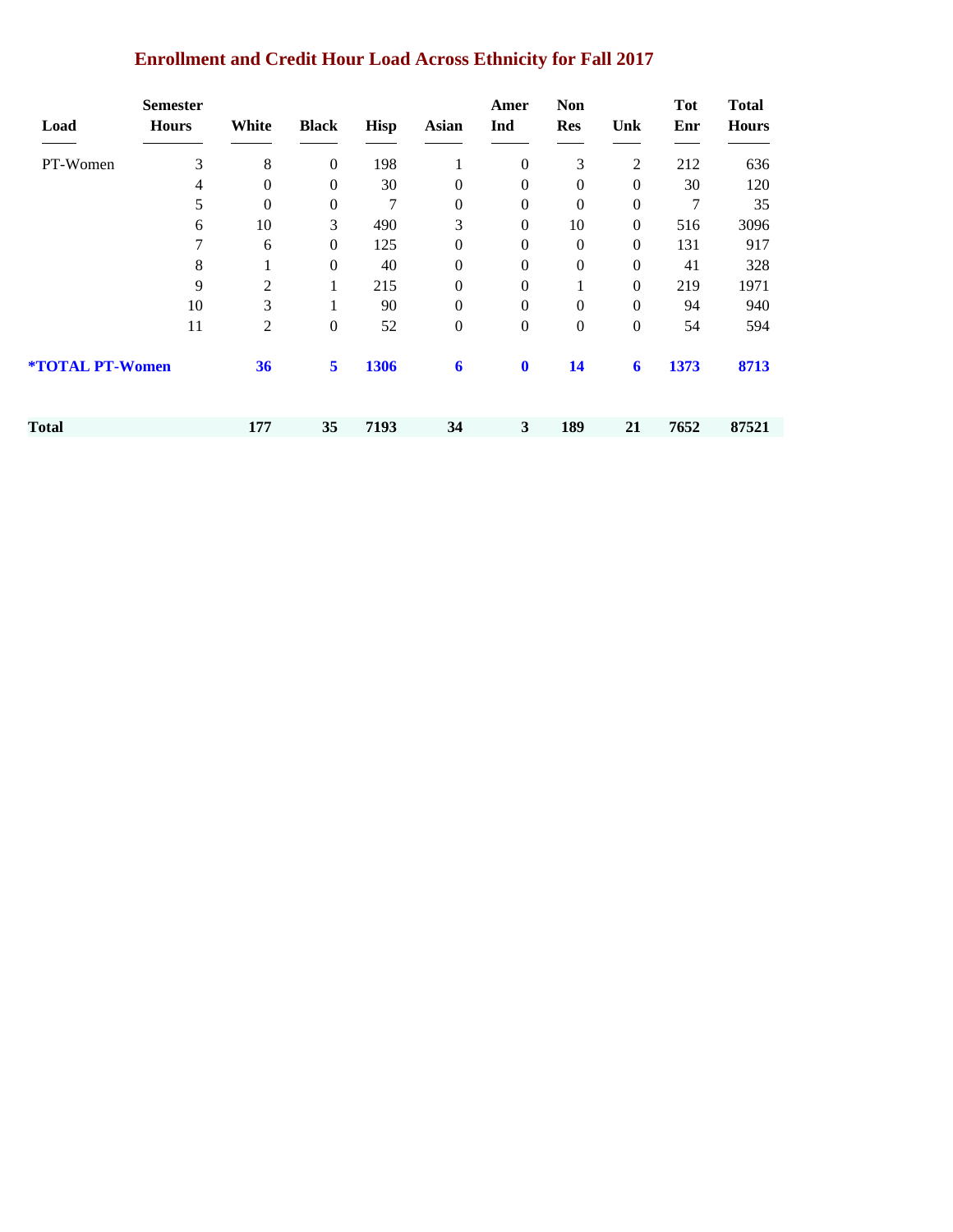## Enrollment and Credit Hour Load Across Ethnicity for Fall 2017

| Load | Semester Hours | White | Black | Hisp | Asian | Amer Ind | Non Res | Unk | Tot Enr | Total Hours |
|---|---|---|---|---|---|---|---|---|---|---|
| PT-Women | 3 | 8 | 0 | 198 | 1 | 0 | 3 | 2 | 212 | 636 |
| | 4 | 0 | 0 | 30 | 0 | 0 | 0 | 0 | 30 | 120 |
| | 5 | 0 | 0 | 7 | 0 | 0 | 0 | 0 | 7 | 35 |
| | 6 | 10 | 3 | 490 | 3 | 0 | 10 | 0 | 516 | 3096 |
| | 7 | 6 | 0 | 125 | 0 | 0 | 0 | 0 | 131 | 917 |
| | 8 | 1 | 0 | 40 | 0 | 0 | 0 | 0 | 41 | 328 |
| | 9 | 2 | 1 | 215 | 0 | 0 | 1 | 0 | 219 | 1971 |
| | 10 | 3 | 1 | 90 | 0 | 0 | 0 | 0 | 94 | 940 |
| | 11 | 2 | 0 | 52 | 0 | 0 | 0 | 0 | 54 | 594 |
| **\*TOTAL PT-Women** | | **36** | **5** | **1306** | **6** | **0** | **14** | **6** | **1373** | **8713** |
| **Total** | | **177** | **35** | **7193** | **34** | **3** | **189** | **21** | **7652** | **87521** |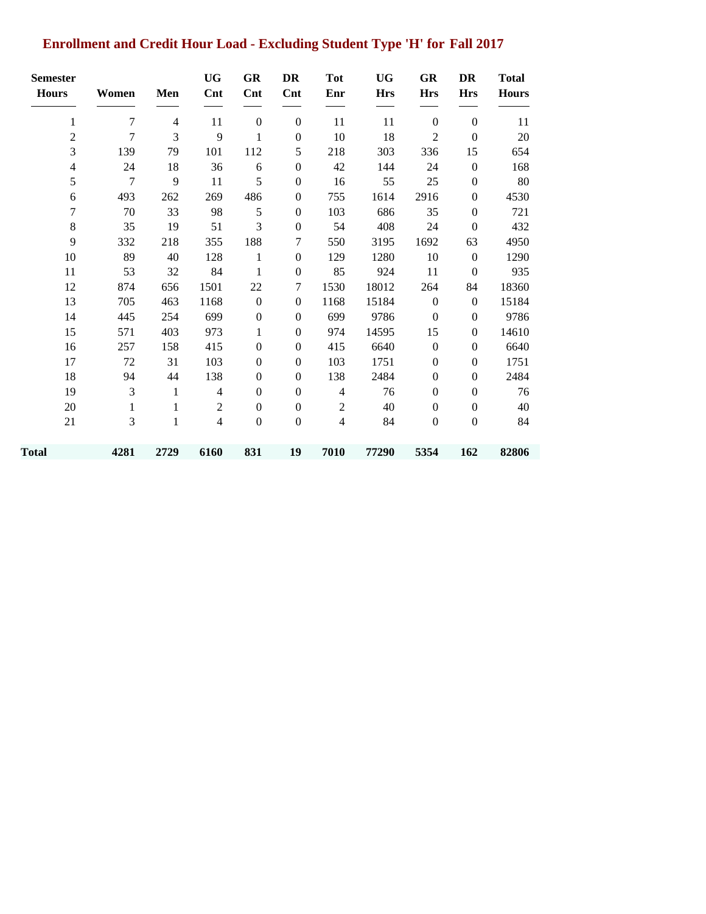## Enrollment and Credit Hour Load - Excluding Student Type 'H' for Fall 2017

| Semester Hours | Women | Men | UG Cnt | GR Cnt | DR Cnt | Tot Enr | UG Hrs | GR Hrs | DR Hrs | Total Hours |
|---|---|---|---|---|---|---|---|---|---|---|
| 1 | 7 | 4 | 11 | 0 | 0 | 11 | 11 | 0 | 0 | 11 |
| 2 | 7 | 3 | 9 | 1 | 0 | 10 | 18 | 2 | 0 | 20 |
| 3 | 139 | 79 | 101 | 112 | 5 | 218 | 303 | 336 | 15 | 654 |
| 4 | 24 | 18 | 36 | 6 | 0 | 42 | 144 | 24 | 0 | 168 |
| 5 | 7 | 9 | 11 | 5 | 0 | 16 | 55 | 25 | 0 | 80 |
| 6 | 493 | 262 | 269 | 486 | 0 | 755 | 1614 | 2916 | 0 | 4530 |
| 7 | 70 | 33 | 98 | 5 | 0 | 103 | 686 | 35 | 0 | 721 |
| 8 | 35 | 19 | 51 | 3 | 0 | 54 | 408 | 24 | 0 | 432 |
| 9 | 332 | 218 | 355 | 188 | 7 | 550 | 3195 | 1692 | 63 | 4950 |
| 10 | 89 | 40 | 128 | 1 | 0 | 129 | 1280 | 10 | 0 | 1290 |
| 11 | 53 | 32 | 84 | 1 | 0 | 85 | 924 | 11 | 0 | 935 |
| 12 | 874 | 656 | 1501 | 22 | 7 | 1530 | 18012 | 264 | 84 | 18360 |
| 13 | 705 | 463 | 1168 | 0 | 0 | 1168 | 15184 | 0 | 0 | 15184 |
| 14 | 445 | 254 | 699 | 0 | 0 | 699 | 9786 | 0 | 0 | 9786 |
| 15 | 571 | 403 | 973 | 1 | 0 | 974 | 14595 | 15 | 0 | 14610 |
| 16 | 257 | 158 | 415 | 0 | 0 | 415 | 6640 | 0 | 0 | 6640 |
| 17 | 72 | 31 | 103 | 0 | 0 | 103 | 1751 | 0 | 0 | 1751 |
| 18 | 94 | 44 | 138 | 0 | 0 | 138 | 2484 | 0 | 0 | 2484 |
| 19 | 3 | 1 | 4 | 0 | 0 | 4 | 76 | 0 | 0 | 76 |
| 20 | 1 | 1 | 2 | 0 | 0 | 2 | 40 | 0 | 0 | 40 |
| 21 | 3 | 1 | 4 | 0 | 0 | 4 | 84 | 0 | 0 | 84 |
| **Total** | **4281** | **2729** | **6160** | **831** | **19** | **7010** | **77290** | **5354** | **162** | **82806** |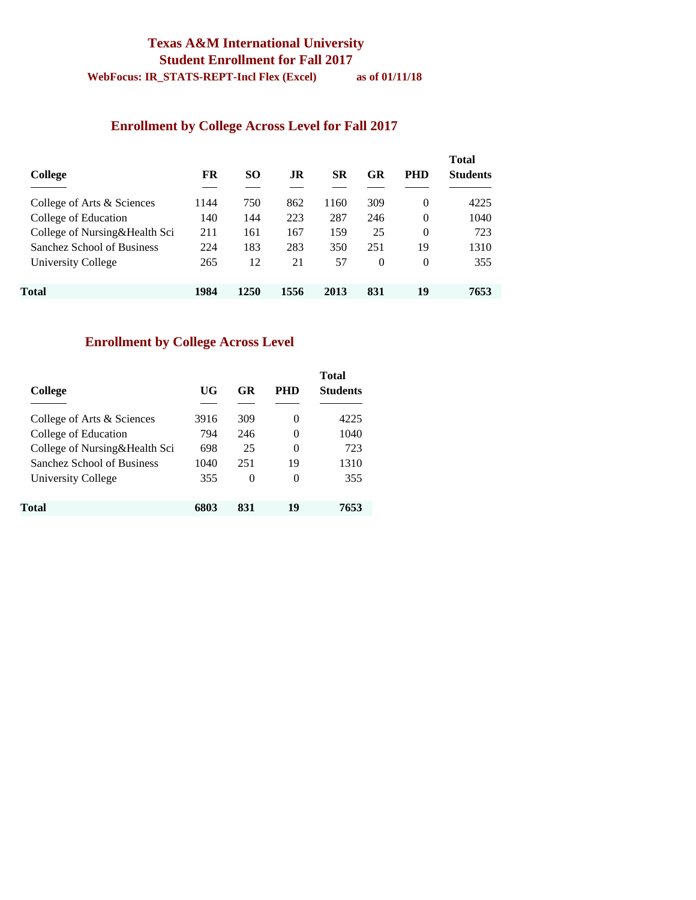# Texas A&M International University
## Student Enrollment for Fall 2017

**WebFocus: IR_STATS-REPT-Incl Flex (Excel)** **as of 01/11/18**

## Enrollment by College Across Level for Fall 2017

| College | FR | SO | JR | SR | GR | PHD | Total Students |
|---|---|---|---|---|---|---|---|
| College of Arts & Sciences | 1144 | 750 | 862 | 1160 | 309 | 0 | 4225 |
| College of Education | 140 | 144 | 223 | 287 | 246 | 0 | 1040 |
| College of Nursing&Health Sci | 211 | 161 | 167 | 159 | 25 | 0 | 723 |
| Sanchez School of Business | 224 | 183 | 283 | 350 | 251 | 19 | 1310 |
| University College | 265 | 12 | 21 | 57 | 0 | 0 | 355 |
| **Total** | **1984** | **1250** | **1556** | **2013** | **831** | **19** | **7653** |

## Enrollment by College Across Level

| College | UG | GR | PHD | Total Students |
|---|---|---|---|---|
| College of Arts & Sciences | 3916 | 309 | 0 | 4225 |
| College of Education | 794 | 246 | 0 | 1040 |
| College of Nursing&Health Sci | 698 | 25 | 0 | 723 |
| Sanchez School of Business | 1040 | 251 | 19 | 1310 |
| University College | 355 | 0 | 0 | 355 |
| **Total** | **6803** | **831** | **19** | **7653** |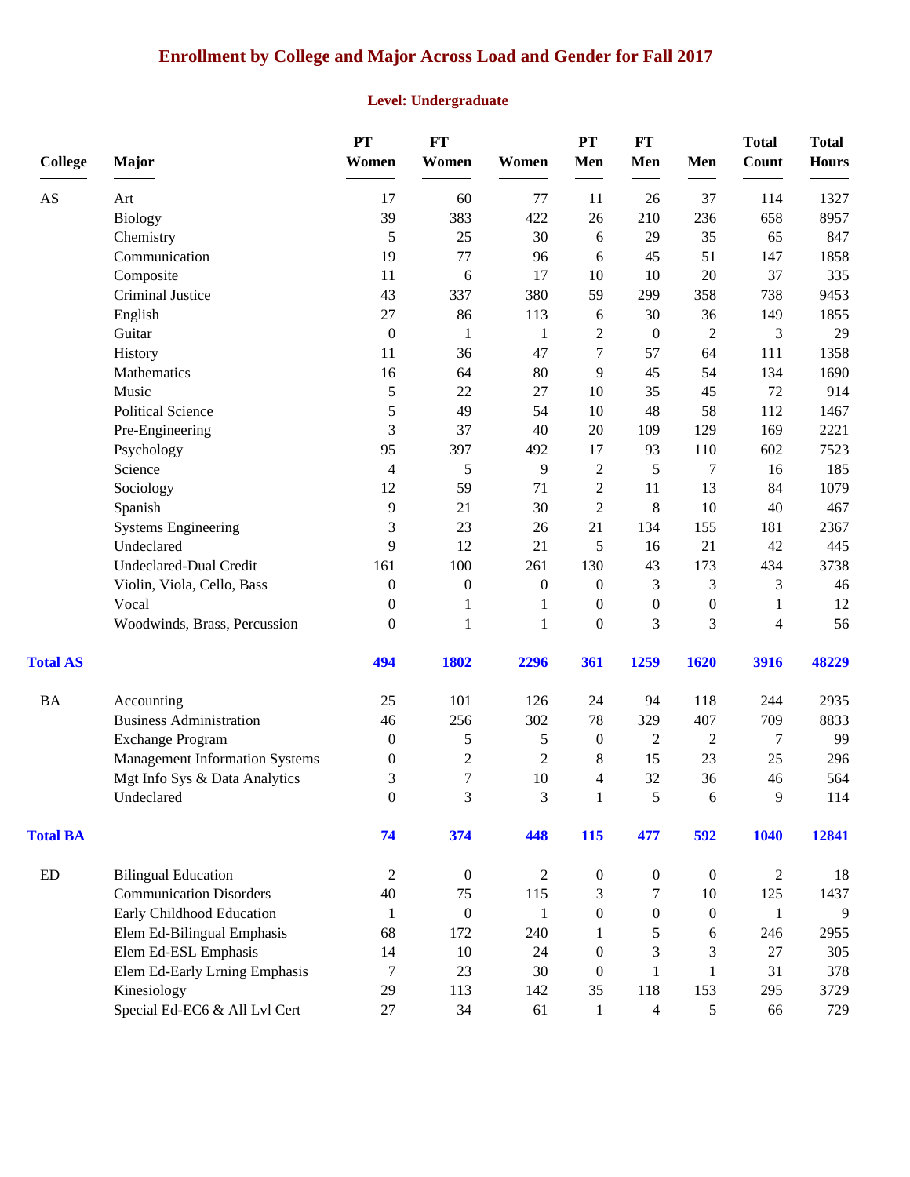# Enrollment by College and Major Across Load and Gender for Fall 2017

## Level: Undergraduate

| College | Major | PT Women | FT Women | Women | PT Men | FT Men | Men | Total Count | Total Hours |
|---|---|---|---|---|---|---|---|---|---|
| AS | Art | 17 | 60 | 77 | 11 | 26 | 37 | 114 | 1327 |
| | Biology | 39 | 383 | 422 | 26 | 210 | 236 | 658 | 8957 |
| | Chemistry | 5 | 25 | 30 | 6 | 29 | 35 | 65 | 847 |
| | Communication | 19 | 77 | 96 | 6 | 45 | 51 | 147 | 1858 |
| | Composite | 11 | 6 | 17 | 10 | 10 | 20 | 37 | 335 |
| | Criminal Justice | 43 | 337 | 380 | 59 | 299 | 358 | 738 | 9453 |
| | English | 27 | 86 | 113 | 6 | 30 | 36 | 149 | 1855 |
| | Guitar | 0 | 1 | 1 | 2 | 0 | 2 | 3 | 29 |
| | History | 11 | 36 | 47 | 7 | 57 | 64 | 111 | 1358 |
| | Mathematics | 16 | 64 | 80 | 9 | 45 | 54 | 134 | 1690 |
| | Music | 5 | 22 | 27 | 10 | 35 | 45 | 72 | 914 |
| | Political Science | 5 | 49 | 54 | 10 | 48 | 58 | 112 | 1467 |
| | Pre-Engineering | 3 | 37 | 40 | 20 | 109 | 129 | 169 | 2221 |
| | Psychology | 95 | 397 | 492 | 17 | 93 | 110 | 602 | 7523 |
| | Science | 4 | 5 | 9 | 2 | 5 | 7 | 16 | 185 |
| | Sociology | 12 | 59 | 71 | 2 | 11 | 13 | 84 | 1079 |
| | Spanish | 9 | 21 | 30 | 2 | 8 | 10 | 40 | 467 |
| | Systems Engineering | 3 | 23 | 26 | 21 | 134 | 155 | 181 | 2367 |
| | Undeclared | 9 | 12 | 21 | 5 | 16 | 21 | 42 | 445 |
| | Undeclared-Dual Credit | 161 | 100 | 261 | 130 | 43 | 173 | 434 | 3738 |
| | Violin, Viola, Cello, Bass | 0 | 0 | 0 | 0 | 3 | 3 | 3 | 46 |
| | Vocal | 0 | 1 | 1 | 0 | 0 | 0 | 1 | 12 |
| | Woodwinds, Brass, Percussion | 0 | 1 | 1 | 0 | 3 | 3 | 4 | 56 |
| **Total AS** | | **494** | **1802** | **2296** | **361** | **1259** | **1620** | **3916** | **48229** |
| BA | Accounting | 25 | 101 | 126 | 24 | 94 | 118 | 244 | 2935 |
| | Business Administration | 46 | 256 | 302 | 78 | 329 | 407 | 709 | 8833 |
| | Exchange Program | 0 | 5 | 5 | 0 | 2 | 2 | 7 | 99 |
| | Management Information Systems | 0 | 2 | 2 | 8 | 15 | 23 | 25 | 296 |
| | Mgt Info Sys & Data Analytics | 3 | 7 | 10 | 4 | 32 | 36 | 46 | 564 |
| | Undeclared | 0 | 3 | 3 | 1 | 5 | 6 | 9 | 114 |
| **Total BA** | | **74** | **374** | **448** | **115** | **477** | **592** | **1040** | **12841** |
| ED | Bilingual Education | 2 | 0 | 2 | 0 | 0 | 0 | 2 | 18 |
| | Communication Disorders | 40 | 75 | 115 | 3 | 7 | 10 | 125 | 1437 |
| | Early Childhood Education | 1 | 0 | 1 | 0 | 0 | 0 | 1 | 9 |
| | Elem Ed-Bilingual Emphasis | 68 | 172 | 240 | 1 | 5 | 6 | 246 | 2955 |
| | Elem Ed-ESL Emphasis | 14 | 10 | 24 | 0 | 3 | 3 | 27 | 305 |
| | Elem Ed-Early Lrning Emphasis | 7 | 23 | 30 | 0 | 1 | 1 | 31 | 378 |
| | Kinesiology | 29 | 113 | 142 | 35 | 118 | 153 | 295 | 3729 |
| | Special Ed-EC6 & All Lvl Cert | 27 | 34 | 61 | 1 | 4 | 5 | 66 | 729 |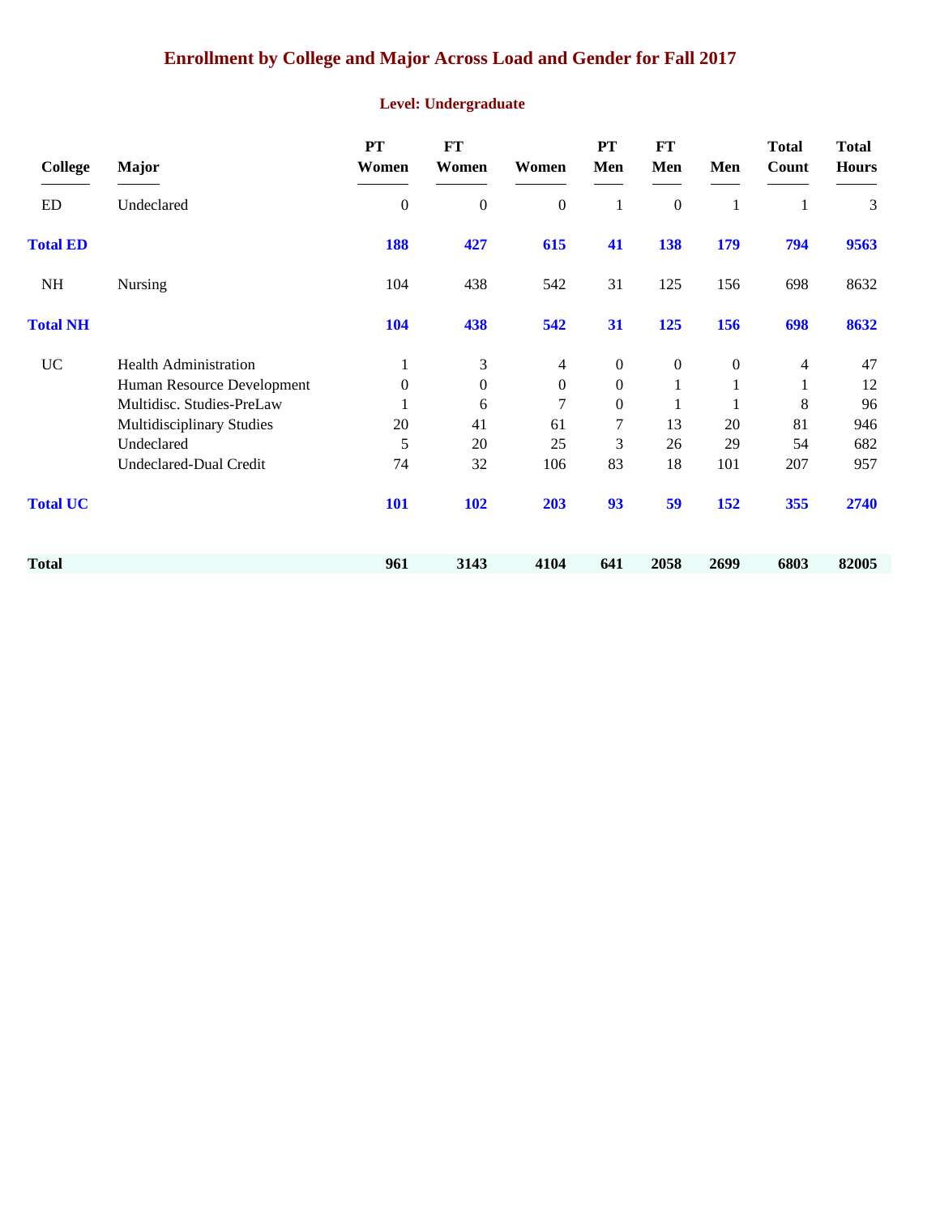# Enrollment by College and Major Across Load and Gender for Fall 2017

## Level: Undergraduate

| College | Major | PT Women | FT Women | Women | PT Men | FT Men | Men | Total Count | Total Hours |
|---|---|---|---|---|---|---|---|---|---|
| ED | Undeclared | 0 | 0 | 0 | 1 | 0 | 1 | 1 | 3 |
| **Total ED** | | **188** | **427** | **615** | **41** | **138** | **179** | **794** | **9563** |
| NH | Nursing | 104 | 438 | 542 | 31 | 125 | 156 | 698 | 8632 |
| **Total NH** | | **104** | **438** | **542** | **31** | **125** | **156** | **698** | **8632** |
| UC | Health Administration | 1 | 3 | 4 | 0 | 0 | 0 | 4 | 47 |
| | Human Resource Development | 0 | 0 | 0 | 0 | 1 | 1 | 1 | 12 |
| | Multidisc. Studies-PreLaw | 1 | 6 | 7 | 0 | 1 | 1 | 8 | 96 |
| | Multidisciplinary Studies | 20 | 41 | 61 | 7 | 13 | 20 | 81 | 946 |
| | Undeclared | 5 | 20 | 25 | 3 | 26 | 29 | 54 | 682 |
| | Undeclared-Dual Credit | 74 | 32 | 106 | 83 | 18 | 101 | 207 | 957 |
| **Total UC** | | **101** | **102** | **203** | **93** | **59** | **152** | **355** | **2740** |
| **Total** | | **961** | **3143** | **4104** | **641** | **2058** | **2699** | **6803** | **82005** |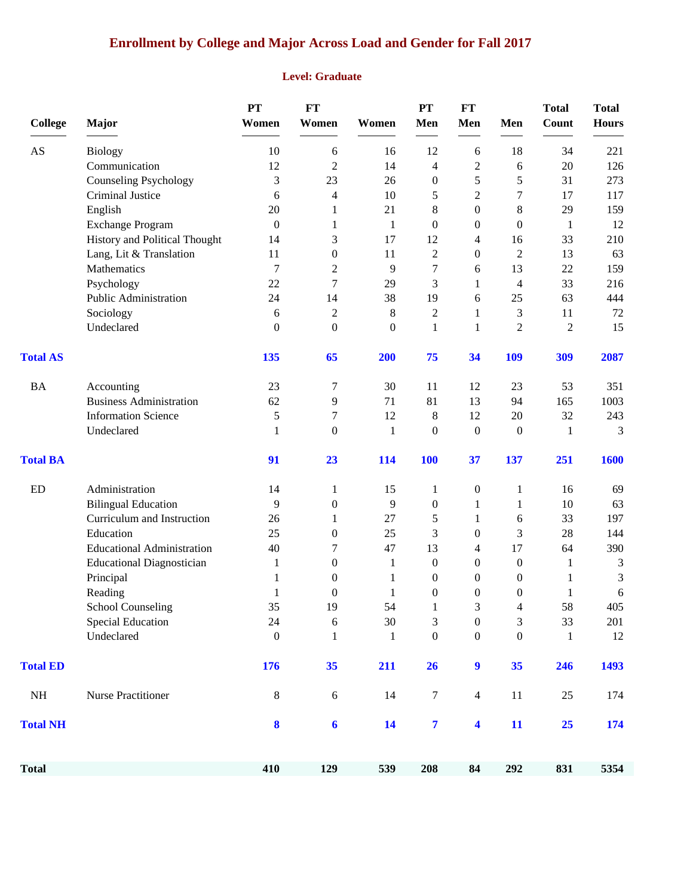# Enrollment by College and Major Across Load and Gender for Fall 2017

## Level: Graduate

| College | Major | PT Women | FT Women | Women | PT Men | FT Men | Men | Total Count | Total Hours |
|---|---|---|---|---|---|---|---|---|---|
| AS | Biology | 10 | 6 | 16 | 12 | 6 | 18 | 34 | 221 |
| | Communication | 12 | 2 | 14 | 4 | 2 | 6 | 20 | 126 |
| | Counseling Psychology | 3 | 23 | 26 | 0 | 5 | 5 | 31 | 273 |
| | Criminal Justice | 6 | 4 | 10 | 5 | 2 | 7 | 17 | 117 |
| | English | 20 | 1 | 21 | 8 | 0 | 8 | 29 | 159 |
| | Exchange Program | 0 | 1 | 1 | 0 | 0 | 0 | 1 | 12 |
| | History and Political Thought | 14 | 3 | 17 | 12 | 4 | 16 | 33 | 210 |
| | Lang, Lit & Translation | 11 | 0 | 11 | 2 | 0 | 2 | 13 | 63 |
| | Mathematics | 7 | 2 | 9 | 7 | 6 | 13 | 22 | 159 |
| | Psychology | 22 | 7 | 29 | 3 | 1 | 4 | 33 | 216 |
| | Public Administration | 24 | 14 | 38 | 19 | 6 | 25 | 63 | 444 |
| | Sociology | 6 | 2 | 8 | 2 | 1 | 3 | 11 | 72 |
| | Undeclared | 0 | 0 | 0 | 1 | 1 | 2 | 2 | 15 |
| **Total AS** | | **135** | **65** | **200** | **75** | **34** | **109** | **309** | **2087** |
| BA | Accounting | 23 | 7 | 30 | 11 | 12 | 23 | 53 | 351 |
| | Business Administration | 62 | 9 | 71 | 81 | 13 | 94 | 165 | 1003 |
| | Information Science | 5 | 7 | 12 | 8 | 12 | 20 | 32 | 243 |
| | Undeclared | 1 | 0 | 1 | 0 | 0 | 0 | 1 | 3 |
| **Total BA** | | **91** | **23** | **114** | **100** | **37** | **137** | **251** | **1600** |
| ED | Administration | 14 | 1 | 15 | 1 | 0 | 1 | 16 | 69 |
| | Bilingual Education | 9 | 0 | 9 | 0 | 1 | 1 | 10 | 63 |
| | Curriculum and Instruction | 26 | 1 | 27 | 5 | 1 | 6 | 33 | 197 |
| | Education | 25 | 0 | 25 | 3 | 0 | 3 | 28 | 144 |
| | Educational Administration | 40 | 7 | 47 | 13 | 4 | 17 | 64 | 390 |
| | Educational Diagnostician | 1 | 0 | 1 | 0 | 0 | 0 | 1 | 3 |
| | Principal | 1 | 0 | 1 | 0 | 0 | 0 | 1 | 3 |
| | Reading | 1 | 0 | 1 | 0 | 0 | 0 | 1 | 6 |
| | School Counseling | 35 | 19 | 54 | 1 | 3 | 4 | 58 | 405 |
| | Special Education | 24 | 6 | 30 | 3 | 0 | 3 | 33 | 201 |
| | Undeclared | 0 | 1 | 1 | 0 | 0 | 0 | 1 | 12 |
| **Total ED** | | **176** | **35** | **211** | **26** | **9** | **35** | **246** | **1493** |
| NH | Nurse Practitioner | 8 | 6 | 14 | 7 | 4 | 11 | 25 | 174 |
| **Total NH** | | **8** | **6** | **14** | **7** | **4** | **11** | **25** | **174** |
| **Total** | | **410** | **129** | **539** | **208** | **84** | **292** | **831** | **5354** |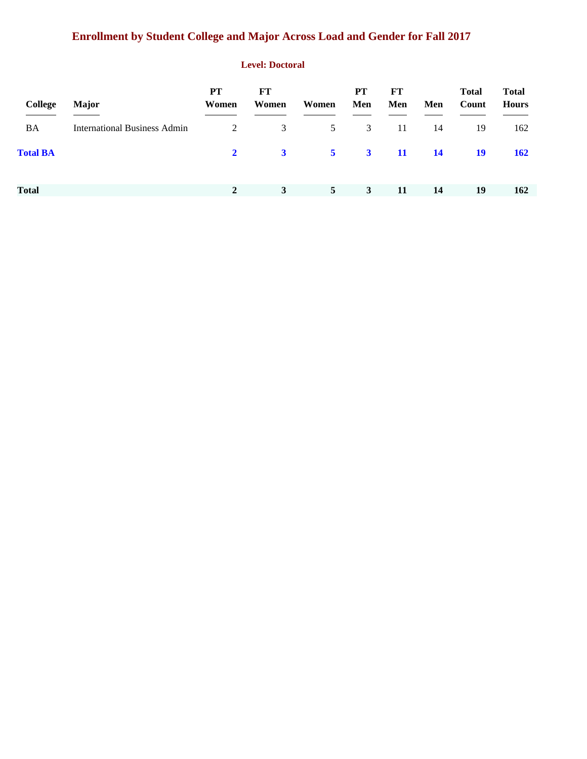# Enrollment by Student College and Major Across Load and Gender for Fall 2017

## Level: Doctoral

| College | Major | PT Women | FT Women | Women | PT Men | FT Men | Men | Total Count | Total Hours |
|---|---|---|---|---|---|---|---|---|---|
| BA | International Business Admin | 2 | 3 | 5 | 3 | 11 | 14 | 19 | 162 |
| **Total BA** | | **2** | **3** | **5** | **3** | **11** | **14** | **19** | **162** |
| **Total** | | **2** | **3** | **5** | **3** | **11** | **14** | **19** | **162** |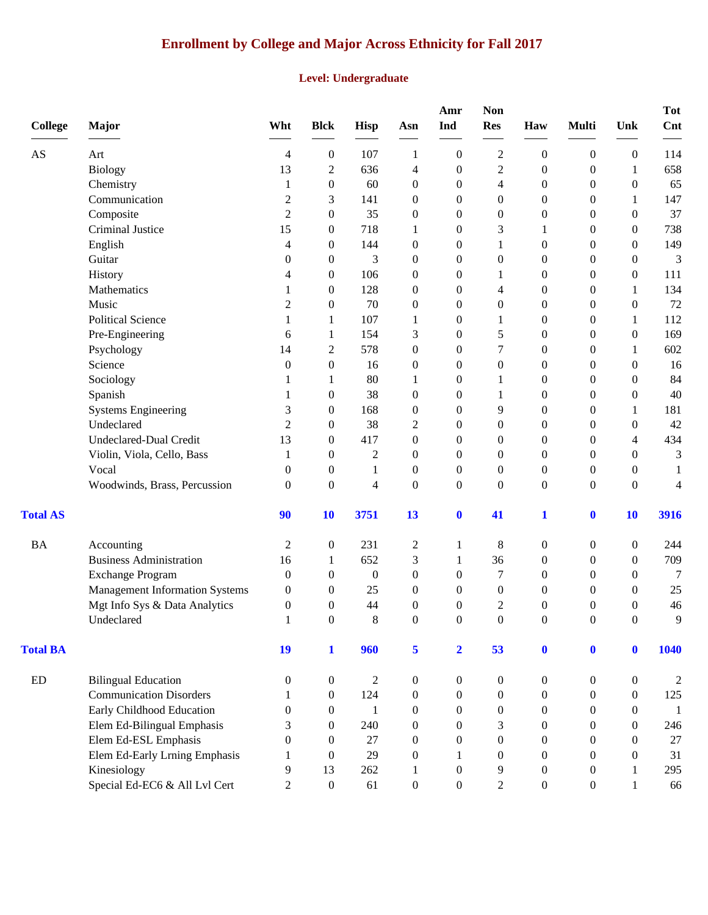# Enrollment by College and Major Across Ethnicity for Fall 2017

## Level: Undergraduate

| College | Major | Wht | Blck | Hisp | Asn | Amr Ind | Non Res | Haw | Multi | Unk | Tot Cnt |
|---|---|---|---|---|---|---|---|---|---|---|---|
| AS | Art | 4 | 0 | 107 | 1 | 0 | 2 | 0 | 0 | 0 | 114 |
| | Biology | 13 | 2 | 636 | 4 | 0 | 2 | 0 | 0 | 1 | 658 |
| | Chemistry | 1 | 0 | 60 | 0 | 0 | 4 | 0 | 0 | 0 | 65 |
| | Communication | 2 | 3 | 141 | 0 | 0 | 0 | 0 | 0 | 1 | 147 |
| | Composite | 2 | 0 | 35 | 0 | 0 | 0 | 0 | 0 | 0 | 37 |
| | Criminal Justice | 15 | 0 | 718 | 1 | 0 | 3 | 1 | 0 | 0 | 738 |
| | English | 4 | 0 | 144 | 0 | 0 | 1 | 0 | 0 | 0 | 149 |
| | Guitar | 0 | 0 | 3 | 0 | 0 | 0 | 0 | 0 | 0 | 3 |
| | History | 4 | 0 | 106 | 0 | 0 | 1 | 0 | 0 | 0 | 111 |
| | Mathematics | 1 | 0 | 128 | 0 | 0 | 4 | 0 | 0 | 1 | 134 |
| | Music | 2 | 0 | 70 | 0 | 0 | 0 | 0 | 0 | 0 | 72 |
| | Political Science | 1 | 1 | 107 | 1 | 0 | 1 | 0 | 0 | 1 | 112 |
| | Pre-Engineering | 6 | 1 | 154 | 3 | 0 | 5 | 0 | 0 | 0 | 169 |
| | Psychology | 14 | 2 | 578 | 0 | 0 | 7 | 0 | 0 | 1 | 602 |
| | Science | 0 | 0 | 16 | 0 | 0 | 0 | 0 | 0 | 0 | 16 |
| | Sociology | 1 | 1 | 80 | 1 | 0 | 1 | 0 | 0 | 0 | 84 |
| | Spanish | 1 | 0 | 38 | 0 | 0 | 1 | 0 | 0 | 0 | 40 |
| | Systems Engineering | 3 | 0 | 168 | 0 | 0 | 9 | 0 | 0 | 1 | 181 |
| | Undeclared | 2 | 0 | 38 | 2 | 0 | 0 | 0 | 0 | 0 | 42 |
| | Undeclared-Dual Credit | 13 | 0 | 417 | 0 | 0 | 0 | 0 | 0 | 4 | 434 |
| | Violin, Viola, Cello, Bass | 1 | 0 | 2 | 0 | 0 | 0 | 0 | 0 | 0 | 3 |
| | Vocal | 0 | 0 | 1 | 0 | 0 | 0 | 0 | 0 | 0 | 1 |
| | Woodwinds, Brass, Percussion | 0 | 0 | 4 | 0 | 0 | 0 | 0 | 0 | 0 | 4 |
| **Total AS** | | **90** | **10** | **3751** | **13** | **0** | **41** | **1** | **0** | **10** | **3916** |
| BA | Accounting | 2 | 0 | 231 | 2 | 1 | 8 | 0 | 0 | 0 | 244 |
| | Business Administration | 16 | 1 | 652 | 3 | 1 | 36 | 0 | 0 | 0 | 709 |
| | Exchange Program | 0 | 0 | 0 | 0 | 0 | 7 | 0 | 0 | 0 | 7 |
| | Management Information Systems | 0 | 0 | 25 | 0 | 0 | 0 | 0 | 0 | 0 | 25 |
| | Mgt Info Sys & Data Analytics | 0 | 0 | 44 | 0 | 0 | 2 | 0 | 0 | 0 | 46 |
| | Undeclared | 1 | 0 | 8 | 0 | 0 | 0 | 0 | 0 | 0 | 9 |
| **Total BA** | | **19** | **1** | **960** | **5** | **2** | **53** | **0** | **0** | **0** | **1040** |
| ED | Bilingual Education | 0 | 0 | 2 | 0 | 0 | 0 | 0 | 0 | 0 | 2 |
| | Communication Disorders | 1 | 0 | 124 | 0 | 0 | 0 | 0 | 0 | 0 | 125 |
| | Early Childhood Education | 0 | 0 | 1 | 0 | 0 | 0 | 0 | 0 | 0 | 1 |
| | Elem Ed-Bilingual Emphasis | 3 | 0 | 240 | 0 | 0 | 3 | 0 | 0 | 0 | 246 |
| | Elem Ed-ESL Emphasis | 0 | 0 | 27 | 0 | 0 | 0 | 0 | 0 | 0 | 27 |
| | Elem Ed-Early Lrning Emphasis | 1 | 0 | 29 | 0 | 1 | 0 | 0 | 0 | 0 | 31 |
| | Kinesiology | 9 | 13 | 262 | 1 | 0 | 9 | 0 | 0 | 1 | 295 |
| | Special Ed-EC6 & All Lvl Cert | 2 | 0 | 61 | 0 | 0 | 2 | 0 | 0 | 1 | 66 |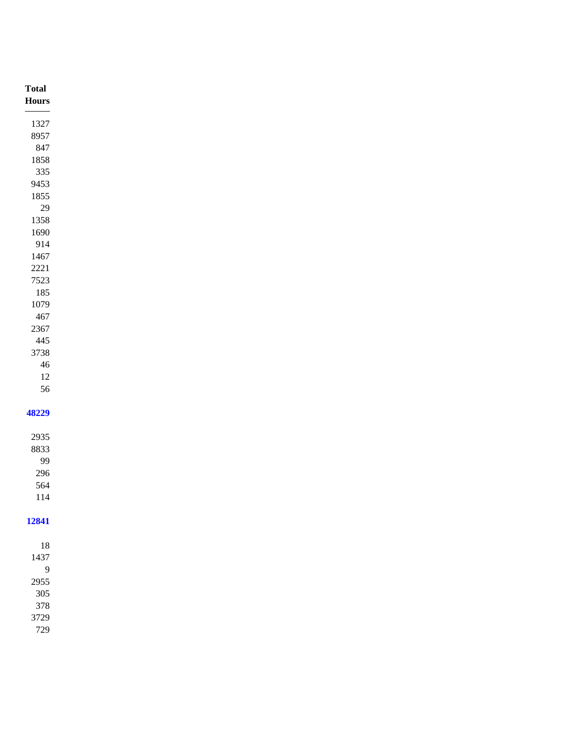| Total Hours |
|---|
| 1327 |
| 8957 |
| 847 |
| 1858 |
| 335 |
| 9453 |
| 1855 |
| 29 |
| 1358 |
| 1690 |
| 914 |
| 1467 |
| 2221 |
| 7523 |
| 185 |
| 1079 |
| 467 |
| 2367 |
| 445 |
| 3738 |
| 46 |
| 12 |
| 56 |
| **48229** |
| 2935 |
| 8833 |
| 99 |
| 296 |
| 564 |
| 114 |
| **12841** |
| 18 |
| 1437 |
| 9 |
| 2955 |
| 305 |
| 378 |
| 3729 |
| 729 |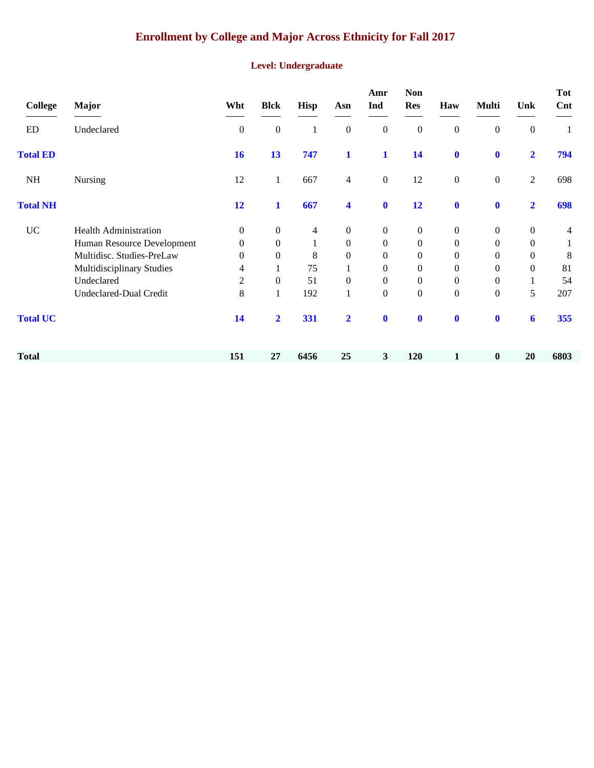# Enrollment by College and Major Across Ethnicity for Fall 2017

## Level: Undergraduate

| College | Major | Wht | Blck | Hisp | Asn | Amr Ind | Non Res | Haw | Multi | Unk | Tot Cnt |
|---|---|---|---|---|---|---|---|---|---|---|---|
| ED | Undeclared | 0 | 0 | 1 | 0 | 0 | 0 | 0 | 0 | 0 | 1 |
| **Total ED** | | **16** | **13** | **747** | **1** | **1** | **14** | **0** | **0** | **2** | **794** |
| NH | Nursing | 12 | 1 | 667 | 4 | 0 | 12 | 0 | 0 | 2 | 698 |
| **Total NH** | | **12** | **1** | **667** | **4** | **0** | **12** | **0** | **0** | **2** | **698** |
| UC | Health Administration | 0 | 0 | 4 | 0 | 0 | 0 | 0 | 0 | 0 | 4 |
| | Human Resource Development | 0 | 0 | 1 | 0 | 0 | 0 | 0 | 0 | 0 | 1 |
| | Multidisc. Studies-PreLaw | 0 | 0 | 8 | 0 | 0 | 0 | 0 | 0 | 0 | 8 |
| | Multidisciplinary Studies | 4 | 1 | 75 | 1 | 0 | 0 | 0 | 0 | 0 | 81 |
| | Undeclared | 2 | 0 | 51 | 0 | 0 | 0 | 0 | 0 | 1 | 54 |
| | Undeclared-Dual Credit | 8 | 1 | 192 | 1 | 0 | 0 | 0 | 0 | 5 | 207 |
| **Total UC** | | **14** | **2** | **331** | **2** | **0** | **0** | **0** | **0** | **6** | **355** |
| **Total** | | **151** | **27** | **6456** | **25** | **3** | **120** | **1** | **0** | **20** | **6803** |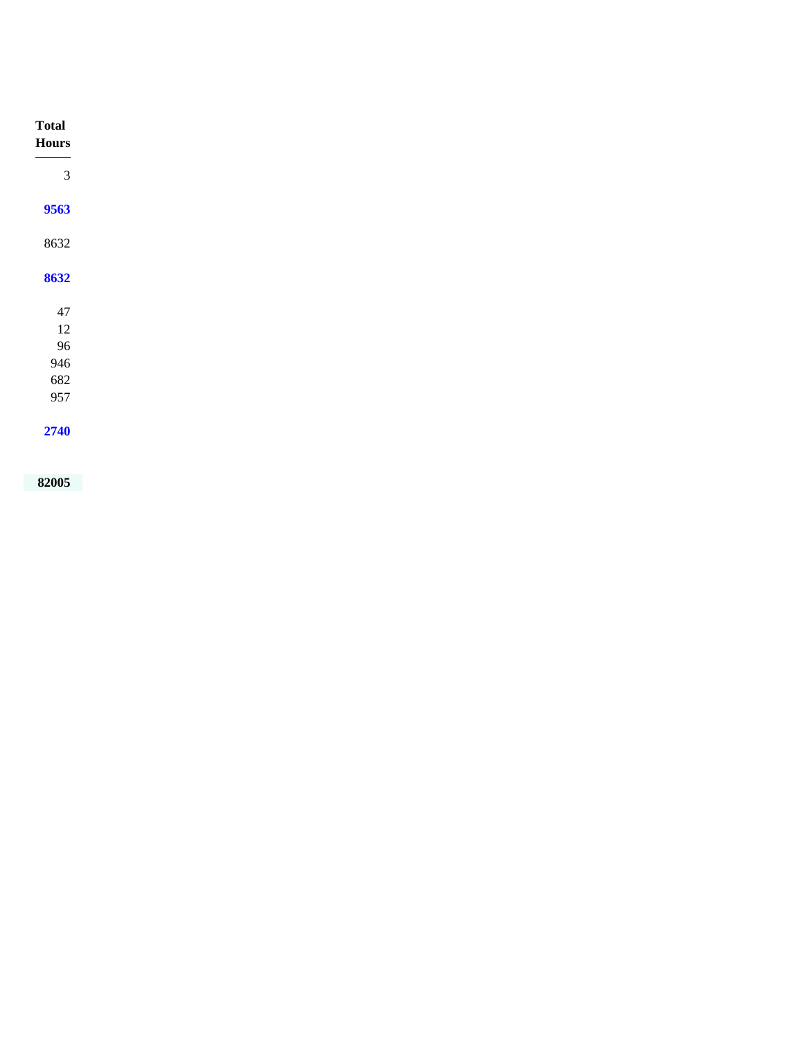| Total Hours |
| --- |
| 3 |
| **9563** |
| 8632 |
| **8632** |
| 47 |
| 12 |
| 96 |
| 946 |
| 682 |
| 957 |
| **2740** |
| **82005** |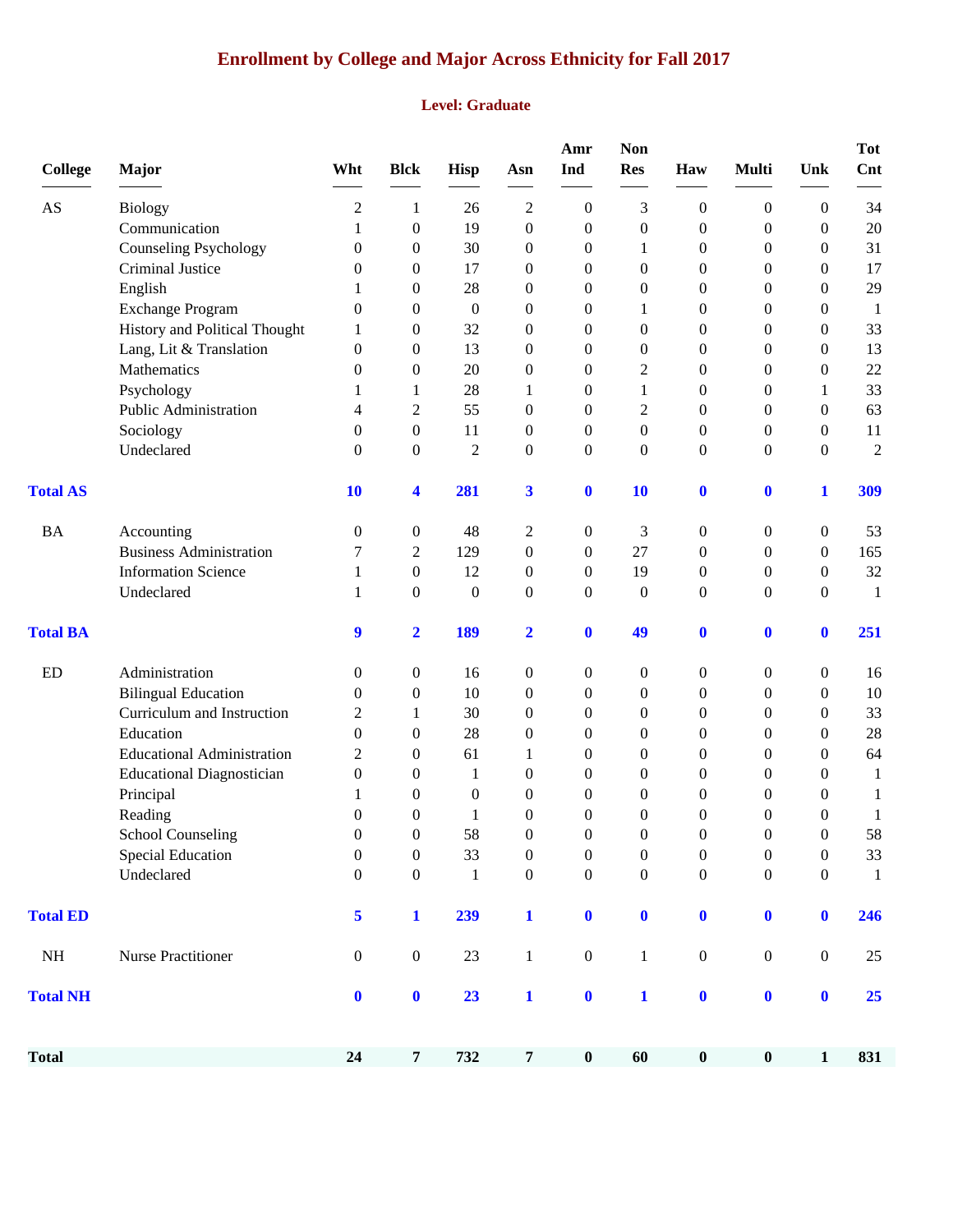# Enrollment by College and Major Across Ethnicity for Fall 2017

## Level: Graduate

| College | Major | Wht | Blck | Hisp | Asn | Amr Ind | Non Res | Haw | Multi | Unk | Tot Cnt |
|---|---|---|---|---|---|---|---|---|---|---|---|
| AS | Biology | 2 | 1 | 26 | 2 | 0 | 3 | 0 | 0 | 0 | 34 |
| | Communication | 1 | 0 | 19 | 0 | 0 | 0 | 0 | 0 | 0 | 20 |
| | Counseling Psychology | 0 | 0 | 30 | 0 | 0 | 1 | 0 | 0 | 0 | 31 |
| | Criminal Justice | 0 | 0 | 17 | 0 | 0 | 0 | 0 | 0 | 0 | 17 |
| | English | 1 | 0 | 28 | 0 | 0 | 0 | 0 | 0 | 0 | 29 |
| | Exchange Program | 0 | 0 | 0 | 0 | 0 | 1 | 0 | 0 | 0 | 1 |
| | History and Political Thought | 1 | 0 | 32 | 0 | 0 | 0 | 0 | 0 | 0 | 33 |
| | Lang, Lit & Translation | 0 | 0 | 13 | 0 | 0 | 0 | 0 | 0 | 0 | 13 |
| | Mathematics | 0 | 0 | 20 | 0 | 0 | 2 | 0 | 0 | 0 | 22 |
| | Psychology | 1 | 1 | 28 | 1 | 0 | 1 | 0 | 0 | 1 | 33 |
| | Public Administration | 4 | 2 | 55 | 0 | 0 | 2 | 0 | 0 | 0 | 63 |
| | Sociology | 0 | 0 | 11 | 0 | 0 | 0 | 0 | 0 | 0 | 11 |
| | Undeclared | 0 | 0 | 2 | 0 | 0 | 0 | 0 | 0 | 0 | 2 |
| **Total AS** | | **10** | **4** | **281** | **3** | **0** | **10** | **0** | **0** | **1** | **309** |
| BA | Accounting | 0 | 0 | 48 | 2 | 0 | 3 | 0 | 0 | 0 | 53 |
| | Business Administration | 7 | 2 | 129 | 0 | 0 | 27 | 0 | 0 | 0 | 165 |
| | Information Science | 1 | 0 | 12 | 0 | 0 | 19 | 0 | 0 | 0 | 32 |
| | Undeclared | 1 | 0 | 0 | 0 | 0 | 0 | 0 | 0 | 0 | 1 |
| **Total BA** | | **9** | **2** | **189** | **2** | **0** | **49** | **0** | **0** | **0** | **251** |
| ED | Administration | 0 | 0 | 16 | 0 | 0 | 0 | 0 | 0 | 0 | 16 |
| | Bilingual Education | 0 | 0 | 10 | 0 | 0 | 0 | 0 | 0 | 0 | 10 |
| | Curriculum and Instruction | 2 | 1 | 30 | 0 | 0 | 0 | 0 | 0 | 0 | 33 |
| | Education | 0 | 0 | 28 | 0 | 0 | 0 | 0 | 0 | 0 | 28 |
| | Educational Administration | 2 | 0 | 61 | 1 | 0 | 0 | 0 | 0 | 0 | 64 |
| | Educational Diagnostician | 0 | 0 | 1 | 0 | 0 | 0 | 0 | 0 | 0 | 1 |
| | Principal | 1 | 0 | 0 | 0 | 0 | 0 | 0 | 0 | 0 | 1 |
| | Reading | 0 | 0 | 1 | 0 | 0 | 0 | 0 | 0 | 0 | 1 |
| | School Counseling | 0 | 0 | 58 | 0 | 0 | 0 | 0 | 0 | 0 | 58 |
| | Special Education | 0 | 0 | 33 | 0 | 0 | 0 | 0 | 0 | 0 | 33 |
| | Undeclared | 0 | 0 | 1 | 0 | 0 | 0 | 0 | 0 | 0 | 1 |
| **Total ED** | | **5** | **1** | **239** | **1** | **0** | **0** | **0** | **0** | **0** | **246** |
| NH | Nurse Practitioner | 0 | 0 | 23 | 1 | 0 | 1 | 0 | 0 | 0 | 25 |
| **Total NH** | | **0** | **0** | **23** | **1** | **0** | **1** | **0** | **0** | **0** | **25** |
| **Total** | | **24** | **7** | **732** | **7** | **0** | **60** | **0** | **0** | **1** | **831** |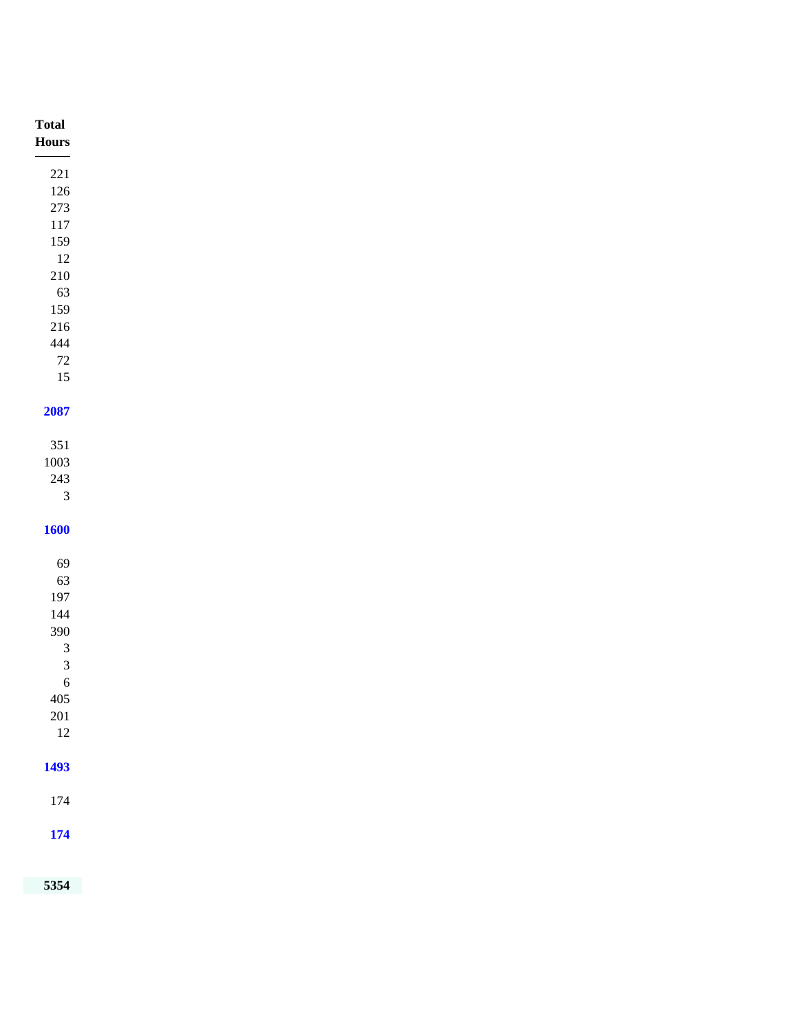| Total Hours |
|---|
| 221 |
| 126 |
| 273 |
| 117 |
| 159 |
| 12 |
| 210 |
| 63 |
| 159 |
| 216 |
| 444 |
| 72 |
| 15 |
| **2087** |
| 351 |
| 1003 |
| 243 |
| 3 |
| **1600** |
| 69 |
| 63 |
| 197 |
| 144 |
| 390 |
| 3 |
| 3 |
| 6 |
| 405 |
| 201 |
| 12 |
| **1493** |
| 174 |
| **174** |
| **5354** |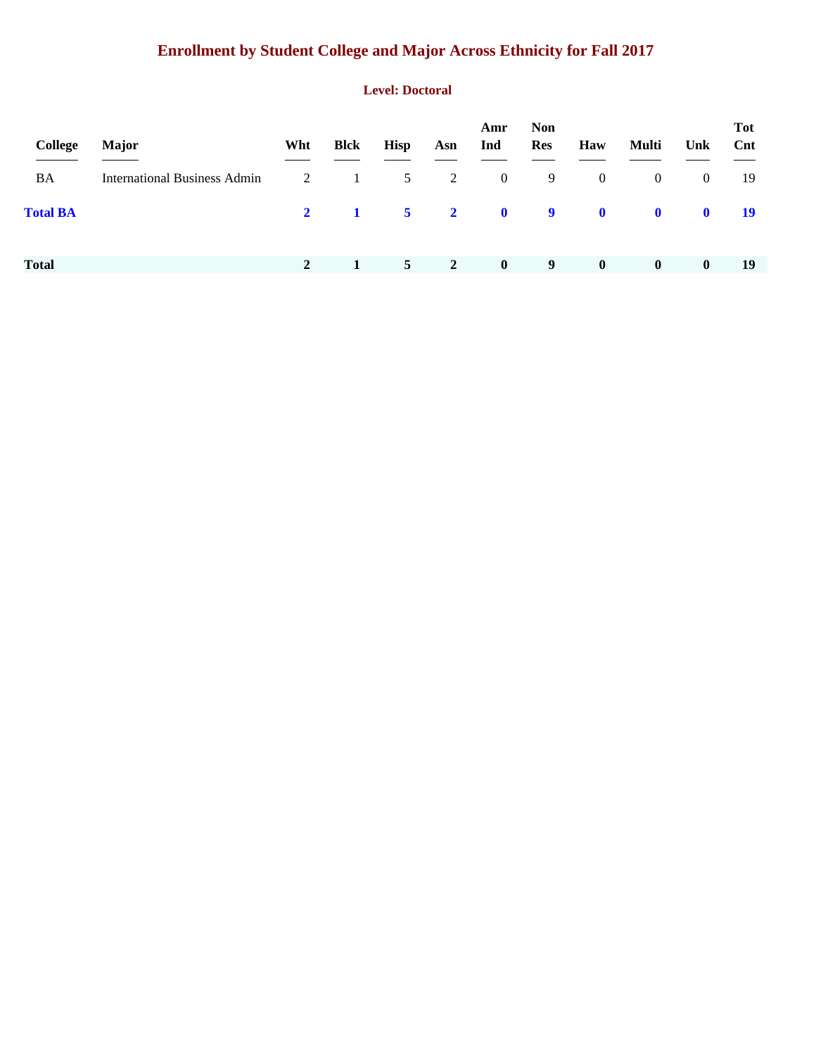# Enrollment by Student College and Major Across Ethnicity for Fall 2017

## Level: Doctoral

| College | Major | Wht | Blck | Hisp | Asn | Amr Ind | Non Res | Haw | Multi | Unk | Tot Cnt |
|---|---|---|---|---|---|---|---|---|---|---|---|
| BA | International Business Admin | 2 | 1 | 5 | 2 | 0 | 9 | 0 | 0 | 0 | 19 |
| **Total BA** | | **2** | **1** | **5** | **2** | **0** | **9** | **0** | **0** | **0** | **19** |
| **Total** | | **2** | **1** | **5** | **2** | **0** | **9** | **0** | **0** | **0** | **19** |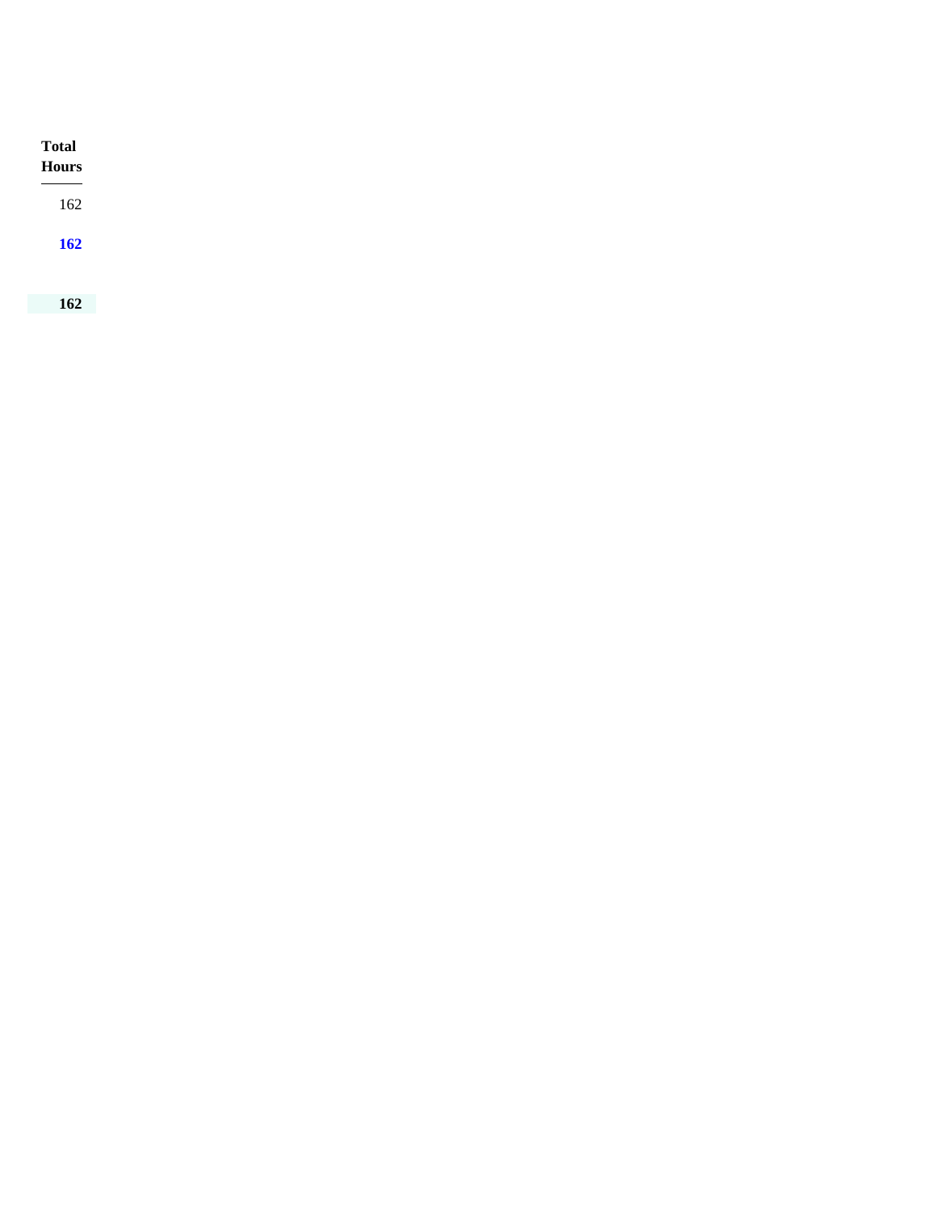| Total Hours |
| ---: |
| 162 |
| **162** |
| |
| **162** |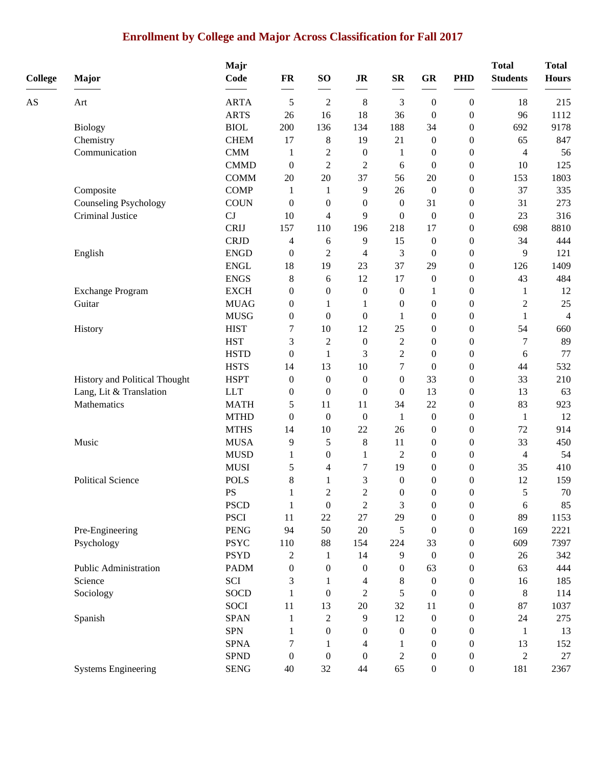# Enrollment by College and Major Across Classification for Fall 2017

| College | Major | Majr Code | FR | SO | JR | SR | GR | PHD | Total Students | Total Hours |
|---|---|---|---|---|---|---|---|---|---|---|
| AS | Art | ARTA | 5 | 2 | 8 | 3 | 0 | 0 | 18 | 215 |
| | | ARTS | 26 | 16 | 18 | 36 | 0 | 0 | 96 | 1112 |
| | Biology | BIOL | 200 | 136 | 134 | 188 | 34 | 0 | 692 | 9178 |
| | Chemistry | CHEM | 17 | 8 | 19 | 21 | 0 | 0 | 65 | 847 |
| | Communication | CMM | 1 | 2 | 0 | 1 | 0 | 0 | 4 | 56 |
| | | CMMD | 0 | 2 | 2 | 6 | 0 | 0 | 10 | 125 |
| | | COMM | 20 | 20 | 37 | 56 | 20 | 0 | 153 | 1803 |
| | Composite | COMP | 1 | 1 | 9 | 26 | 0 | 0 | 37 | 335 |
| | Counseling Psychology | COUN | 0 | 0 | 0 | 0 | 31 | 0 | 31 | 273 |
| | Criminal Justice | CJ | 10 | 4 | 9 | 0 | 0 | 0 | 23 | 316 |
| | | CRIJ | 157 | 110 | 196 | 218 | 17 | 0 | 698 | 8810 |
| | | CRJD | 4 | 6 | 9 | 15 | 0 | 0 | 34 | 444 |
| | English | ENGD | 0 | 2 | 4 | 3 | 0 | 0 | 9 | 121 |
| | | ENGL | 18 | 19 | 23 | 37 | 29 | 0 | 126 | 1409 |
| | | ENGS | 8 | 6 | 12 | 17 | 0 | 0 | 43 | 484 |
| | Exchange Program | EXCH | 0 | 0 | 0 | 0 | 1 | 0 | 1 | 12 |
| | Guitar | MUAG | 0 | 1 | 1 | 0 | 0 | 0 | 2 | 25 |
| | | MUSG | 0 | 0 | 0 | 1 | 0 | 0 | 1 | 4 |
| | History | HIST | 7 | 10 | 12 | 25 | 0 | 0 | 54 | 660 |
| | | HST | 3 | 2 | 0 | 2 | 0 | 0 | 7 | 89 |
| | | HSTD | 0 | 1 | 3 | 2 | 0 | 0 | 6 | 77 |
| | | HSTS | 14 | 13 | 10 | 7 | 0 | 0 | 44 | 532 |
| | History and Political Thought | HSPT | 0 | 0 | 0 | 0 | 33 | 0 | 33 | 210 |
| | Lang, Lit & Translation | LLT | 0 | 0 | 0 | 0 | 13 | 0 | 13 | 63 |
| | Mathematics | MATH | 5 | 11 | 11 | 34 | 22 | 0 | 83 | 923 |
| | | MTHD | 0 | 0 | 0 | 1 | 0 | 0 | 1 | 12 |
| | | MTHS | 14 | 10 | 22 | 26 | 0 | 0 | 72 | 914 |
| | Music | MUSA | 9 | 5 | 8 | 11 | 0 | 0 | 33 | 450 |
| | | MUSD | 1 | 0 | 1 | 2 | 0 | 0 | 4 | 54 |
| | | MUSI | 5 | 4 | 7 | 19 | 0 | 0 | 35 | 410 |
| | Political Science | POLS | 8 | 1 | 3 | 0 | 0 | 0 | 12 | 159 |
| | | PS | 1 | 2 | 2 | 0 | 0 | 0 | 5 | 70 |
| | | PSCD | 1 | 0 | 2 | 3 | 0 | 0 | 6 | 85 |
| | | PSCI | 11 | 22 | 27 | 29 | 0 | 0 | 89 | 1153 |
| | Pre-Engineering | PENG | 94 | 50 | 20 | 5 | 0 | 0 | 169 | 2221 |
| | Psychology | PSYC | 110 | 88 | 154 | 224 | 33 | 0 | 609 | 7397 |
| | | PSYD | 2 | 1 | 14 | 9 | 0 | 0 | 26 | 342 |
| | Public Administration | PADM | 0 | 0 | 0 | 0 | 63 | 0 | 63 | 444 |
| | Science | SCI | 3 | 1 | 4 | 8 | 0 | 0 | 16 | 185 |
| | Sociology | SOCD | 1 | 0 | 2 | 5 | 0 | 0 | 8 | 114 |
| | | SOCI | 11 | 13 | 20 | 32 | 11 | 0 | 87 | 1037 |
| | Spanish | SPAN | 1 | 2 | 9 | 12 | 0 | 0 | 24 | 275 |
| | | SPN | 1 | 0 | 0 | 0 | 0 | 0 | 1 | 13 |
| | | SPNA | 7 | 1 | 4 | 1 | 0 | 0 | 13 | 152 |
| | | SPND | 0 | 0 | 0 | 2 | 0 | 0 | 2 | 27 |
| | Systems Engineering | SENG | 40 | 32 | 44 | 65 | 0 | 0 | 181 | 2367 |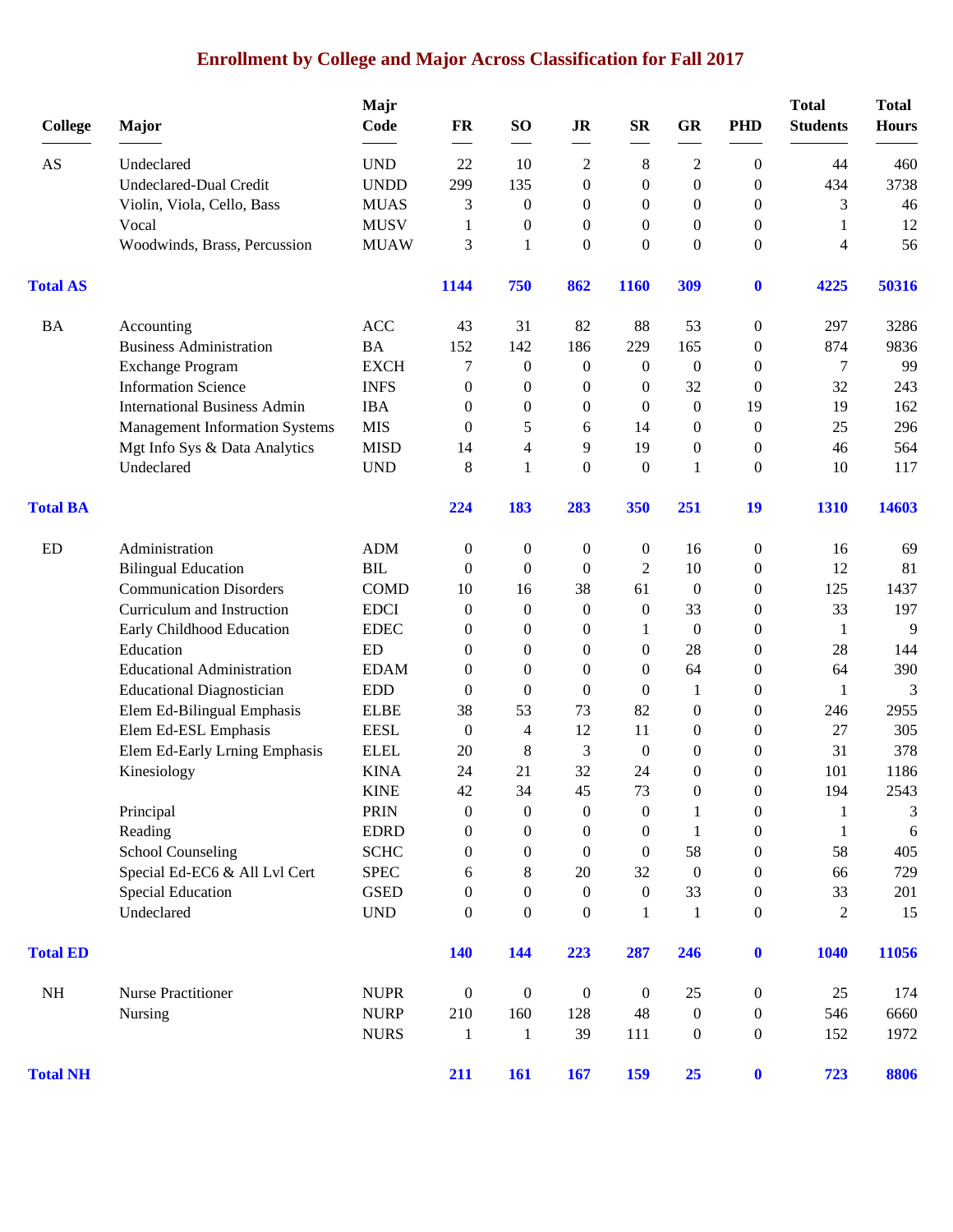# Enrollment by College and Major Across Classification for Fall 2017

| College | Major | Majr Code | FR | SO | JR | SR | GR | PHD | Total Students | Total Hours |
|---|---|---|---|---|---|---|---|---|---|---|
| AS | Undeclared | UND | 22 | 10 | 2 | 8 | 2 | 0 | 44 | 460 |
| | Undeclared-Dual Credit | UNDD | 299 | 135 | 0 | 0 | 0 | 0 | 434 | 3738 |
| | Violin, Viola, Cello, Bass | MUAS | 3 | 0 | 0 | 0 | 0 | 0 | 3 | 46 |
| | Vocal | MUSV | 1 | 0 | 0 | 0 | 0 | 0 | 1 | 12 |
| | Woodwinds, Brass, Percussion | MUAW | 3 | 1 | 0 | 0 | 0 | 0 | 4 | 56 |
| **Total AS** | | | **1144** | **750** | **862** | **1160** | **309** | **0** | **4225** | **50316** |
| BA | Accounting | ACC | 43 | 31 | 82 | 88 | 53 | 0 | 297 | 3286 |
| | Business Administration | BA | 152 | 142 | 186 | 229 | 165 | 0 | 874 | 9836 |
| | Exchange Program | EXCH | 7 | 0 | 0 | 0 | 0 | 0 | 7 | 99 |
| | Information Science | INFS | 0 | 0 | 0 | 0 | 32 | 0 | 32 | 243 |
| | International Business Admin | IBA | 0 | 0 | 0 | 0 | 0 | 19 | 19 | 162 |
| | Management Information Systems | MIS | 0 | 5 | 6 | 14 | 0 | 0 | 25 | 296 |
| | Mgt Info Sys & Data Analytics | MISD | 14 | 4 | 9 | 19 | 0 | 0 | 46 | 564 |
| | Undeclared | UND | 8 | 1 | 0 | 0 | 1 | 0 | 10 | 117 |
| **Total BA** | | | **224** | **183** | **283** | **350** | **251** | **19** | **1310** | **14603** |
| ED | Administration | ADM | 0 | 0 | 0 | 0 | 16 | 0 | 16 | 69 |
| | Bilingual Education | BIL | 0 | 0 | 0 | 2 | 10 | 0 | 12 | 81 |
| | Communication Disorders | COMD | 10 | 16 | 38 | 61 | 0 | 0 | 125 | 1437 |
| | Curriculum and Instruction | EDCI | 0 | 0 | 0 | 0 | 33 | 0 | 33 | 197 |
| | Early Childhood Education | EDEC | 0 | 0 | 0 | 1 | 0 | 0 | 1 | 9 |
| | Education | ED | 0 | 0 | 0 | 0 | 28 | 0 | 28 | 144 |
| | Educational Administration | EDAM | 0 | 0 | 0 | 0 | 64 | 0 | 64 | 390 |
| | Educational Diagnostician | EDD | 0 | 0 | 0 | 0 | 1 | 0 | 1 | 3 |
| | Elem Ed-Bilingual Emphasis | ELBE | 38 | 53 | 73 | 82 | 0 | 0 | 246 | 2955 |
| | Elem Ed-ESL Emphasis | EESL | 0 | 4 | 12 | 11 | 0 | 0 | 27 | 305 |
| | Elem Ed-Early Lrning Emphasis | ELEL | 20 | 8 | 3 | 0 | 0 | 0 | 31 | 378 |
| | Kinesiology | KINA | 24 | 21 | 32 | 24 | 0 | 0 | 101 | 1186 |
| | | KINE | 42 | 34 | 45 | 73 | 0 | 0 | 194 | 2543 |
| | Principal | PRIN | 0 | 0 | 0 | 0 | 1 | 0 | 1 | 3 |
| | Reading | EDRD | 0 | 0 | 0 | 0 | 1 | 0 | 1 | 6 |
| | School Counseling | SCHC | 0 | 0 | 0 | 0 | 58 | 0 | 58 | 405 |
| | Special Ed-EC6 & All Lvl Cert | SPEC | 6 | 8 | 20 | 32 | 0 | 0 | 66 | 729 |
| | Special Education | GSED | 0 | 0 | 0 | 0 | 33 | 0 | 33 | 201 |
| | Undeclared | UND | 0 | 0 | 0 | 1 | 1 | 0 | 2 | 15 |
| **Total ED** | | | **140** | **144** | **223** | **287** | **246** | **0** | **1040** | **11056** |
| NH | Nurse Practitioner | NUPR | 0 | 0 | 0 | 0 | 25 | 0 | 25 | 174 |
| | Nursing | NURP | 210 | 160 | 128 | 48 | 0 | 0 | 546 | 6660 |
| | | NURS | 1 | 1 | 39 | 111 | 0 | 0 | 152 | 1972 |
| **Total NH** | | | **211** | **161** | **167** | **159** | **25** | **0** | **723** | **8806** |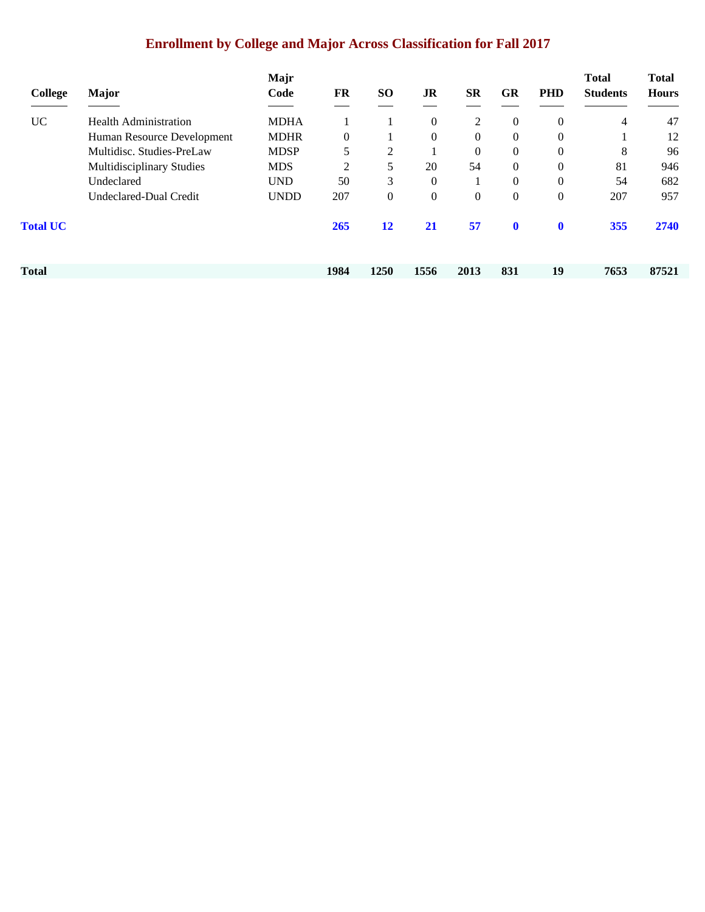## Enrollment by College and Major Across Classification for Fall 2017

| College | Major | Majr Code | FR | SO | JR | SR | GR | PHD | Total Students | Total Hours |
|---|---|---|---|---|---|---|---|---|---|---|
| UC | Health Administration | MDHA | 1 | 1 | 0 | 2 | 0 | 0 | 4 | 47 |
| | Human Resource Development | MDHR | 0 | 1 | 0 | 0 | 0 | 0 | 1 | 12 |
| | Multidisc. Studies-PreLaw | MDSP | 5 | 2 | 1 | 0 | 0 | 0 | 8 | 96 |
| | Multidisciplinary Studies | MDS | 2 | 5 | 20 | 54 | 0 | 0 | 81 | 946 |
| | Undeclared | UND | 50 | 3 | 0 | 1 | 0 | 0 | 54 | 682 |
| | Undeclared-Dual Credit | UNDD | 207 | 0 | 0 | 0 | 0 | 0 | 207 | 957 |
| **Total UC** | | | **265** | **12** | **21** | **57** | **0** | **0** | **355** | **2740** |
| **Total** | | | **1984** | **1250** | **1556** | **2013** | **831** | **19** | **7653** | **87521** |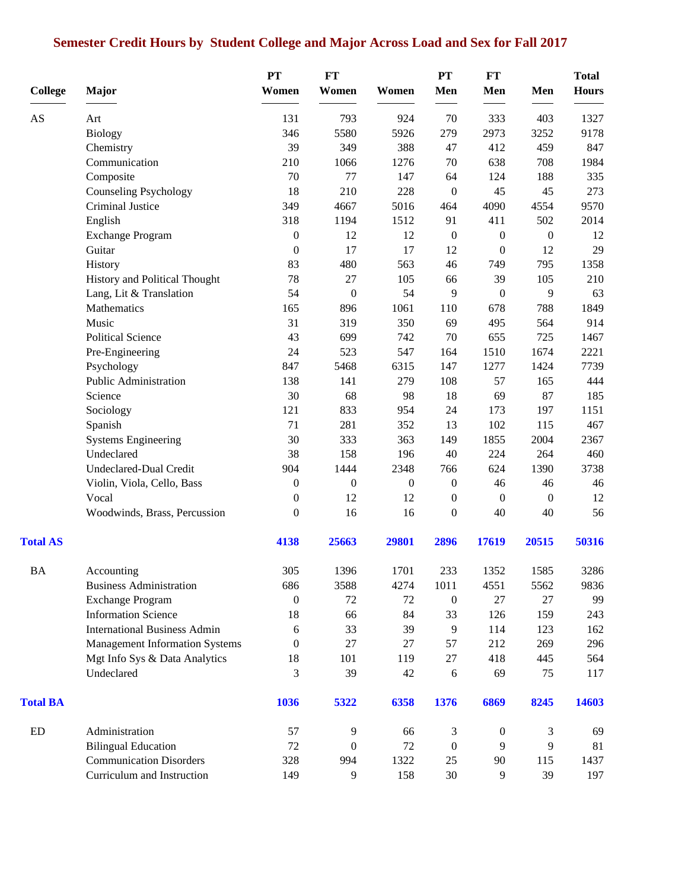# Semester Credit Hours by Student College and Major Across Load and Sex for Fall 2017

| College | Major | PT Women | FT Women | Women | PT Men | FT Men | Men | Total Hours |
|---|---|---|---|---|---|---|---|---|
| AS | Art | 131 | 793 | 924 | 70 | 333 | 403 | 1327 |
| | Biology | 346 | 5580 | 5926 | 279 | 2973 | 3252 | 9178 |
| | Chemistry | 39 | 349 | 388 | 47 | 412 | 459 | 847 |
| | Communication | 210 | 1066 | 1276 | 70 | 638 | 708 | 1984 |
| | Composite | 70 | 77 | 147 | 64 | 124 | 188 | 335 |
| | Counseling Psychology | 18 | 210 | 228 | 0 | 45 | 45 | 273 |
| | Criminal Justice | 349 | 4667 | 5016 | 464 | 4090 | 4554 | 9570 |
| | English | 318 | 1194 | 1512 | 91 | 411 | 502 | 2014 |
| | Exchange Program | 0 | 12 | 12 | 0 | 0 | 0 | 12 |
| | Guitar | 0 | 17 | 17 | 12 | 0 | 12 | 29 |
| | History | 83 | 480 | 563 | 46 | 749 | 795 | 1358 |
| | History and Political Thought | 78 | 27 | 105 | 66 | 39 | 105 | 210 |
| | Lang, Lit & Translation | 54 | 0 | 54 | 9 | 0 | 9 | 63 |
| | Mathematics | 165 | 896 | 1061 | 110 | 678 | 788 | 1849 |
| | Music | 31 | 319 | 350 | 69 | 495 | 564 | 914 |
| | Political Science | 43 | 699 | 742 | 70 | 655 | 725 | 1467 |
| | Pre-Engineering | 24 | 523 | 547 | 164 | 1510 | 1674 | 2221 |
| | Psychology | 847 | 5468 | 6315 | 147 | 1277 | 1424 | 7739 |
| | Public Administration | 138 | 141 | 279 | 108 | 57 | 165 | 444 |
| | Science | 30 | 68 | 98 | 18 | 69 | 87 | 185 |
| | Sociology | 121 | 833 | 954 | 24 | 173 | 197 | 1151 |
| | Spanish | 71 | 281 | 352 | 13 | 102 | 115 | 467 |
| | Systems Engineering | 30 | 333 | 363 | 149 | 1855 | 2004 | 2367 |
| | Undeclared | 38 | 158 | 196 | 40 | 224 | 264 | 460 |
| | Undeclared-Dual Credit | 904 | 1444 | 2348 | 766 | 624 | 1390 | 3738 |
| | Violin, Viola, Cello, Bass | 0 | 0 | 0 | 0 | 46 | 46 | 46 |
| | Vocal | 0 | 12 | 12 | 0 | 0 | 0 | 12 |
| | Woodwinds, Brass, Percussion | 0 | 16 | 16 | 0 | 40 | 40 | 56 |
| **Total AS** | | **4138** | **25663** | **29801** | **2896** | **17619** | **20515** | **50316** |
| BA | Accounting | 305 | 1396 | 1701 | 233 | 1352 | 1585 | 3286 |
| | Business Administration | 686 | 3588 | 4274 | 1011 | 4551 | 5562 | 9836 |
| | Exchange Program | 0 | 72 | 72 | 0 | 27 | 27 | 99 |
| | Information Science | 18 | 66 | 84 | 33 | 126 | 159 | 243 |
| | International Business Admin | 6 | 33 | 39 | 9 | 114 | 123 | 162 |
| | Management Information Systems | 0 | 27 | 27 | 57 | 212 | 269 | 296 |
| | Mgt Info Sys & Data Analytics | 18 | 101 | 119 | 27 | 418 | 445 | 564 |
| | Undeclared | 3 | 39 | 42 | 6 | 69 | 75 | 117 |
| **Total BA** | | **1036** | **5322** | **6358** | **1376** | **6869** | **8245** | **14603** |
| ED | Administration | 57 | 9 | 66 | 3 | 0 | 3 | 69 |
| | Bilingual Education | 72 | 0 | 72 | 0 | 9 | 9 | 81 |
| | Communication Disorders | 328 | 994 | 1322 | 25 | 90 | 115 | 1437 |
| | Curriculum and Instruction | 149 | 9 | 158 | 30 | 9 | 39 | 197 |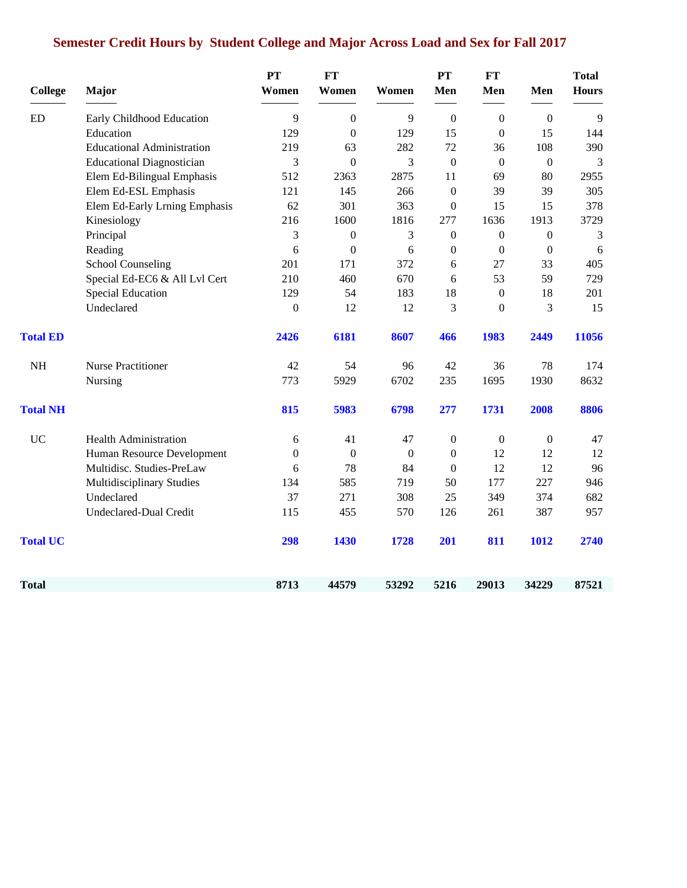## Semester Credit Hours by Student College and Major Across Load and Sex for Fall 2017

| College | Major | PT Women | FT Women | Women | PT Men | FT Men | Men | Total Hours |
|---|---|---|---|---|---|---|---|---|
| ED | Early Childhood Education | 9 | 0 | 9 | 0 | 0 | 0 | 9 |
| | Education | 129 | 0 | 129 | 15 | 0 | 15 | 144 |
| | Educational Administration | 219 | 63 | 282 | 72 | 36 | 108 | 390 |
| | Educational Diagnostician | 3 | 0 | 3 | 0 | 0 | 0 | 3 |
| | Elem Ed-Bilingual Emphasis | 512 | 2363 | 2875 | 11 | 69 | 80 | 2955 |
| | Elem Ed-ESL Emphasis | 121 | 145 | 266 | 0 | 39 | 39 | 305 |
| | Elem Ed-Early Lrning Emphasis | 62 | 301 | 363 | 0 | 15 | 15 | 378 |
| | Kinesiology | 216 | 1600 | 1816 | 277 | 1636 | 1913 | 3729 |
| | Principal | 3 | 0 | 3 | 0 | 0 | 0 | 3 |
| | Reading | 6 | 0 | 6 | 0 | 0 | 0 | 6 |
| | School Counseling | 201 | 171 | 372 | 6 | 27 | 33 | 405 |
| | Special Ed-EC6 & All Lvl Cert | 210 | 460 | 670 | 6 | 53 | 59 | 729 |
| | Special Education | 129 | 54 | 183 | 18 | 0 | 18 | 201 |
| | Undeclared | 0 | 12 | 12 | 3 | 0 | 3 | 15 |
| **Total ED** | | **2426** | **6181** | **8607** | **466** | **1983** | **2449** | **11056** |
| NH | Nurse Practitioner | 42 | 54 | 96 | 42 | 36 | 78 | 174 |
| | Nursing | 773 | 5929 | 6702 | 235 | 1695 | 1930 | 8632 |
| **Total NH** | | **815** | **5983** | **6798** | **277** | **1731** | **2008** | **8806** |
| UC | Health Administration | 6 | 41 | 47 | 0 | 0 | 0 | 47 |
| | Human Resource Development | 0 | 0 | 0 | 0 | 12 | 12 | 12 |
| | Multidisc. Studies-PreLaw | 6 | 78 | 84 | 0 | 12 | 12 | 96 |
| | Multidisciplinary Studies | 134 | 585 | 719 | 50 | 177 | 227 | 946 |
| | Undeclared | 37 | 271 | 308 | 25 | 349 | 374 | 682 |
| | Undeclared-Dual Credit | 115 | 455 | 570 | 126 | 261 | 387 | 957 |
| **Total UC** | | **298** | **1430** | **1728** | **201** | **811** | **1012** | **2740** |
| **Total** | | **8713** | **44579** | **53292** | **5216** | **29013** | **34229** | **87521** |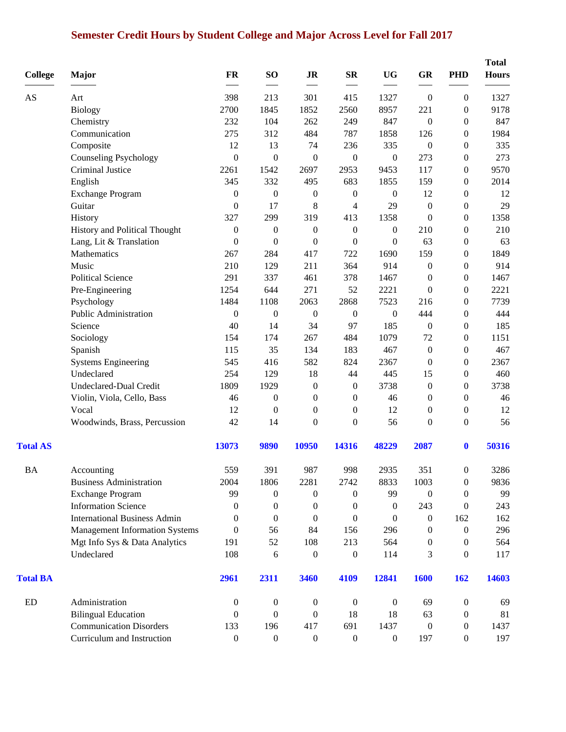# Semester Credit Hours by Student College and Major Across Level for Fall 2017

| College | Major | FR | SO | JR | SR | UG | GR | PHD | Total Hours |
|---|---|---|---|---|---|---|---|---|---|
| AS | Art | 398 | 213 | 301 | 415 | 1327 | 0 | 0 | 1327 |
| | Biology | 2700 | 1845 | 1852 | 2560 | 8957 | 221 | 0 | 9178 |
| | Chemistry | 232 | 104 | 262 | 249 | 847 | 0 | 0 | 847 |
| | Communication | 275 | 312 | 484 | 787 | 1858 | 126 | 0 | 1984 |
| | Composite | 12 | 13 | 74 | 236 | 335 | 0 | 0 | 335 |
| | Counseling Psychology | 0 | 0 | 0 | 0 | 0 | 273 | 0 | 273 |
| | Criminal Justice | 2261 | 1542 | 2697 | 2953 | 9453 | 117 | 0 | 9570 |
| | English | 345 | 332 | 495 | 683 | 1855 | 159 | 0 | 2014 |
| | Exchange Program | 0 | 0 | 0 | 0 | 0 | 12 | 0 | 12 |
| | Guitar | 0 | 17 | 8 | 4 | 29 | 0 | 0 | 29 |
| | History | 327 | 299 | 319 | 413 | 1358 | 0 | 0 | 1358 |
| | History and Political Thought | 0 | 0 | 0 | 0 | 0 | 210 | 0 | 210 |
| | Lang, Lit & Translation | 0 | 0 | 0 | 0 | 0 | 63 | 0 | 63 |
| | Mathematics | 267 | 284 | 417 | 722 | 1690 | 159 | 0 | 1849 |
| | Music | 210 | 129 | 211 | 364 | 914 | 0 | 0 | 914 |
| | Political Science | 291 | 337 | 461 | 378 | 1467 | 0 | 0 | 1467 |
| | Pre-Engineering | 1254 | 644 | 271 | 52 | 2221 | 0 | 0 | 2221 |
| | Psychology | 1484 | 1108 | 2063 | 2868 | 7523 | 216 | 0 | 7739 |
| | Public Administration | 0 | 0 | 0 | 0 | 0 | 444 | 0 | 444 |
| | Science | 40 | 14 | 34 | 97 | 185 | 0 | 0 | 185 |
| | Sociology | 154 | 174 | 267 | 484 | 1079 | 72 | 0 | 1151 |
| | Spanish | 115 | 35 | 134 | 183 | 467 | 0 | 0 | 467 |
| | Systems Engineering | 545 | 416 | 582 | 824 | 2367 | 0 | 0 | 2367 |
| | Undeclared | 254 | 129 | 18 | 44 | 445 | 15 | 0 | 460 |
| | Undeclared-Dual Credit | 1809 | 1929 | 0 | 0 | 3738 | 0 | 0 | 3738 |
| | Violin, Viola, Cello, Bass | 46 | 0 | 0 | 0 | 46 | 0 | 0 | 46 |
| | Vocal | 12 | 0 | 0 | 0 | 12 | 0 | 0 | 12 |
| | Woodwinds, Brass, Percussion | 42 | 14 | 0 | 0 | 56 | 0 | 0 | 56 |
| **Total AS** | | **13073** | **9890** | **10950** | **14316** | **48229** | **2087** | **0** | **50316** |
| BA | Accounting | 559 | 391 | 987 | 998 | 2935 | 351 | 0 | 3286 |
| | Business Administration | 2004 | 1806 | 2281 | 2742 | 8833 | 1003 | 0 | 9836 |
| | Exchange Program | 99 | 0 | 0 | 0 | 99 | 0 | 0 | 99 |
| | Information Science | 0 | 0 | 0 | 0 | 0 | 243 | 0 | 243 |
| | International Business Admin | 0 | 0 | 0 | 0 | 0 | 0 | 162 | 162 |
| | Management Information Systems | 0 | 56 | 84 | 156 | 296 | 0 | 0 | 296 |
| | Mgt Info Sys & Data Analytics | 191 | 52 | 108 | 213 | 564 | 0 | 0 | 564 |
| | Undeclared | 108 | 6 | 0 | 0 | 114 | 3 | 0 | 117 |
| **Total BA** | | **2961** | **2311** | **3460** | **4109** | **12841** | **1600** | **162** | **14603** |
| ED | Administration | 0 | 0 | 0 | 0 | 0 | 69 | 0 | 69 |
| | Bilingual Education | 0 | 0 | 0 | 18 | 18 | 63 | 0 | 81 |
| | Communication Disorders | 133 | 196 | 417 | 691 | 1437 | 0 | 0 | 1437 |
| | Curriculum and Instruction | 0 | 0 | 0 | 0 | 0 | 197 | 0 | 197 |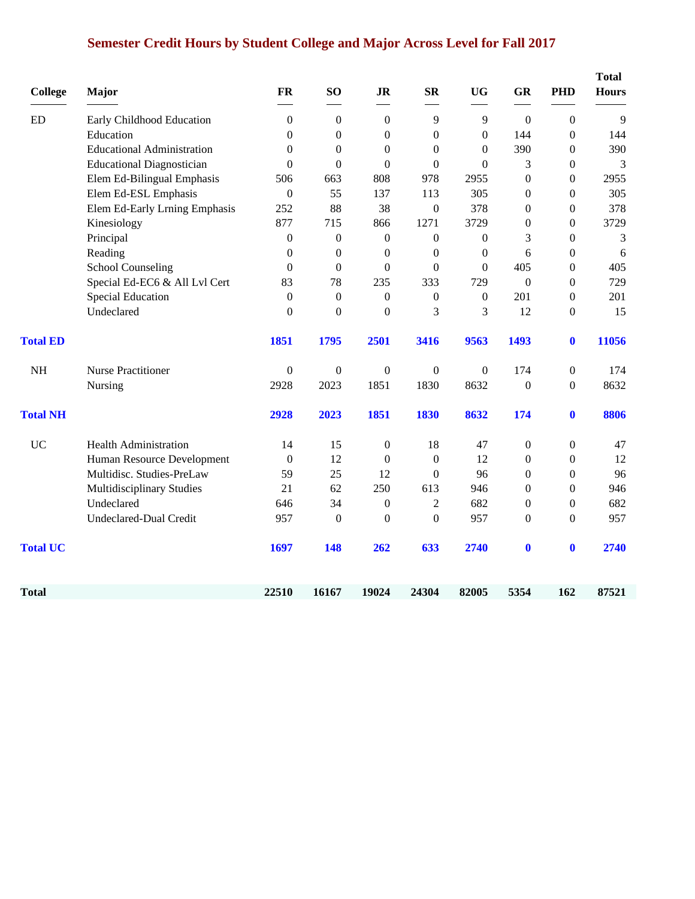## Semester Credit Hours by Student College and Major Across Level for Fall 2017

| College | Major | FR | SO | JR | SR | UG | GR | PHD | Total Hours |
|---|---|---|---|---|---|---|---|---|---|
| ED | Early Childhood Education | 0 | 0 | 0 | 9 | 9 | 0 | 0 | 9 |
| | Education | 0 | 0 | 0 | 0 | 0 | 144 | 0 | 144 |
| | Educational Administration | 0 | 0 | 0 | 0 | 0 | 390 | 0 | 390 |
| | Educational Diagnostician | 0 | 0 | 0 | 0 | 0 | 3 | 0 | 3 |
| | Elem Ed-Bilingual Emphasis | 506 | 663 | 808 | 978 | 2955 | 0 | 0 | 2955 |
| | Elem Ed-ESL Emphasis | 0 | 55 | 137 | 113 | 305 | 0 | 0 | 305 |
| | Elem Ed-Early Lrning Emphasis | 252 | 88 | 38 | 0 | 378 | 0 | 0 | 378 |
| | Kinesiology | 877 | 715 | 866 | 1271 | 3729 | 0 | 0 | 3729 |
| | Principal | 0 | 0 | 0 | 0 | 0 | 3 | 0 | 3 |
| | Reading | 0 | 0 | 0 | 0 | 0 | 6 | 0 | 6 |
| | School Counseling | 0 | 0 | 0 | 0 | 0 | 405 | 0 | 405 |
| | Special Ed-EC6 & All Lvl Cert | 83 | 78 | 235 | 333 | 729 | 0 | 0 | 729 |
| | Special Education | 0 | 0 | 0 | 0 | 0 | 201 | 0 | 201 |
| | Undeclared | 0 | 0 | 0 | 3 | 3 | 12 | 0 | 15 |
| **Total ED** | | **1851** | **1795** | **2501** | **3416** | **9563** | **1493** | **0** | **11056** |
| NH | Nurse Practitioner | 0 | 0 | 0 | 0 | 0 | 174 | 0 | 174 |
| | Nursing | 2928 | 2023 | 1851 | 1830 | 8632 | 0 | 0 | 8632 |
| **Total NH** | | **2928** | **2023** | **1851** | **1830** | **8632** | **174** | **0** | **8806** |
| UC | Health Administration | 14 | 15 | 0 | 18 | 47 | 0 | 0 | 47 |
| | Human Resource Development | 0 | 12 | 0 | 0 | 12 | 0 | 0 | 12 |
| | Multidisc. Studies-PreLaw | 59 | 25 | 12 | 0 | 96 | 0 | 0 | 96 |
| | Multidisciplinary Studies | 21 | 62 | 250 | 613 | 946 | 0 | 0 | 946 |
| | Undeclared | 646 | 34 | 0 | 2 | 682 | 0 | 0 | 682 |
| | Undeclared-Dual Credit | 957 | 0 | 0 | 0 | 957 | 0 | 0 | 957 |
| **Total UC** | | **1697** | **148** | **262** | **633** | **2740** | **0** | **0** | **2740** |
| **Total** | | **22510** | **16167** | **19024** | **24304** | **82005** | **5354** | **162** | **87521** |